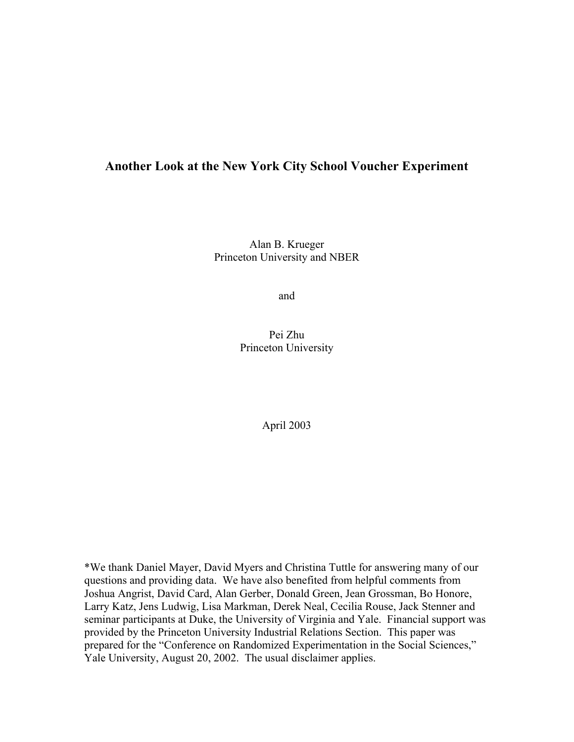# Another Look at the New York City School Voucher Experiment

Alan B. Krueger
Princeton University and NBER

and

Pei Zhu
Princeton University

April 2003

*We thank Daniel Mayer, David Myers and Christina Tuttle for answering many of our questions and providing data. We have also benefited from helpful comments from Joshua Angrist, David Card, Alan Gerber, Donald Green, Jean Grossman, Bo Honore, Larry Katz, Jens Ludwig, Lisa Markman, Derek Neal, Cecilia Rouse, Jack Stenner and seminar participants at Duke, the University of Virginia and Yale. Financial support was provided by the Princeton University Industrial Relations Section. This paper was prepared for the "Conference on Randomized Experimentation in the Social Sciences," Yale University, August 20, 2002. The usual disclaimer applies.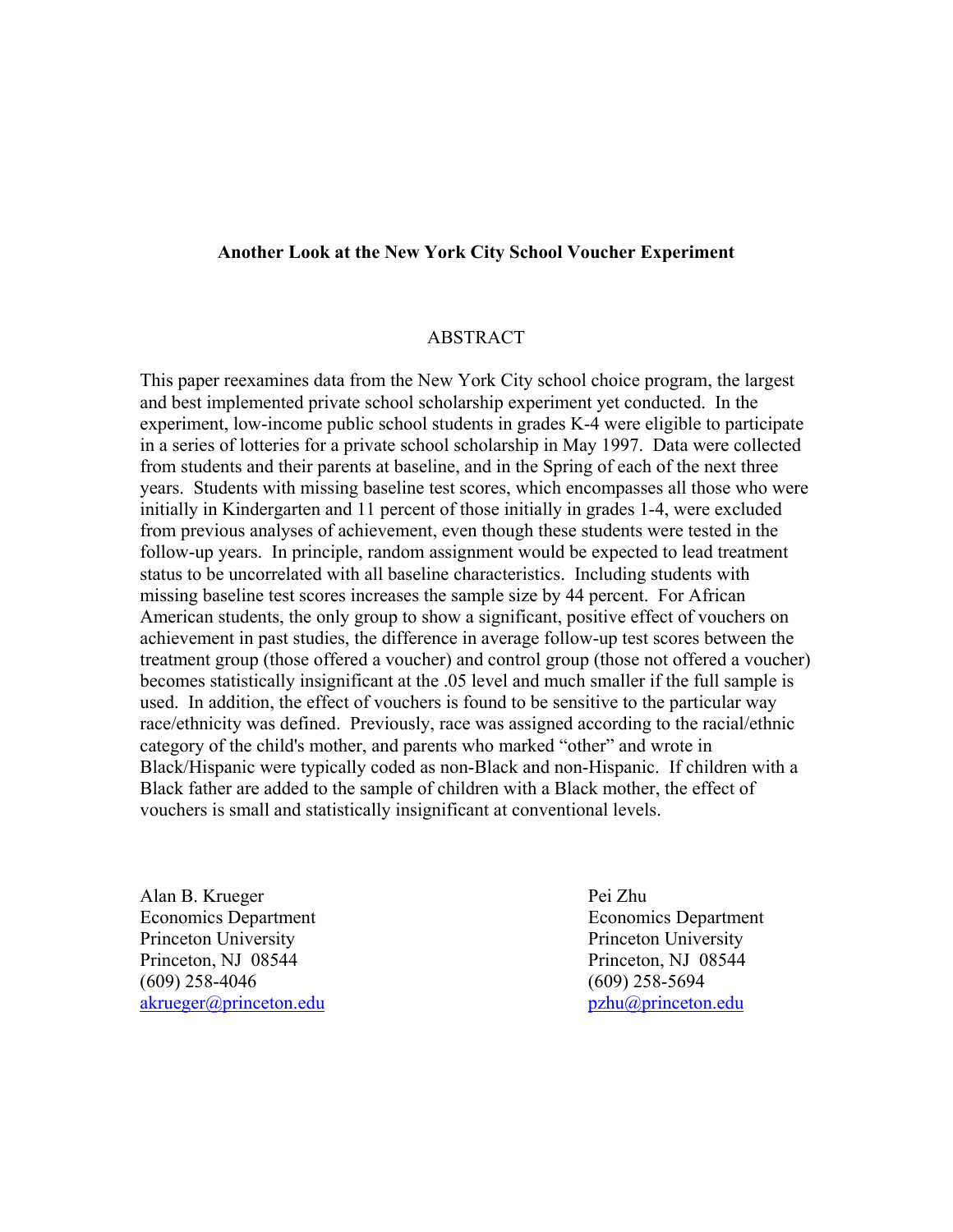**Another Look at the New York City School Voucher Experiment**

ABSTRACT

This paper reexamines data from the New York City school choice program, the largest and best implemented private school scholarship experiment yet conducted. In the experiment, low-income public school students in grades K-4 were eligible to participate in a series of lotteries for a private school scholarship in May 1997. Data were collected from students and their parents at baseline, and in the Spring of each of the next three years. Students with missing baseline test scores, which encompasses all those who were initially in Kindergarten and 11 percent of those initially in grades 1-4, were excluded from previous analyses of achievement, even though these students were tested in the follow-up years. In principle, random assignment would be expected to lead treatment status to be uncorrelated with all baseline characteristics. Including students with missing baseline test scores increases the sample size by 44 percent. For African American students, the only group to show a significant, positive effect of vouchers on achievement in past studies, the difference in average follow-up test scores between the treatment group (those offered a voucher) and control group (those not offered a voucher) becomes statistically insignificant at the .05 level and much smaller if the full sample is used. In addition, the effect of vouchers is found to be sensitive to the particular way race/ethnicity was defined. Previously, race was assigned according to the racial/ethnic category of the child's mother, and parents who marked "other" and wrote in Black/Hispanic were typically coded as non-Black and non-Hispanic. If children with a Black father are added to the sample of children with a Black mother, the effect of vouchers is small and statistically insignificant at conventional levels.

Alan B. Krueger
Economics Department
Princeton University
Princeton, NJ 08544
(609) 258-4046
akrueger@princeton.edu

Pei Zhu
Economics Department
Princeton University
Princeton, NJ 08544
(609) 258-5694
pzhu@princeton.edu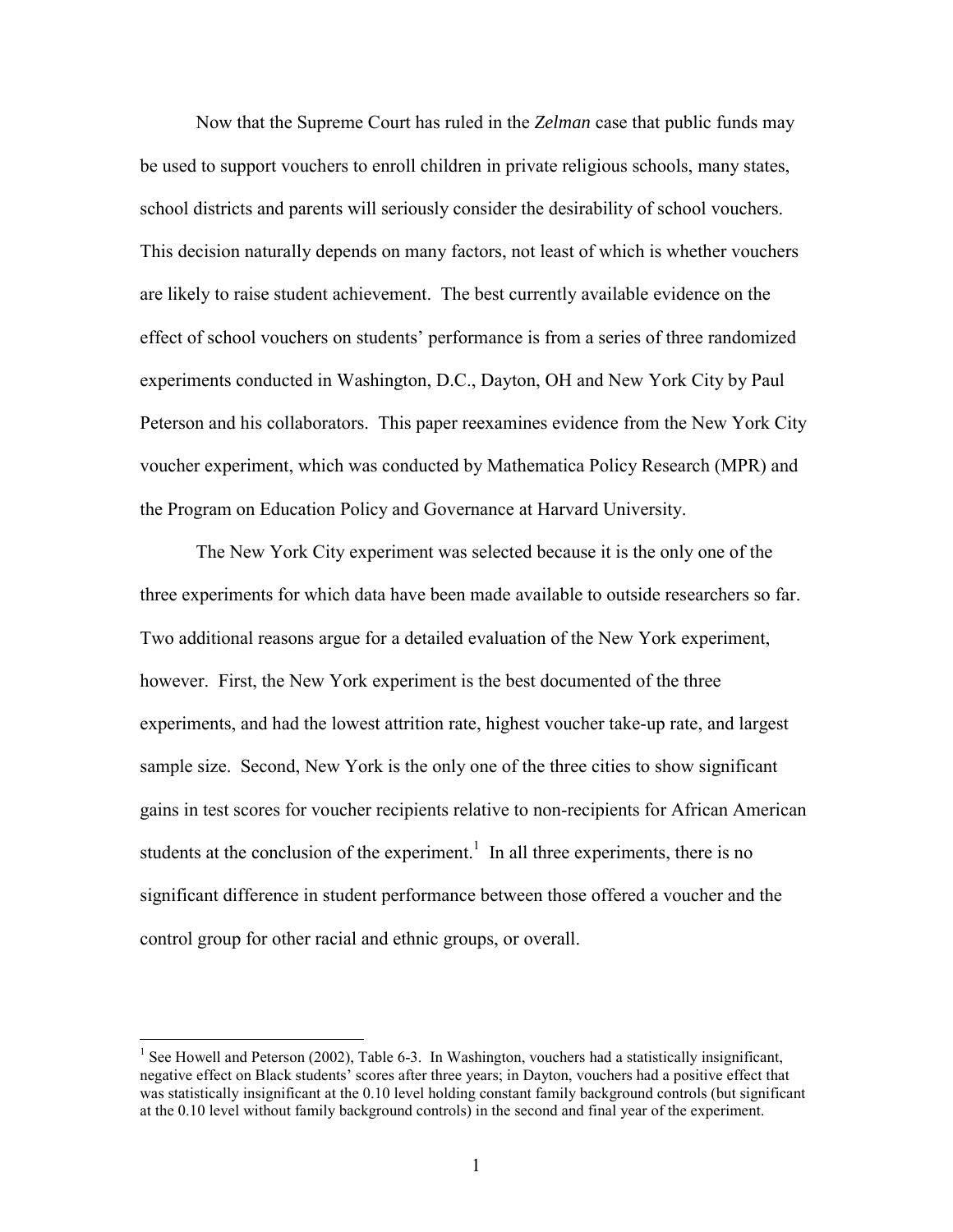Now that the Supreme Court has ruled in the *Zelman* case that public funds may be used to support vouchers to enroll children in private religious schools, many states, school districts and parents will seriously consider the desirability of school vouchers. This decision naturally depends on many factors, not least of which is whether vouchers are likely to raise student achievement. The best currently available evidence on the effect of school vouchers on students' performance is from a series of three randomized experiments conducted in Washington, D.C., Dayton, OH and New York City by Paul Peterson and his collaborators. This paper reexamines evidence from the New York City voucher experiment, which was conducted by Mathematica Policy Research (MPR) and the Program on Education Policy and Governance at Harvard University.

The New York City experiment was selected because it is the only one of the three experiments for which data have been made available to outside researchers so far. Two additional reasons argue for a detailed evaluation of the New York experiment, however. First, the New York experiment is the best documented of the three experiments, and had the lowest attrition rate, highest voucher take-up rate, and largest sample size. Second, New York is the only one of the three cities to show significant gains in test scores for voucher recipients relative to non-recipients for African American students at the conclusion of the experiment.[1] In all three experiments, there is no significant difference in student performance between those offered a voucher and the control group for other racial and ethnic groups, or overall.

[1] See Howell and Peterson (2002), Table 6-3. In Washington, vouchers had a statistically insignificant, negative effect on Black students' scores after three years; in Dayton, vouchers had a positive effect that was statistically insignificant at the 0.10 level holding constant family background controls (but significant at the 0.10 level without family background controls) in the second and final year of the experiment.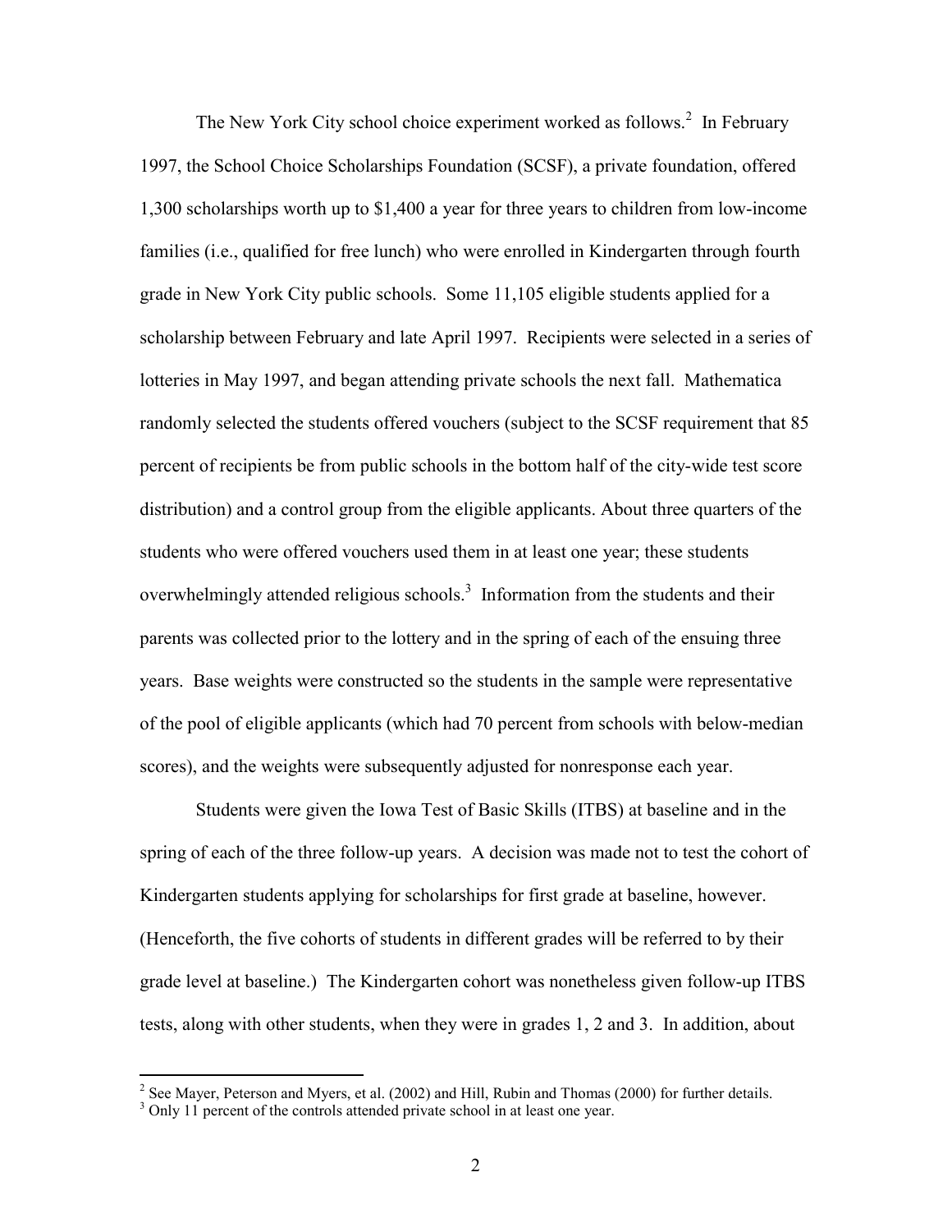The New York City school choice experiment worked as follows.[2] In February 1997, the School Choice Scholarships Foundation (SCSF), a private foundation, offered 1,300 scholarships worth up to $1,400 a year for three years to children from low-income families (i.e., qualified for free lunch) who were enrolled in Kindergarten through fourth grade in New York City public schools. Some 11,105 eligible students applied for a scholarship between February and late April 1997. Recipients were selected in a series of lotteries in May 1997, and began attending private schools the next fall. Mathematica randomly selected the students offered vouchers (subject to the SCSF requirement that 85 percent of recipients be from public schools in the bottom half of the city-wide test score distribution) and a control group from the eligible applicants. About three quarters of the students who were offered vouchers used them in at least one year; these students overwhelmingly attended religious schools.[3] Information from the students and their parents was collected prior to the lottery and in the spring of each of the ensuing three years. Base weights were constructed so the students in the sample were representative of the pool of eligible applicants (which had 70 percent from schools with below-median scores), and the weights were subsequently adjusted for nonresponse each year.

Students were given the Iowa Test of Basic Skills (ITBS) at baseline and in the spring of each of the three follow-up years. A decision was made not to test the cohort of Kindergarten students applying for scholarships for first grade at baseline, however. (Henceforth, the five cohorts of students in different grades will be referred to by their grade level at baseline.) The Kindergarten cohort was nonetheless given follow-up ITBS tests, along with other students, when they were in grades 1, 2 and 3. In addition, about

[2] See Mayer, Peterson and Myers, et al. (2002) and Hill, Rubin and Thomas (2000) for further details.

[3] Only 11 percent of the controls attended private school in at least one year.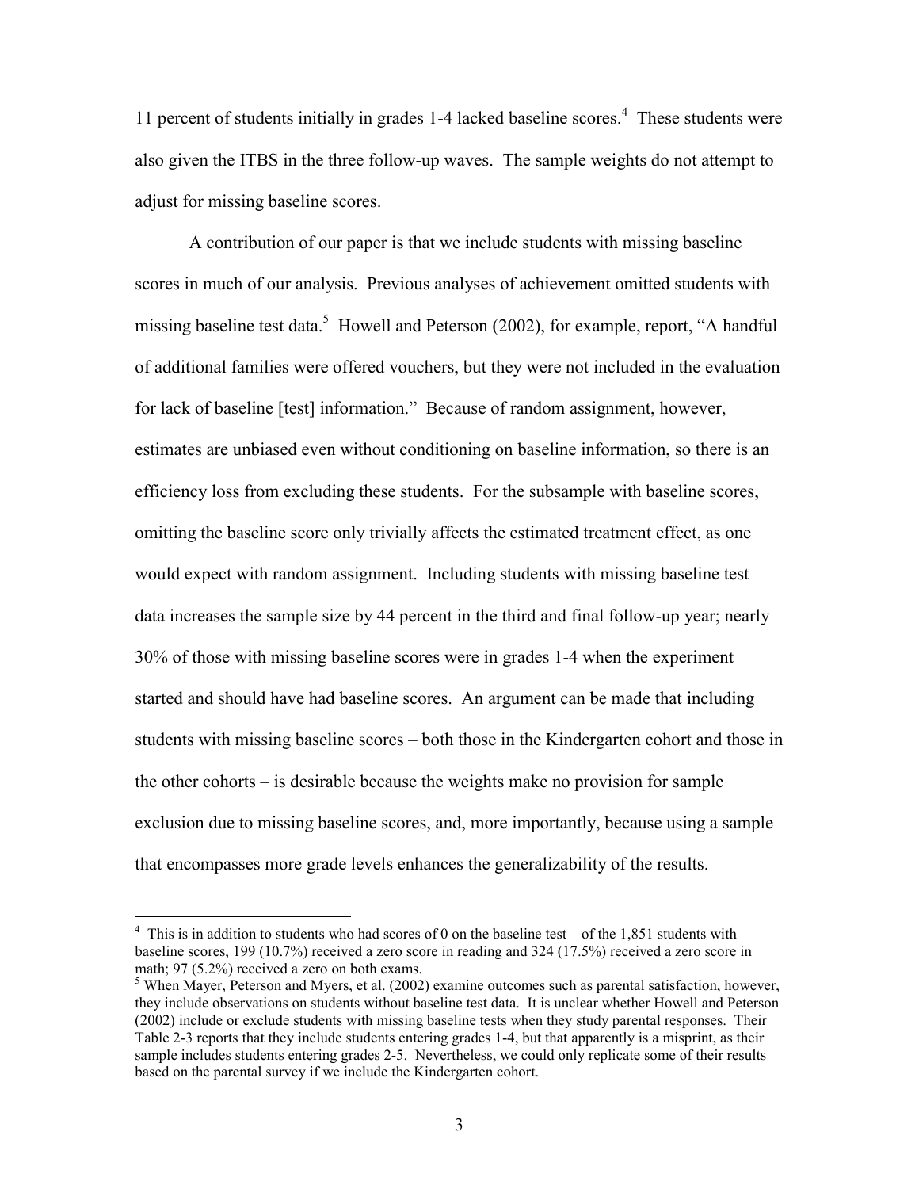11 percent of students initially in grades 1-4 lacked baseline scores.[4] These students were also given the ITBS in the three follow-up waves. The sample weights do not attempt to adjust for missing baseline scores.

A contribution of our paper is that we include students with missing baseline scores in much of our analysis. Previous analyses of achievement omitted students with missing baseline test data.[5] Howell and Peterson (2002), for example, report, "A handful of additional families were offered vouchers, but they were not included in the evaluation for lack of baseline [test] information." Because of random assignment, however, estimates are unbiased even without conditioning on baseline information, so there is an efficiency loss from excluding these students. For the subsample with baseline scores, omitting the baseline score only trivially affects the estimated treatment effect, as one would expect with random assignment. Including students with missing baseline test data increases the sample size by 44 percent in the third and final follow-up year; nearly 30% of those with missing baseline scores were in grades 1-4 when the experiment started and should have had baseline scores. An argument can be made that including students with missing baseline scores – both those in the Kindergarten cohort and those in the other cohorts – is desirable because the weights make no provision for sample exclusion due to missing baseline scores, and, more importantly, because using a sample that encompasses more grade levels enhances the generalizability of the results.

---

[4] This is in addition to students who had scores of 0 on the baseline test – of the 1,851 students with baseline scores, 199 (10.7%) received a zero score in reading and 324 (17.5%) received a zero score in math; 97 (5.2%) received a zero on both exams.

[5] When Mayer, Peterson and Myers, et al. (2002) examine outcomes such as parental satisfaction, however, they include observations on students without baseline test data. It is unclear whether Howell and Peterson (2002) include or exclude students with missing baseline tests when they study parental responses. Their Table 2-3 reports that they include students entering grades 1-4, but that apparently is a misprint, as their sample includes students entering grades 2-5. Nevertheless, we could only replicate some of their results based on the parental survey if we include the Kindergarten cohort.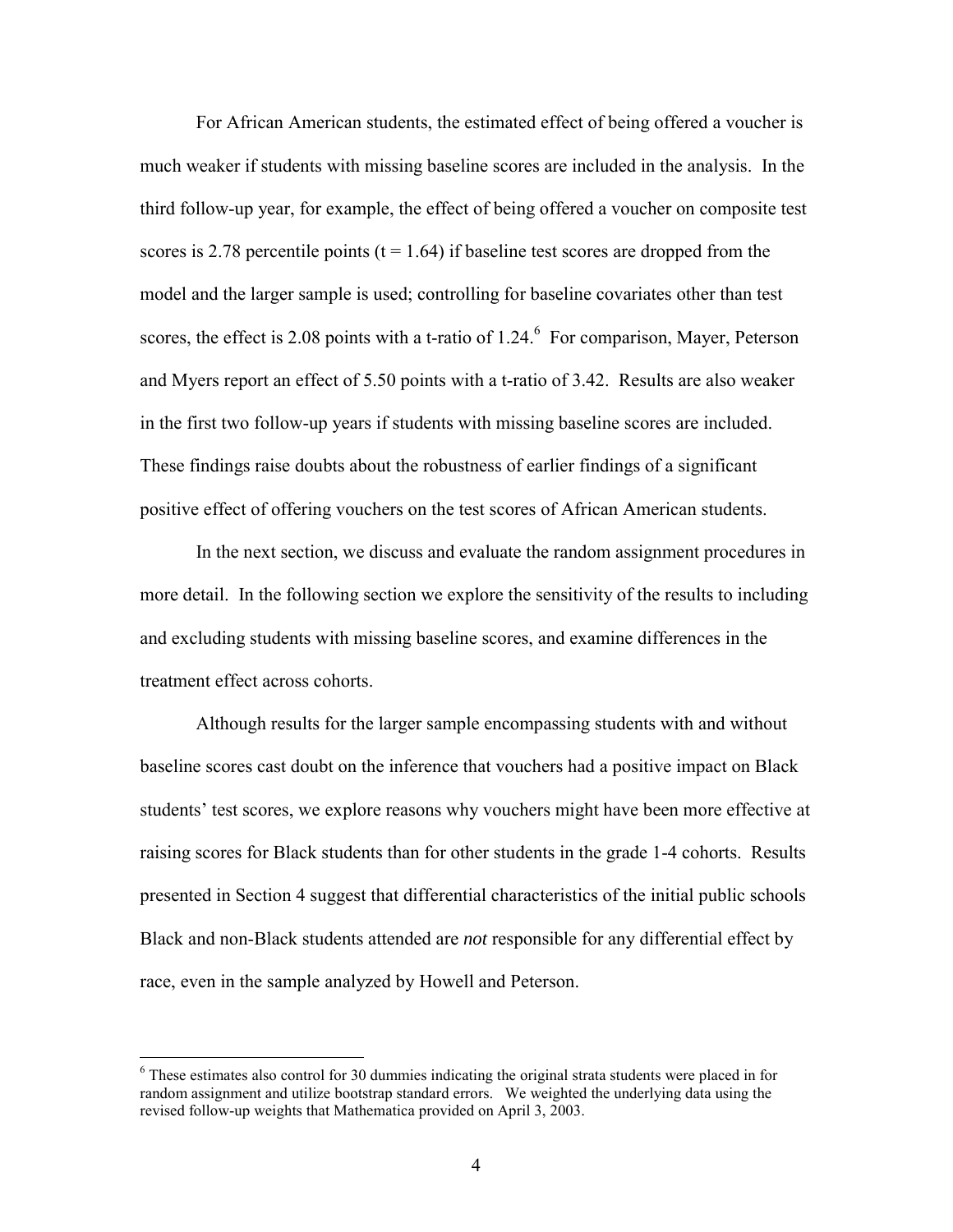For African American students, the estimated effect of being offered a voucher is much weaker if students with missing baseline scores are included in the analysis. In the third follow-up year, for example, the effect of being offered a voucher on composite test scores is 2.78 percentile points ($t = 1.64$) if baseline test scores are dropped from the model and the larger sample is used; controlling for baseline covariates other than test scores, the effect is 2.08 points with a t-ratio of 1.24.[6] For comparison, Mayer, Peterson and Myers report an effect of 5.50 points with a t-ratio of 3.42. Results are also weaker in the first two follow-up years if students with missing baseline scores are included. These findings raise doubts about the robustness of earlier findings of a significant positive effect of offering vouchers on the test scores of African American students.

In the next section, we discuss and evaluate the random assignment procedures in more detail. In the following section we explore the sensitivity of the results to including and excluding students with missing baseline scores, and examine differences in the treatment effect across cohorts.

Although results for the larger sample encompassing students with and without baseline scores cast doubt on the inference that vouchers had a positive impact on Black students' test scores, we explore reasons why vouchers might have been more effective at raising scores for Black students than for other students in the grade 1-4 cohorts. Results presented in Section 4 suggest that differential characteristics of the initial public schools Black and non-Black students attended are *not* responsible for any differential effect by race, even in the sample analyzed by Howell and Peterson.

---

[6] These estimates also control for 30 dummies indicating the original strata students were placed in for random assignment and utilize bootstrap standard errors. We weighted the underlying data using the revised follow-up weights that Mathematica provided on April 3, 2003.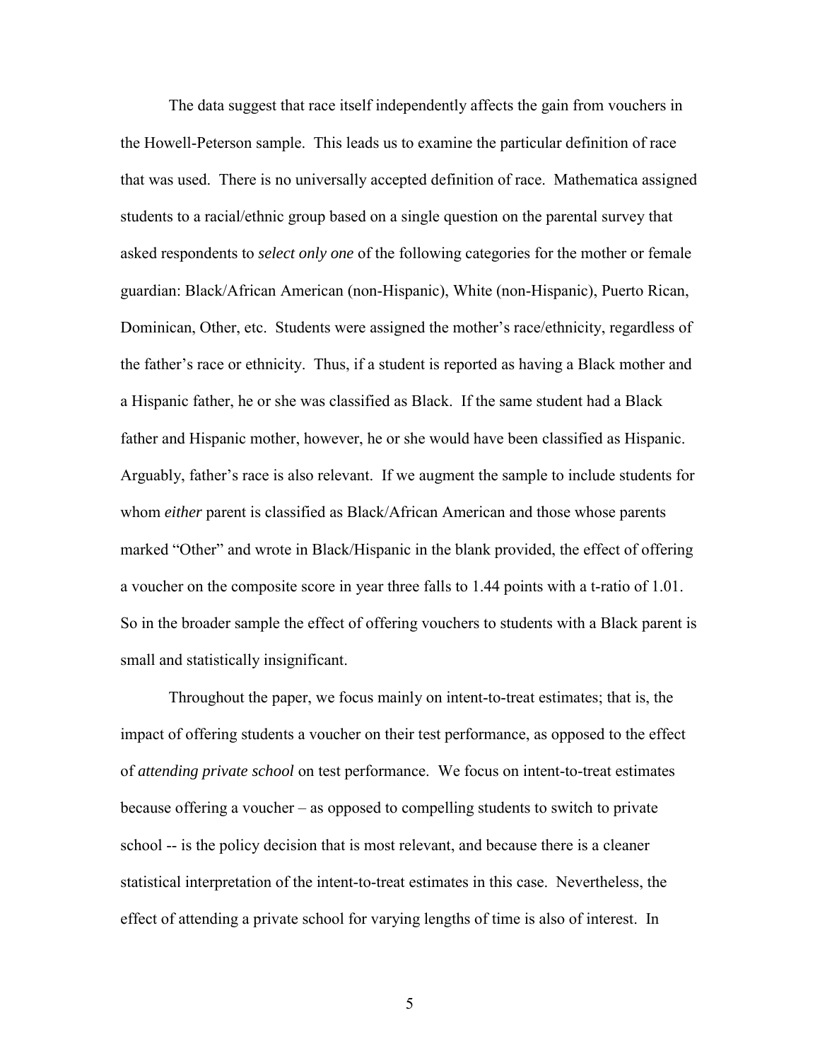The data suggest that race itself independently affects the gain from vouchers in the Howell-Peterson sample. This leads us to examine the particular definition of race that was used. There is no universally accepted definition of race. Mathematica assigned students to a racial/ethnic group based on a single question on the parental survey that asked respondents to *select only one* of the following categories for the mother or female guardian: Black/African American (non-Hispanic), White (non-Hispanic), Puerto Rican, Dominican, Other, etc. Students were assigned the mother's race/ethnicity, regardless of the father's race or ethnicity. Thus, if a student is reported as having a Black mother and a Hispanic father, he or she was classified as Black. If the same student had a Black father and Hispanic mother, however, he or she would have been classified as Hispanic. Arguably, father's race is also relevant. If we augment the sample to include students for whom *either* parent is classified as Black/African American and those whose parents marked "Other" and wrote in Black/Hispanic in the blank provided, the effect of offering a voucher on the composite score in year three falls to 1.44 points with a t-ratio of 1.01. So in the broader sample the effect of offering vouchers to students with a Black parent is small and statistically insignificant.

Throughout the paper, we focus mainly on intent-to-treat estimates; that is, the impact of offering students a voucher on their test performance, as opposed to the effect of *attending private school* on test performance. We focus on intent-to-treat estimates because offering a voucher – as opposed to compelling students to switch to private school -- is the policy decision that is most relevant, and because there is a cleaner statistical interpretation of the intent-to-treat estimates in this case. Nevertheless, the effect of attending a private school for varying lengths of time is also of interest. In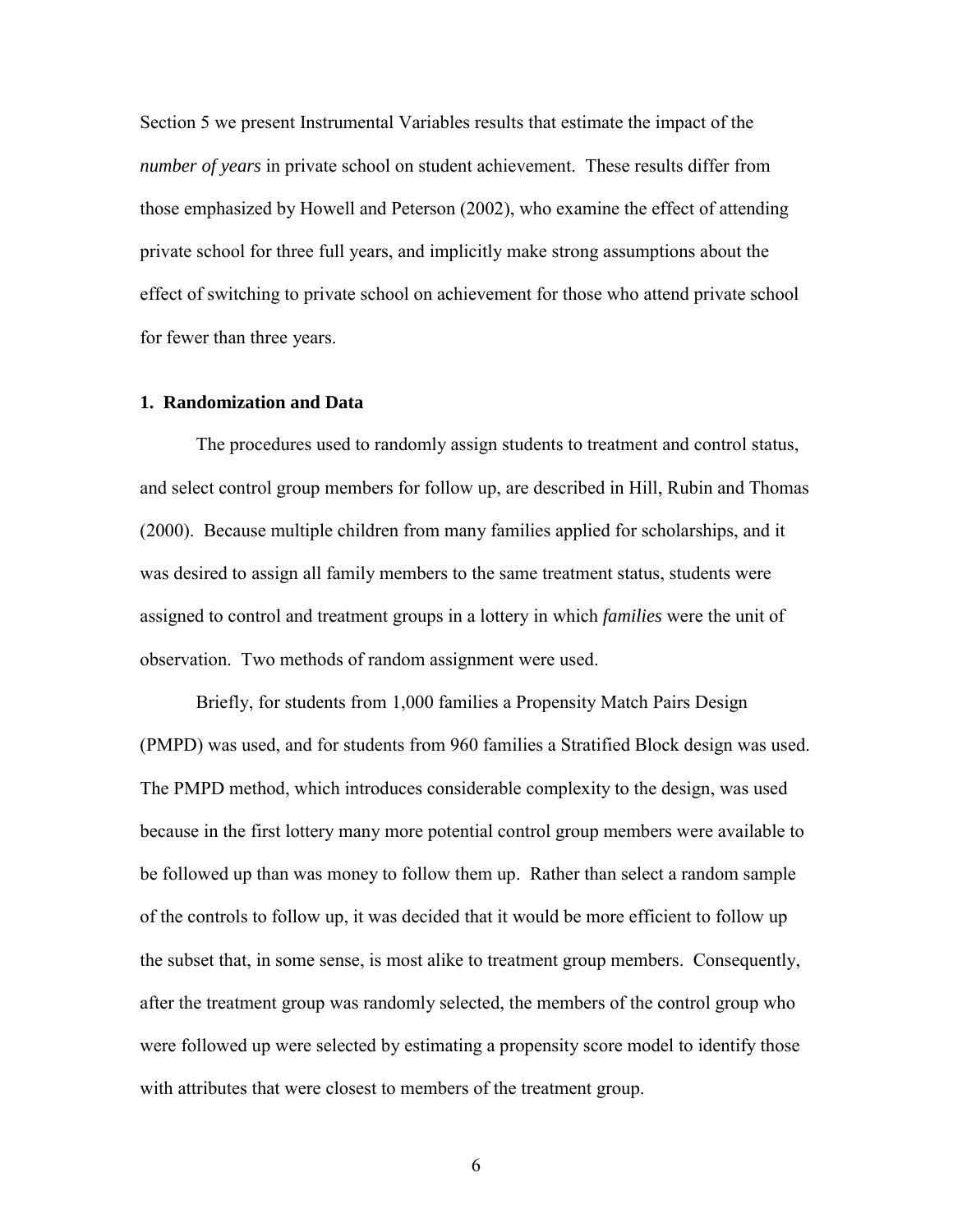Section 5 we present Instrumental Variables results that estimate the impact of the *number of years* in private school on student achievement. These results differ from those emphasized by Howell and Peterson (2002), who examine the effect of attending private school for three full years, and implicitly make strong assumptions about the effect of switching to private school on achievement for those who attend private school for fewer than three years.

## 1. Randomization and Data

The procedures used to randomly assign students to treatment and control status, and select control group members for follow up, are described in Hill, Rubin and Thomas (2000). Because multiple children from many families applied for scholarships, and it was desired to assign all family members to the same treatment status, students were assigned to control and treatment groups in a lottery in which *families* were the unit of observation. Two methods of random assignment were used.

Briefly, for students from 1,000 families a Propensity Match Pairs Design (PMPD) was used, and for students from 960 families a Stratified Block design was used. The PMPD method, which introduces considerable complexity to the design, was used because in the first lottery many more potential control group members were available to be followed up than was money to follow them up. Rather than select a random sample of the controls to follow up, it was decided that it would be more efficient to follow up the subset that, in some sense, is most alike to treatment group members. Consequently, after the treatment group was randomly selected, the members of the control group who were followed up were selected by estimating a propensity score model to identify those with attributes that were closest to members of the treatment group.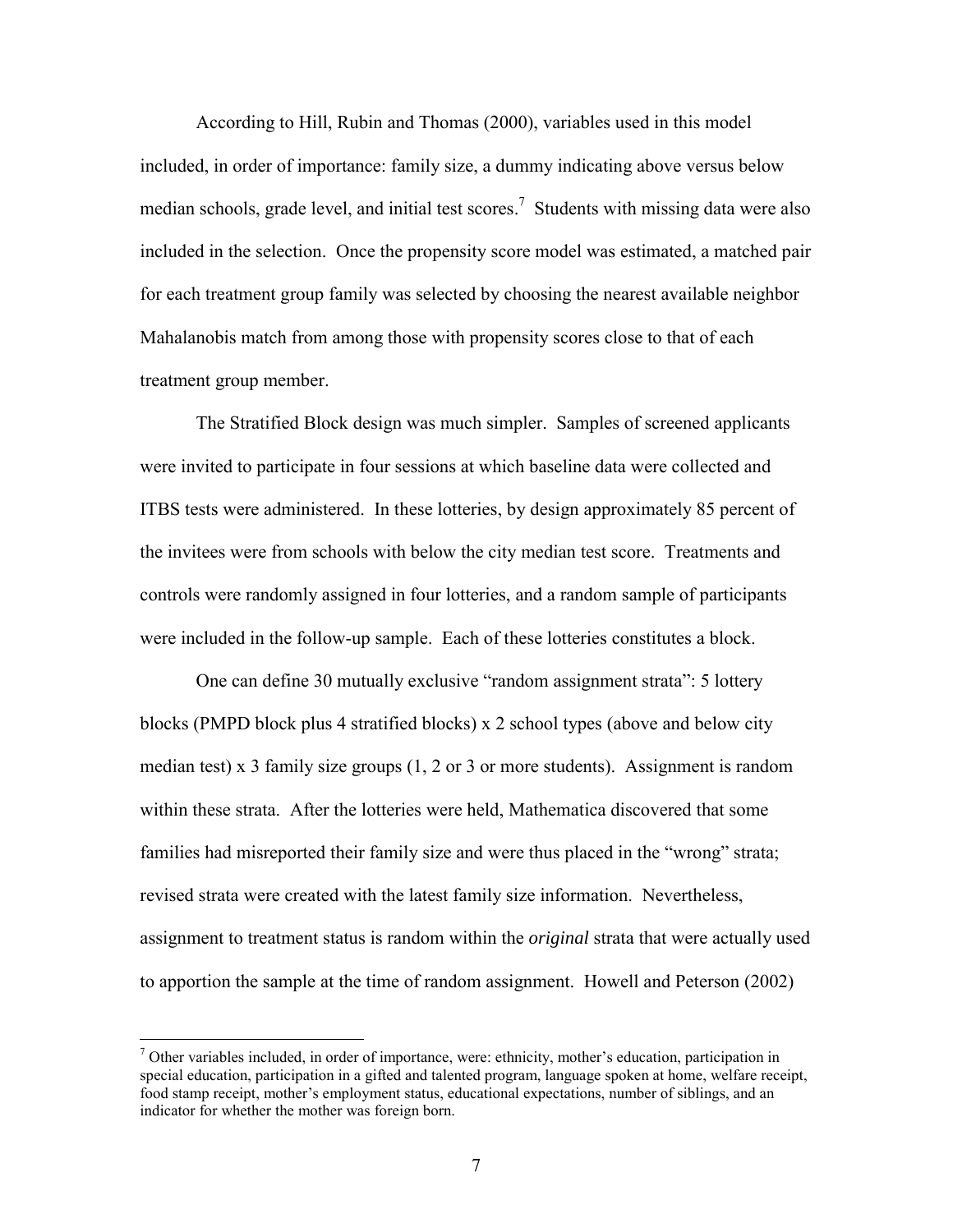According to Hill, Rubin and Thomas (2000), variables used in this model included, in order of importance: family size, a dummy indicating above versus below median schools, grade level, and initial test scores.[7] Students with missing data were also included in the selection. Once the propensity score model was estimated, a matched pair for each treatment group family was selected by choosing the nearest available neighbor Mahalanobis match from among those with propensity scores close to that of each treatment group member.

The Stratified Block design was much simpler. Samples of screened applicants were invited to participate in four sessions at which baseline data were collected and ITBS tests were administered. In these lotteries, by design approximately 85 percent of the invitees were from schools with below the city median test score. Treatments and controls were randomly assigned in four lotteries, and a random sample of participants were included in the follow-up sample. Each of these lotteries constitutes a block.

One can define 30 mutually exclusive "random assignment strata": 5 lottery blocks (PMPD block plus 4 stratified blocks) x 2 school types (above and below city median test) x 3 family size groups (1, 2 or 3 or more students). Assignment is random within these strata. After the lotteries were held, Mathematica discovered that some families had misreported their family size and were thus placed in the "wrong" strata; revised strata were created with the latest family size information. Nevertheless, assignment to treatment status is random within the *original* strata that were actually used to apportion the sample at the time of random assignment. Howell and Peterson (2002)

[7] Other variables included, in order of importance, were: ethnicity, mother's education, participation in special education, participation in a gifted and talented program, language spoken at home, welfare receipt, food stamp receipt, mother's employment status, educational expectations, number of siblings, and an indicator for whether the mother was foreign born.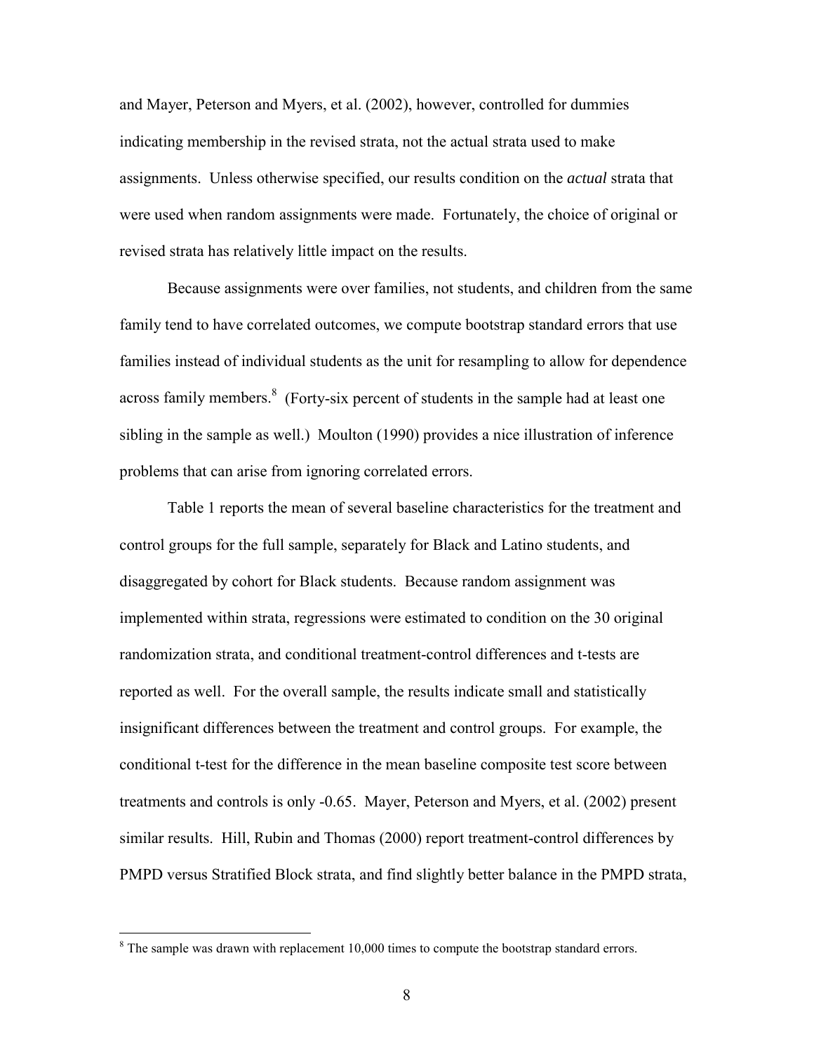and Mayer, Peterson and Myers, et al. (2002), however, controlled for dummies indicating membership in the revised strata, not the actual strata used to make assignments. Unless otherwise specified, our results condition on the *actual* strata that were used when random assignments were made. Fortunately, the choice of original or revised strata has relatively little impact on the results.

Because assignments were over families, not students, and children from the same family tend to have correlated outcomes, we compute bootstrap standard errors that use families instead of individual students as the unit for resampling to allow for dependence across family members.[8] (Forty-six percent of students in the sample had at least one sibling in the sample as well.) Moulton (1990) provides a nice illustration of inference problems that can arise from ignoring correlated errors.

Table 1 reports the mean of several baseline characteristics for the treatment and control groups for the full sample, separately for Black and Latino students, and disaggregated by cohort for Black students. Because random assignment was implemented within strata, regressions were estimated to condition on the 30 original randomization strata, and conditional treatment-control differences and t-tests are reported as well. For the overall sample, the results indicate small and statistically insignificant differences between the treatment and control groups. For example, the conditional t-test for the difference in the mean baseline composite test score between treatments and controls is only -0.65. Mayer, Peterson and Myers, et al. (2002) present similar results. Hill, Rubin and Thomas (2000) report treatment-control differences by PMPD versus Stratified Block strata, and find slightly better balance in the PMPD strata,

[8] The sample was drawn with replacement 10,000 times to compute the bootstrap standard errors.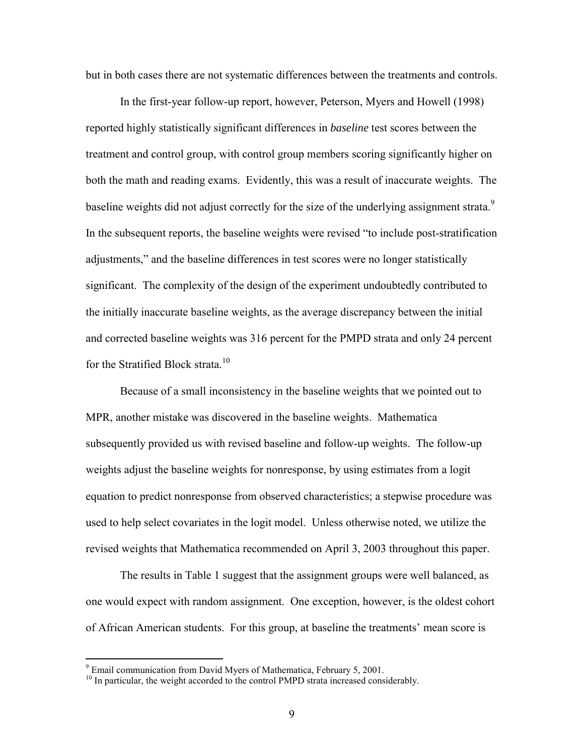but in both cases there are not systematic differences between the treatments and controls.

In the first-year follow-up report, however, Peterson, Myers and Howell (1998) reported highly statistically significant differences in *baseline* test scores between the treatment and control group, with control group members scoring significantly higher on both the math and reading exams. Evidently, this was a result of inaccurate weights. The baseline weights did not adjust correctly for the size of the underlying assignment strata.[9] In the subsequent reports, the baseline weights were revised "to include post-stratification adjustments," and the baseline differences in test scores were no longer statistically significant. The complexity of the design of the experiment undoubtedly contributed to the initially inaccurate baseline weights, as the average discrepancy between the initial and corrected baseline weights was 316 percent for the PMPD strata and only 24 percent for the Stratified Block strata.[10]

Because of a small inconsistency in the baseline weights that we pointed out to MPR, another mistake was discovered in the baseline weights. Mathematica subsequently provided us with revised baseline and follow-up weights. The follow-up weights adjust the baseline weights for nonresponse, by using estimates from a logit equation to predict nonresponse from observed characteristics; a stepwise procedure was used to help select covariates in the logit model. Unless otherwise noted, we utilize the revised weights that Mathematica recommended on April 3, 2003 throughout this paper.

The results in Table 1 suggest that the assignment groups were well balanced, as one would expect with random assignment. One exception, however, is the oldest cohort of African American students. For this group, at baseline the treatments' mean score is

[9] Email communication from David Myers of Mathematica, February 5, 2001.

[10] In particular, the weight accorded to the control PMPD strata increased considerably.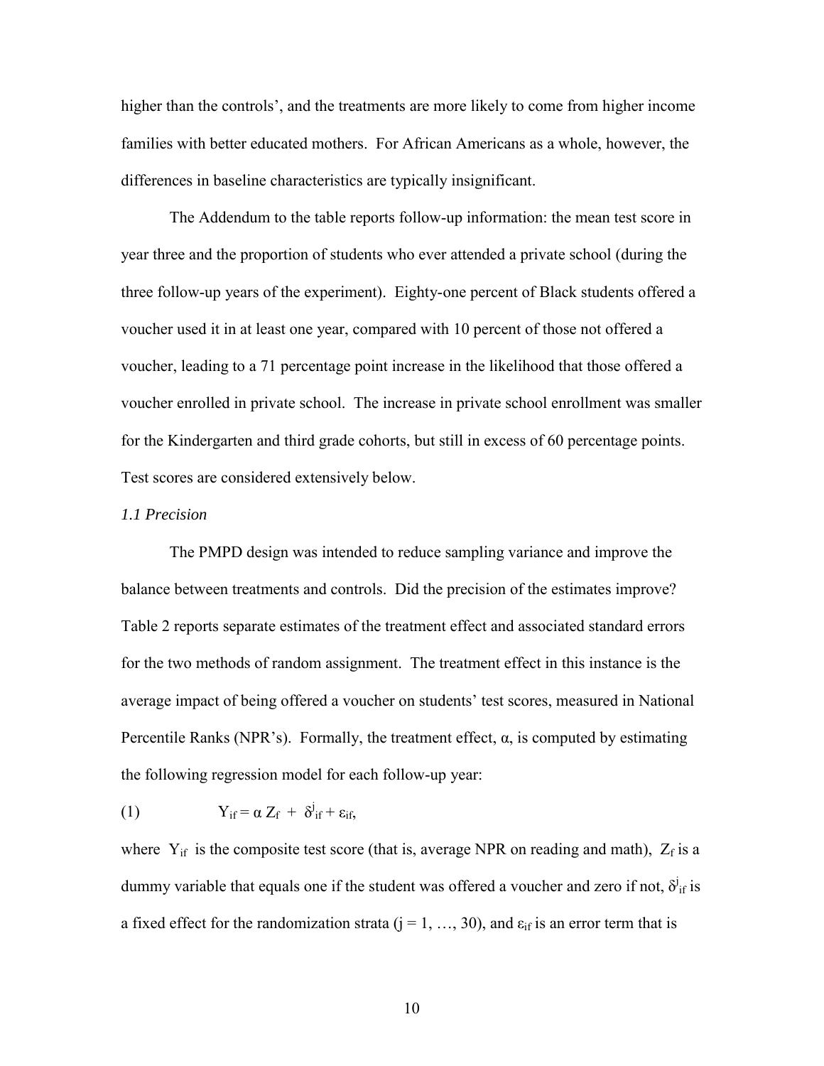higher than the controls', and the treatments are more likely to come from higher income families with better educated mothers. For African Americans as a whole, however, the differences in baseline characteristics are typically insignificant.

The Addendum to the table reports follow-up information: the mean test score in year three and the proportion of students who ever attended a private school (during the three follow-up years of the experiment). Eighty-one percent of Black students offered a voucher used it in at least one year, compared with 10 percent of those not offered a voucher, leading to a 71 percentage point increase in the likelihood that those offered a voucher enrolled in private school. The increase in private school enrollment was smaller for the Kindergarten and third grade cohorts, but still in excess of 60 percentage points. Test scores are considered extensively below.

*1.1 Precision*

The PMPD design was intended to reduce sampling variance and improve the balance between treatments and controls. Did the precision of the estimates improve? Table 2 reports separate estimates of the treatment effect and associated standard errors for the two methods of random assignment. The treatment effect in this instance is the average impact of being offered a voucher on students' test scores, measured in National Percentile Ranks (NPR's). Formally, the treatment effect, $\alpha$, is computed by estimating the following regression model for each follow-up year:

$$(1) \qquad Y_{if} = \alpha Z_f + \delta^j_{if} + \varepsilon_{if},$$

where $Y_{if}$ is the composite test score (that is, average NPR on reading and math), $Z_f$ is a dummy variable that equals one if the student was offered a voucher and zero if not, $\delta^j_{if}$ is a fixed effect for the randomization strata ($j = 1, \ldots, 30$), and $\varepsilon_{if}$ is an error term that is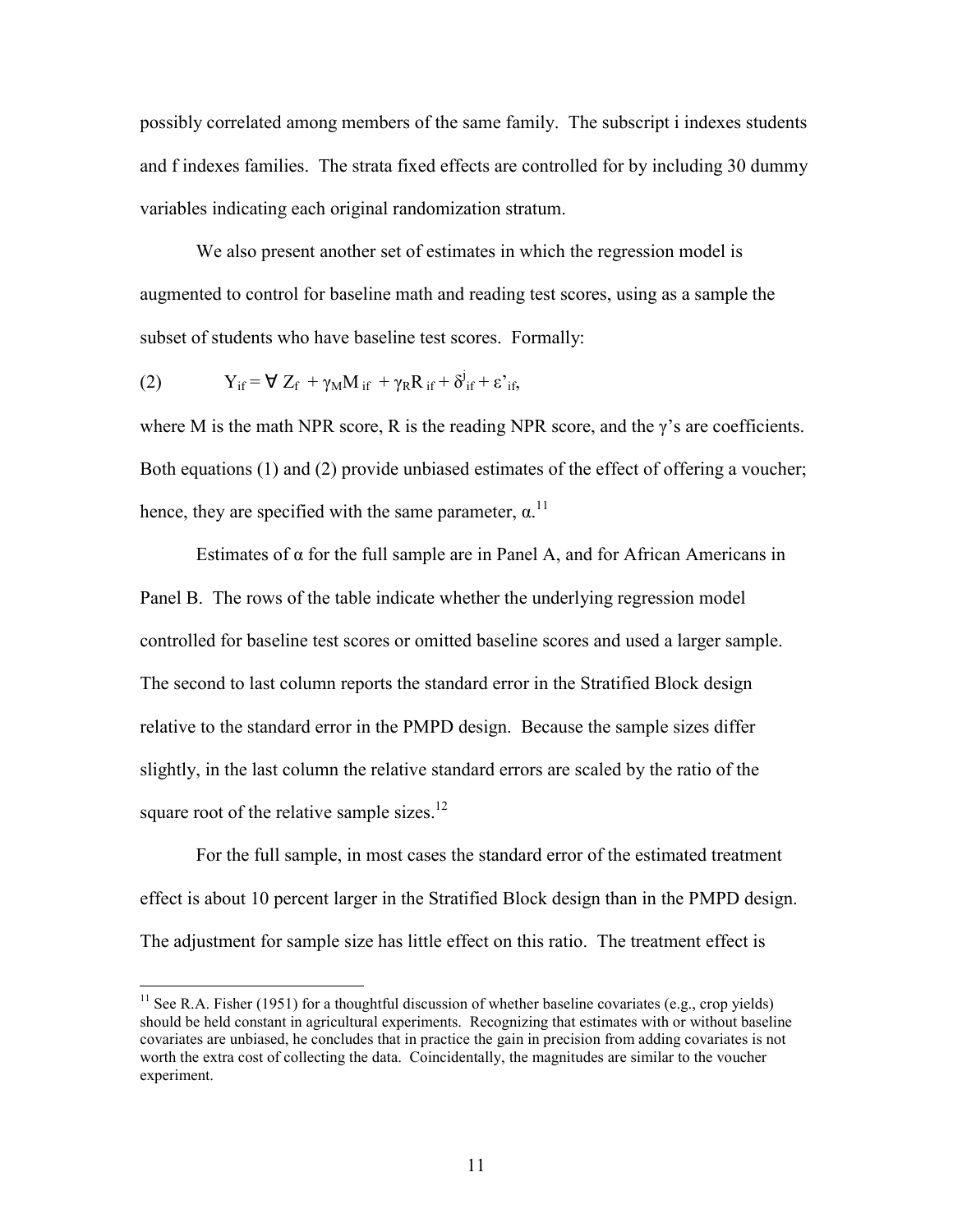possibly correlated among members of the same family. The subscript i indexes students and f indexes families. The strata fixed effects are controlled for by including 30 dummy variables indicating each original randomization stratum.

We also present another set of estimates in which the regression model is augmented to control for baseline math and reading test scores, using as a sample the subset of students who have baseline test scores. Formally:

$$(2) \qquad Y_{if} = \forall\ Z_f + \gamma_M M_{if} + \gamma_R R_{if} + \delta^j_{if} + \varepsilon'_{if},$$

where M is the math NPR score, R is the reading NPR score, and the $\gamma$'s are coefficients. Both equations (1) and (2) provide unbiased estimates of the effect of offering a voucher; hence, they are specified with the same parameter, $\alpha$.[11]

Estimates of $\alpha$ for the full sample are in Panel A, and for African Americans in Panel B. The rows of the table indicate whether the underlying regression model controlled for baseline test scores or omitted baseline scores and used a larger sample. The second to last column reports the standard error in the Stratified Block design relative to the standard error in the PMPD design. Because the sample sizes differ slightly, in the last column the relative standard errors are scaled by the ratio of the square root of the relative sample sizes.[12]

For the full sample, in most cases the standard error of the estimated treatment effect is about 10 percent larger in the Stratified Block design than in the PMPD design. The adjustment for sample size has little effect on this ratio. The treatment effect is

---

[11] See R.A. Fisher (1951) for a thoughtful discussion of whether baseline covariates (e.g., crop yields) should be held constant in agricultural experiments. Recognizing that estimates with or without baseline covariates are unbiased, he concludes that in practice the gain in precision from adding covariates is not worth the extra cost of collecting the data. Coincidentally, the magnitudes are similar to the voucher experiment.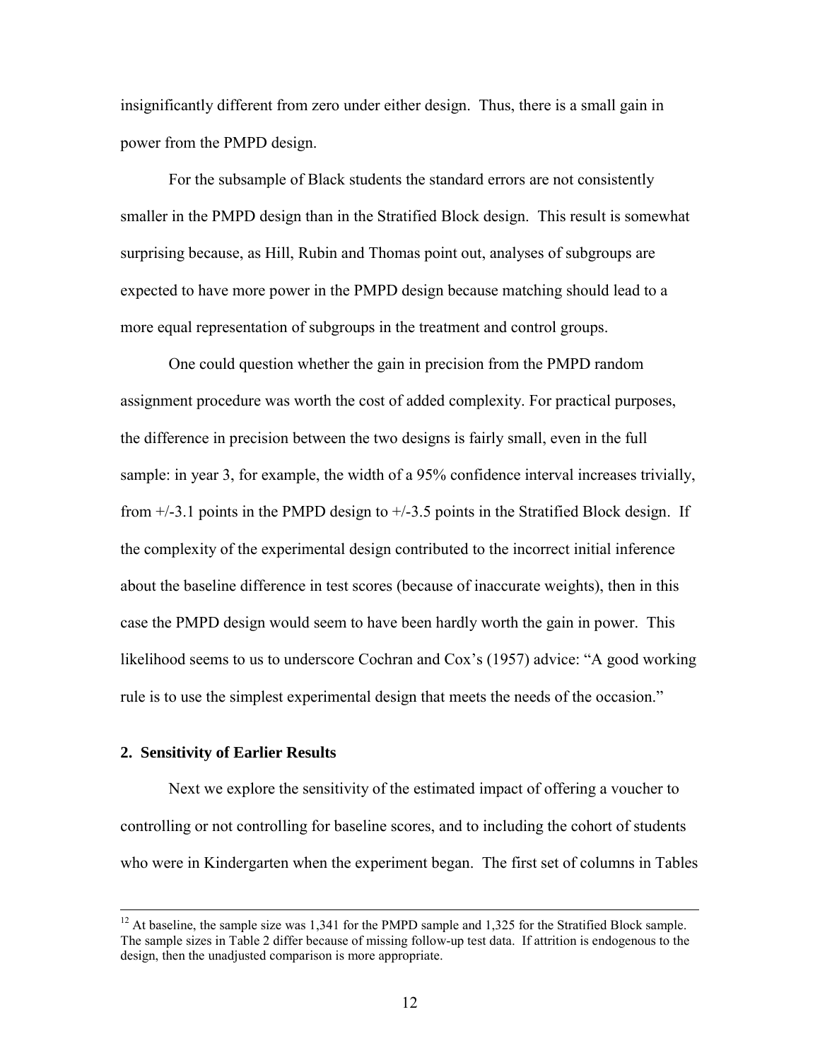insignificantly different from zero under either design. Thus, there is a small gain in power from the PMPD design.

For the subsample of Black students the standard errors are not consistently smaller in the PMPD design than in the Stratified Block design. This result is somewhat surprising because, as Hill, Rubin and Thomas point out, analyses of subgroups are expected to have more power in the PMPD design because matching should lead to a more equal representation of subgroups in the treatment and control groups.

One could question whether the gain in precision from the PMPD random assignment procedure was worth the cost of added complexity. For practical purposes, the difference in precision between the two designs is fairly small, even in the full sample: in year 3, for example, the width of a 95% confidence interval increases trivially, from +/-3.1 points in the PMPD design to +/-3.5 points in the Stratified Block design. If the complexity of the experimental design contributed to the incorrect initial inference about the baseline difference in test scores (because of inaccurate weights), then in this case the PMPD design would seem to have been hardly worth the gain in power. This likelihood seems to us to underscore Cochran and Cox's (1957) advice: "A good working rule is to use the simplest experimental design that meets the needs of the occasion."

## 2. Sensitivity of Earlier Results

Next we explore the sensitivity of the estimated impact of offering a voucher to controlling or not controlling for baseline scores, and to including the cohort of students who were in Kindergarten when the experiment began. The first set of columns in Tables

[12] At baseline, the sample size was 1,341 for the PMPD sample and 1,325 for the Stratified Block sample. The sample sizes in Table 2 differ because of missing follow-up test data. If attrition is endogenous to the design, then the unadjusted comparison is more appropriate.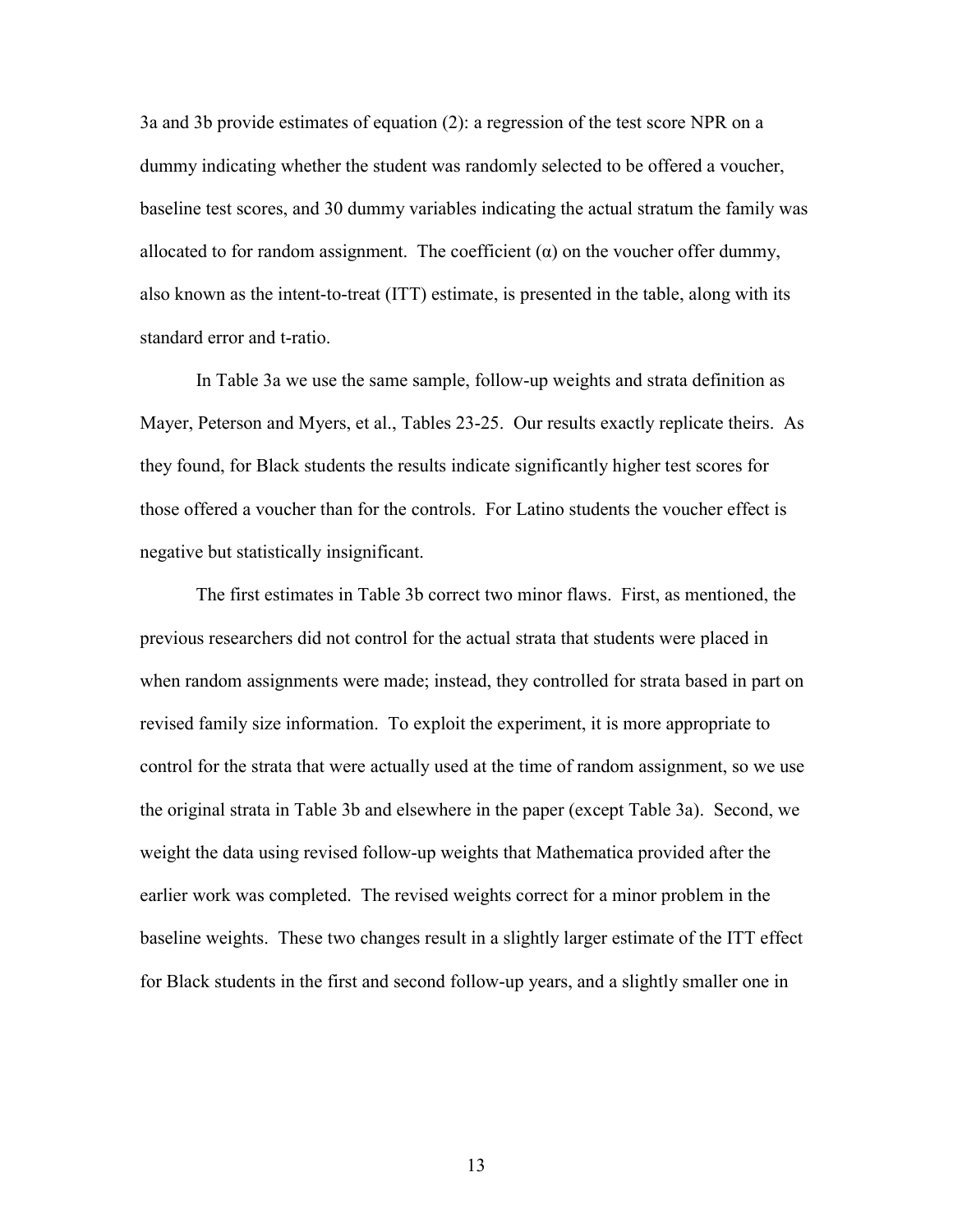3a and 3b provide estimates of equation (2): a regression of the test score NPR on a dummy indicating whether the student was randomly selected to be offered a voucher, baseline test scores, and 30 dummy variables indicating the actual stratum the family was allocated to for random assignment. The coefficient ($\alpha$) on the voucher offer dummy, also known as the intent-to-treat (ITT) estimate, is presented in the table, along with its standard error and t-ratio.

In Table 3a we use the same sample, follow-up weights and strata definition as Mayer, Peterson and Myers, et al., Tables 23-25. Our results exactly replicate theirs. As they found, for Black students the results indicate significantly higher test scores for those offered a voucher than for the controls. For Latino students the voucher effect is negative but statistically insignificant.

The first estimates in Table 3b correct two minor flaws. First, as mentioned, the previous researchers did not control for the actual strata that students were placed in when random assignments were made; instead, they controlled for strata based in part on revised family size information. To exploit the experiment, it is more appropriate to control for the strata that were actually used at the time of random assignment, so we use the original strata in Table 3b and elsewhere in the paper (except Table 3a). Second, we weight the data using revised follow-up weights that Mathematica provided after the earlier work was completed. The revised weights correct for a minor problem in the baseline weights. These two changes result in a slightly larger estimate of the ITT effect for Black students in the first and second follow-up years, and a slightly smaller one in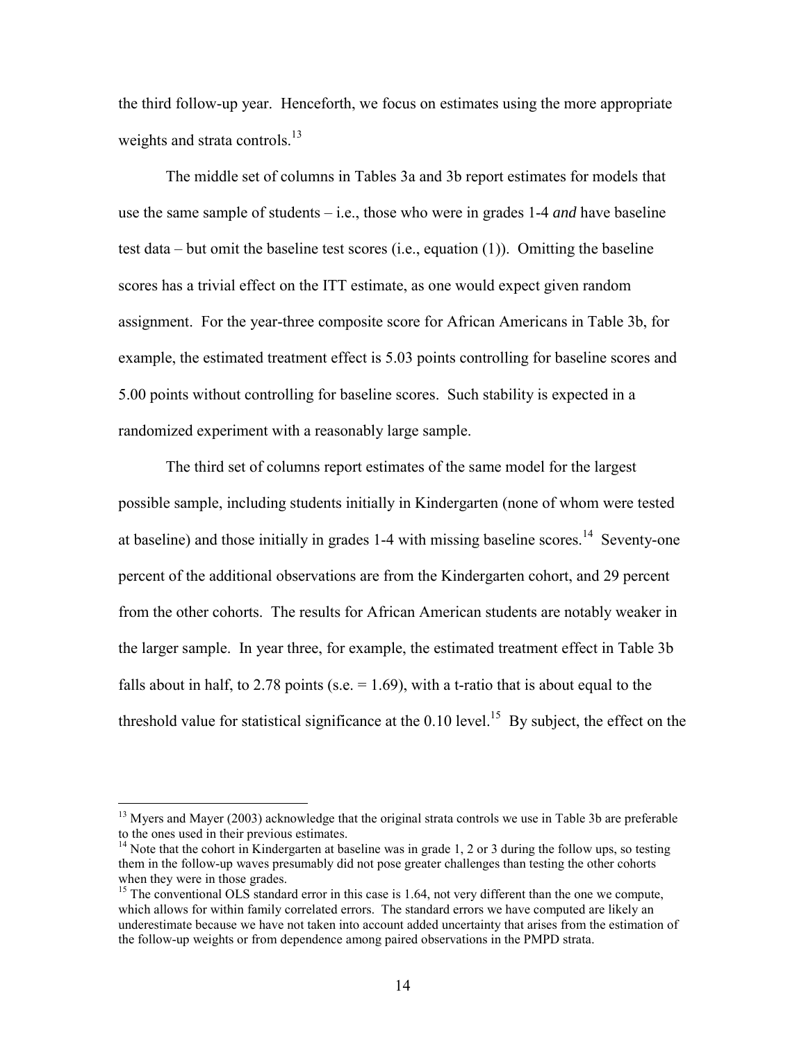the third follow-up year. Henceforth, we focus on estimates using the more appropriate weights and strata controls.[13]

The middle set of columns in Tables 3a and 3b report estimates for models that use the same sample of students – i.e., those who were in grades 1-4 *and* have baseline test data – but omit the baseline test scores (i.e., equation (1)). Omitting the baseline scores has a trivial effect on the ITT estimate, as one would expect given random assignment. For the year-three composite score for African Americans in Table 3b, for example, the estimated treatment effect is 5.03 points controlling for baseline scores and 5.00 points without controlling for baseline scores. Such stability is expected in a randomized experiment with a reasonably large sample.

The third set of columns report estimates of the same model for the largest possible sample, including students initially in Kindergarten (none of whom were tested at baseline) and those initially in grades 1-4 with missing baseline scores.[14] Seventy-one percent of the additional observations are from the Kindergarten cohort, and 29 percent from the other cohorts. The results for African American students are notably weaker in the larger sample. In year three, for example, the estimated treatment effect in Table 3b falls about in half, to 2.78 points (s.e. = 1.69), with a t-ratio that is about equal to the threshold value for statistical significance at the 0.10 level.[15] By subject, the effect on the

---

[13] Myers and Mayer (2003) acknowledge that the original strata controls we use in Table 3b are preferable to the ones used in their previous estimates.

[14] Note that the cohort in Kindergarten at baseline was in grade 1, 2 or 3 during the follow ups, so testing them in the follow-up waves presumably did not pose greater challenges than testing the other cohorts when they were in those grades.

[15] The conventional OLS standard error in this case is 1.64, not very different than the one we compute, which allows for within family correlated errors. The standard errors we have computed are likely an underestimate because we have not taken into account added uncertainty that arises from the estimation of the follow-up weights or from dependence among paired observations in the PMPD strata.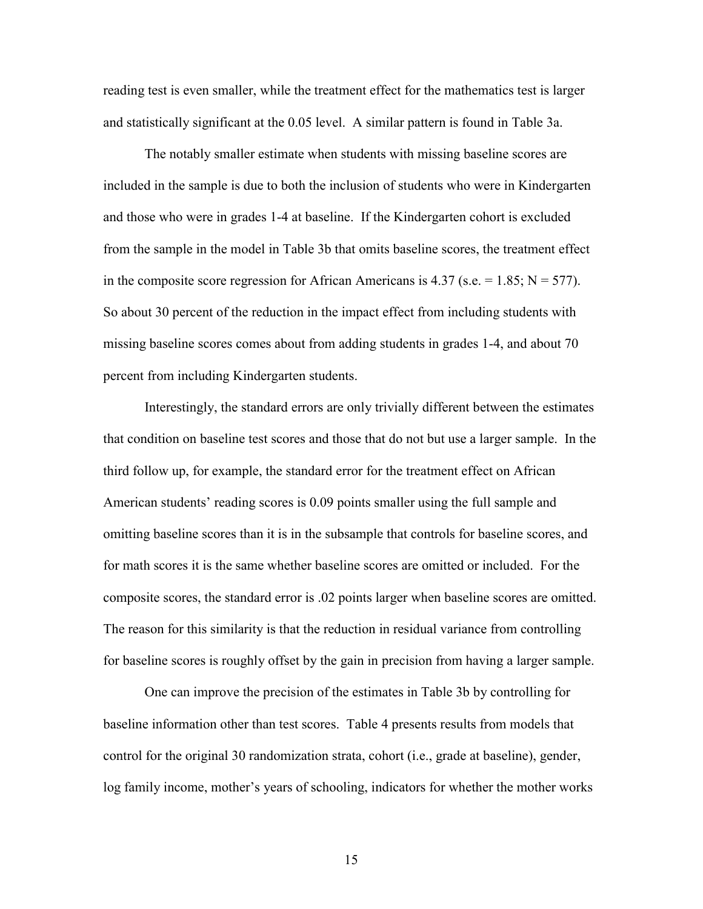reading test is even smaller, while the treatment effect for the mathematics test is larger and statistically significant at the 0.05 level. A similar pattern is found in Table 3a.

The notably smaller estimate when students with missing baseline scores are included in the sample is due to both the inclusion of students who were in Kindergarten and those who were in grades 1-4 at baseline. If the Kindergarten cohort is excluded from the sample in the model in Table 3b that omits baseline scores, the treatment effect in the composite score regression for African Americans is 4.37 (s.e. = 1.85; N = 577). So about 30 percent of the reduction in the impact effect from including students with missing baseline scores comes about from adding students in grades 1-4, and about 70 percent from including Kindergarten students.

Interestingly, the standard errors are only trivially different between the estimates that condition on baseline test scores and those that do not but use a larger sample. In the third follow up, for example, the standard error for the treatment effect on African American students' reading scores is 0.09 points smaller using the full sample and omitting baseline scores than it is in the subsample that controls for baseline scores, and for math scores it is the same whether baseline scores are omitted or included. For the composite scores, the standard error is .02 points larger when baseline scores are omitted. The reason for this similarity is that the reduction in residual variance from controlling for baseline scores is roughly offset by the gain in precision from having a larger sample.

One can improve the precision of the estimates in Table 3b by controlling for baseline information other than test scores. Table 4 presents results from models that control for the original 30 randomization strata, cohort (i.e., grade at baseline), gender, log family income, mother's years of schooling, indicators for whether the mother works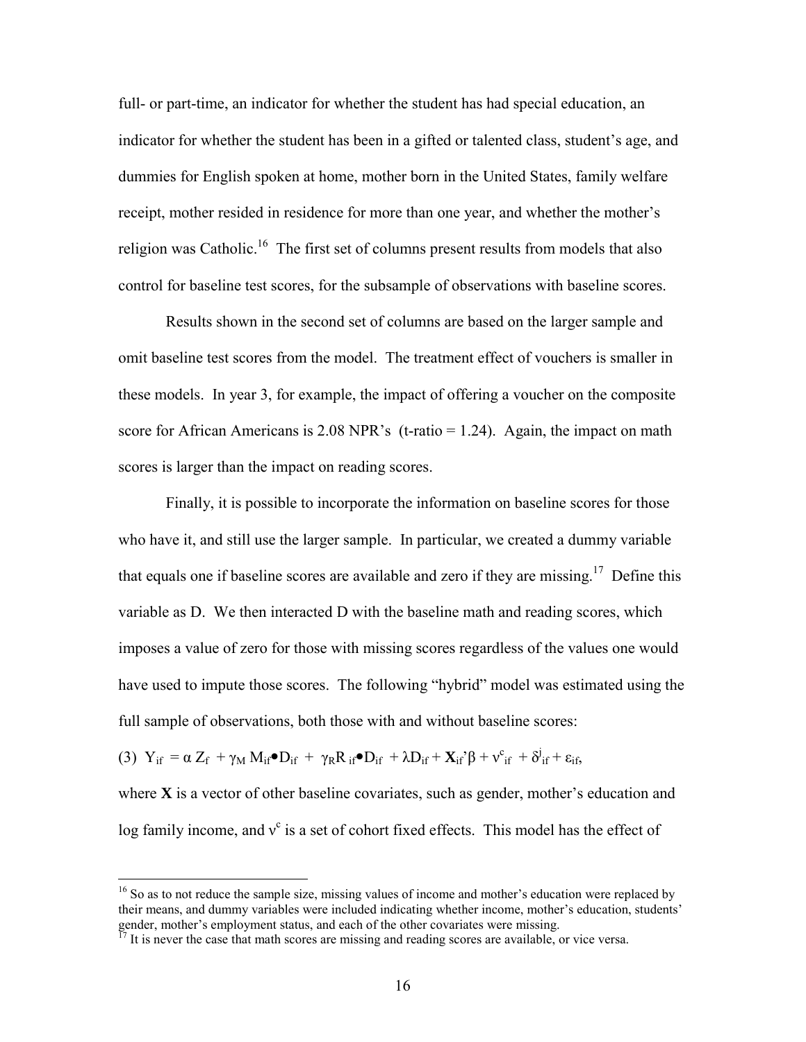full- or part-time, an indicator for whether the student has had special education, an indicator for whether the student has been in a gifted or talented class, student's age, and dummies for English spoken at home, mother born in the United States, family welfare receipt, mother resided in residence for more than one year, and whether the mother's religion was Catholic.[16] The first set of columns present results from models that also control for baseline test scores, for the subsample of observations with baseline scores.

Results shown in the second set of columns are based on the larger sample and omit baseline test scores from the model. The treatment effect of vouchers is smaller in these models. In year 3, for example, the impact of offering a voucher on the composite score for African Americans is 2.08 NPR's (t-ratio = 1.24). Again, the impact on math scores is larger than the impact on reading scores.

Finally, it is possible to incorporate the information on baseline scores for those who have it, and still use the larger sample. In particular, we created a dummy variable that equals one if baseline scores are available and zero if they are missing.[17] Define this variable as D. We then interacted D with the baseline math and reading scores, which imposes a value of zero for those with missing scores regardless of the values one would have used to impute those scores. The following "hybrid" model was estimated using the full sample of observations, both those with and without baseline scores:

(3) $Y_{if} = \alpha Z_f + \gamma_M M_{if} \bullet D_{if} + \gamma_R R_{if} \bullet D_{if} + \lambda D_{if} + \mathbf{X}_{if}'\beta + \nu^c_{if} + \delta^j_{if} + \varepsilon_{if},$

where $\mathbf{X}$ is a vector of other baseline covariates, such as gender, mother's education and log family income, and $\nu^c$ is a set of cohort fixed effects. This model has the effect of

---

[16] So as to not reduce the sample size, missing values of income and mother's education were replaced by their means, and dummy variables were included indicating whether income, mother's education, students' gender, mother's employment status, and each of the other covariates were missing.

[17] It is never the case that math scores are missing and reading scores are available, or vice versa.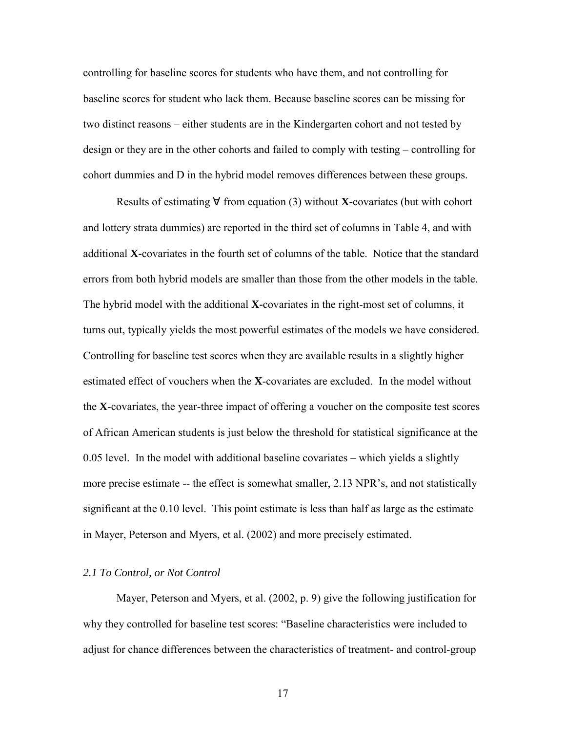controlling for baseline scores for students who have them, and not controlling for baseline scores for student who lack them. Because baseline scores can be missing for two distinct reasons – either students are in the Kindergarten cohort and not tested by design or they are in the other cohorts and failed to comply with testing – controlling for cohort dummies and D in the hybrid model removes differences between these groups.

Results of estimating ∀ from equation (3) without **X**-covariates (but with cohort and lottery strata dummies) are reported in the third set of columns in Table 4, and with additional **X**-covariates in the fourth set of columns of the table. Notice that the standard errors from both hybrid models are smaller than those from the other models in the table. The hybrid model with the additional **X**-covariates in the right-most set of columns, it turns out, typically yields the most powerful estimates of the models we have considered. Controlling for baseline test scores when they are available results in a slightly higher estimated effect of vouchers when the **X**-covariates are excluded. In the model without the **X**-covariates, the year-three impact of offering a voucher on the composite test scores of African American students is just below the threshold for statistical significance at the 0.05 level. In the model with additional baseline covariates – which yields a slightly more precise estimate -- the effect is somewhat smaller, 2.13 NPR's, and not statistically significant at the 0.10 level. This point estimate is less than half as large as the estimate in Mayer, Peterson and Myers, et al. (2002) and more precisely estimated.

### *2.1 To Control, or Not Control*

Mayer, Peterson and Myers, et al. (2002, p. 9) give the following justification for why they controlled for baseline test scores: "Baseline characteristics were included to adjust for chance differences between the characteristics of treatment- and control-group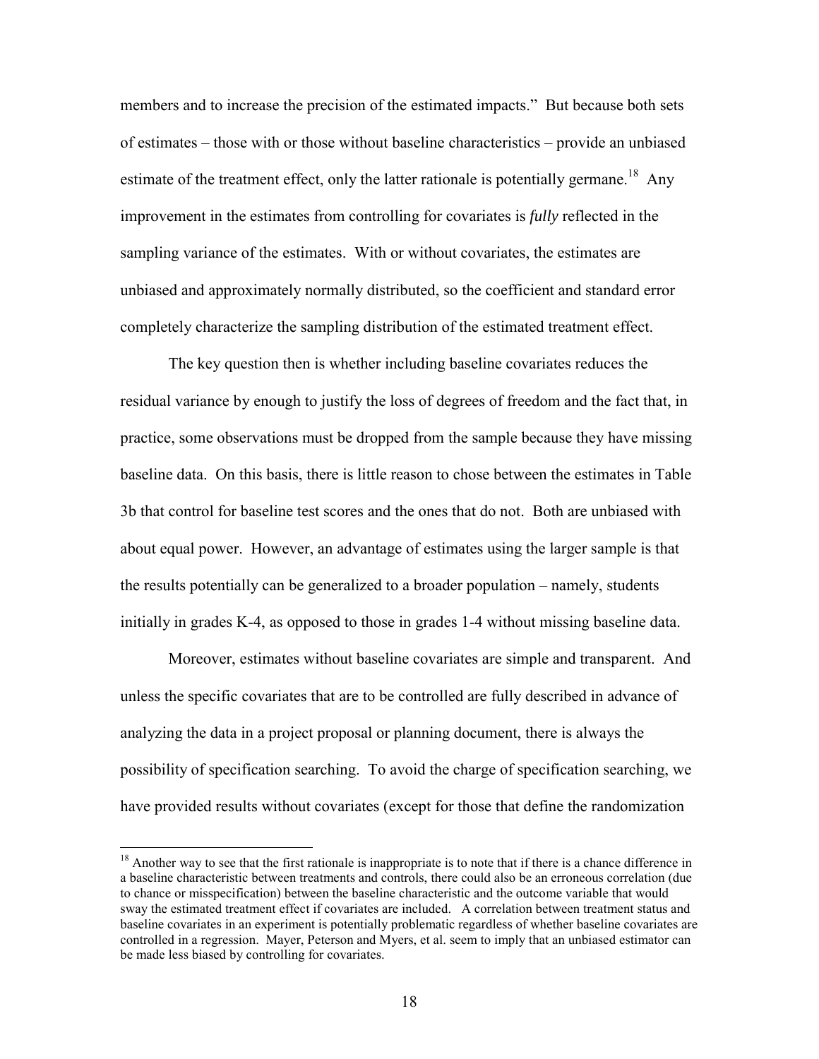members and to increase the precision of the estimated impacts." But because both sets of estimates – those with or those without baseline characteristics – provide an unbiased estimate of the treatment effect, only the latter rationale is potentially germane.[18] Any improvement in the estimates from controlling for covariates is *fully* reflected in the sampling variance of the estimates. With or without covariates, the estimates are unbiased and approximately normally distributed, so the coefficient and standard error completely characterize the sampling distribution of the estimated treatment effect.

The key question then is whether including baseline covariates reduces the residual variance by enough to justify the loss of degrees of freedom and the fact that, in practice, some observations must be dropped from the sample because they have missing baseline data. On this basis, there is little reason to chose between the estimates in Table 3b that control for baseline test scores and the ones that do not. Both are unbiased with about equal power. However, an advantage of estimates using the larger sample is that the results potentially can be generalized to a broader population – namely, students initially in grades K-4, as opposed to those in grades 1-4 without missing baseline data.

Moreover, estimates without baseline covariates are simple and transparent. And unless the specific covariates that are to be controlled are fully described in advance of analyzing the data in a project proposal or planning document, there is always the possibility of specification searching. To avoid the charge of specification searching, we have provided results without covariates (except for those that define the randomization

[18] Another way to see that the first rationale is inappropriate is to note that if there is a chance difference in a baseline characteristic between treatments and controls, there could also be an erroneous correlation (due to chance or misspecification) between the baseline characteristic and the outcome variable that would sway the estimated treatment effect if covariates are included. A correlation between treatment status and baseline covariates in an experiment is potentially problematic regardless of whether baseline covariates are controlled in a regression. Mayer, Peterson and Myers, et al. seem to imply that an unbiased estimator can be made less biased by controlling for covariates.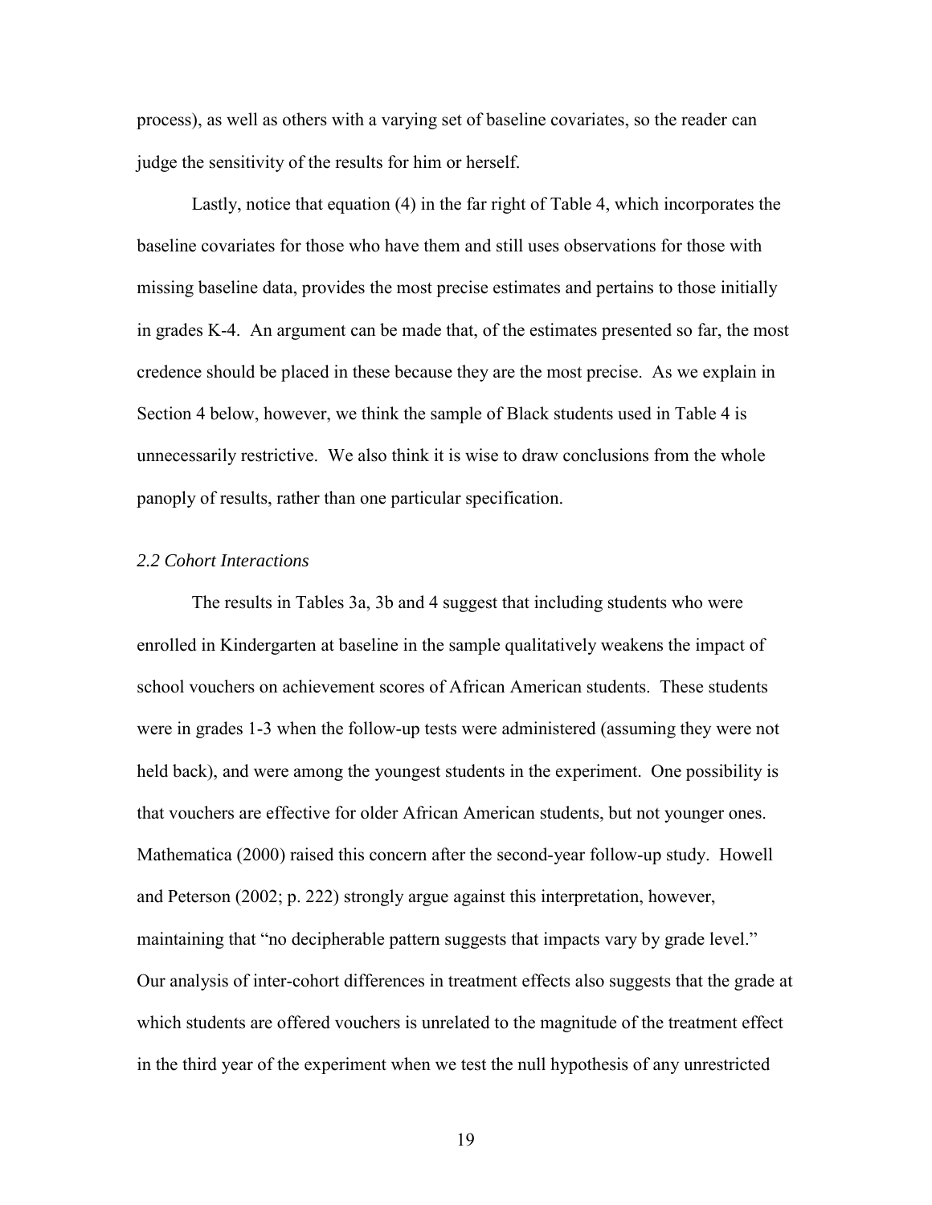process), as well as others with a varying set of baseline covariates, so the reader can judge the sensitivity of the results for him or herself.

Lastly, notice that equation (4) in the far right of Table 4, which incorporates the baseline covariates for those who have them and still uses observations for those with missing baseline data, provides the most precise estimates and pertains to those initially in grades K-4. An argument can be made that, of the estimates presented so far, the most credence should be placed in these because they are the most precise. As we explain in Section 4 below, however, we think the sample of Black students used in Table 4 is unnecessarily restrictive. We also think it is wise to draw conclusions from the whole panoply of results, rather than one particular specification.

### *2.2 Cohort Interactions*

The results in Tables 3a, 3b and 4 suggest that including students who were enrolled in Kindergarten at baseline in the sample qualitatively weakens the impact of school vouchers on achievement scores of African American students. These students were in grades 1-3 when the follow-up tests were administered (assuming they were not held back), and were among the youngest students in the experiment. One possibility is that vouchers are effective for older African American students, but not younger ones. Mathematica (2000) raised this concern after the second-year follow-up study. Howell and Peterson (2002; p. 222) strongly argue against this interpretation, however, maintaining that "no decipherable pattern suggests that impacts vary by grade level." Our analysis of inter-cohort differences in treatment effects also suggests that the grade at which students are offered vouchers is unrelated to the magnitude of the treatment effect in the third year of the experiment when we test the null hypothesis of any unrestricted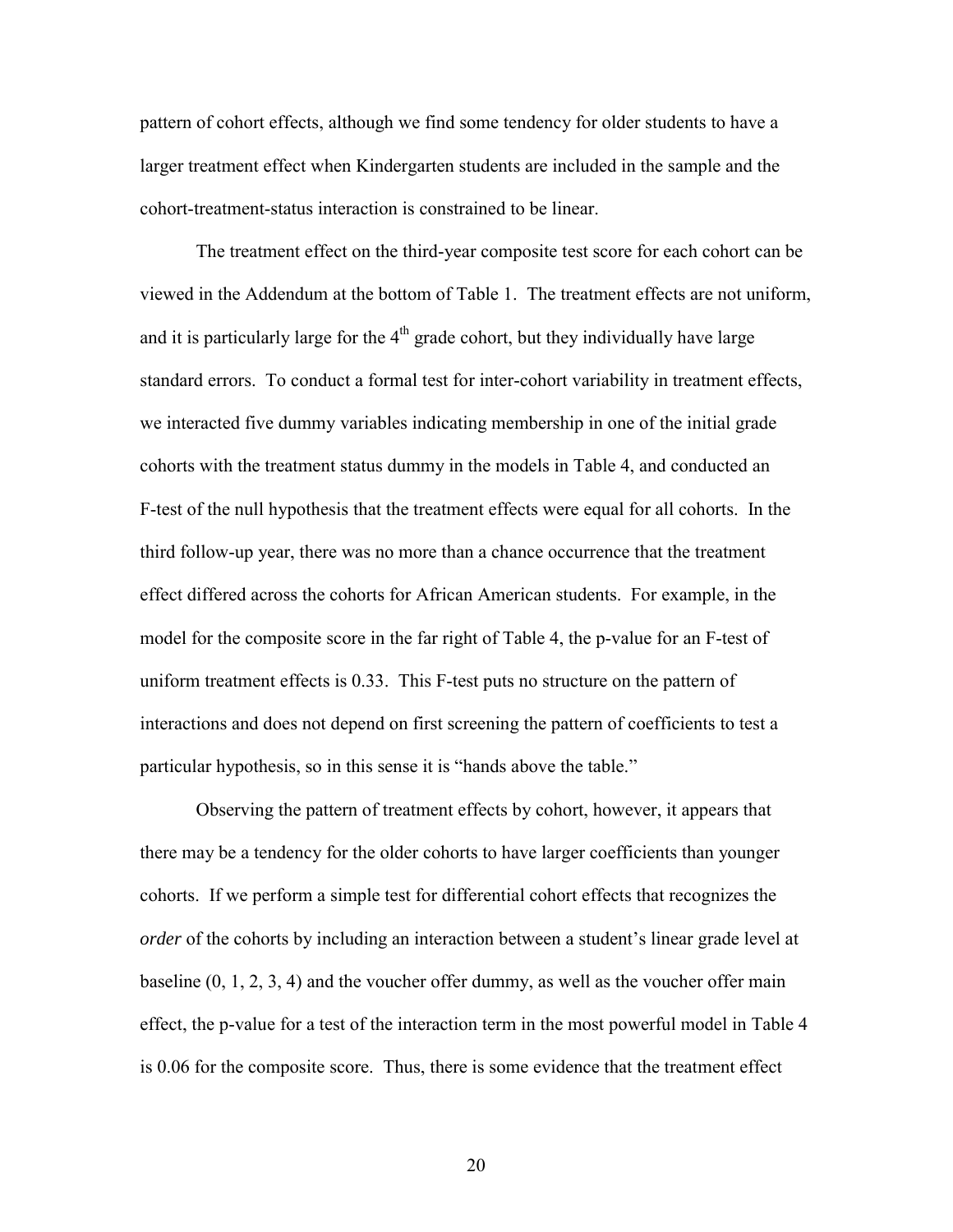pattern of cohort effects, although we find some tendency for older students to have a larger treatment effect when Kindergarten students are included in the sample and the cohort-treatment-status interaction is constrained to be linear.

The treatment effect on the third-year composite test score for each cohort can be viewed in the Addendum at the bottom of Table 1. The treatment effects are not uniform, and it is particularly large for the 4th grade cohort, but they individually have large standard errors. To conduct a formal test for inter-cohort variability in treatment effects, we interacted five dummy variables indicating membership in one of the initial grade cohorts with the treatment status dummy in the models in Table 4, and conducted an F-test of the null hypothesis that the treatment effects were equal for all cohorts. In the third follow-up year, there was no more than a chance occurrence that the treatment effect differed across the cohorts for African American students. For example, in the model for the composite score in the far right of Table 4, the p-value for an F-test of uniform treatment effects is 0.33. This F-test puts no structure on the pattern of interactions and does not depend on first screening the pattern of coefficients to test a particular hypothesis, so in this sense it is "hands above the table."

Observing the pattern of treatment effects by cohort, however, it appears that there may be a tendency for the older cohorts to have larger coefficients than younger cohorts. If we perform a simple test for differential cohort effects that recognizes the *order* of the cohorts by including an interaction between a student's linear grade level at baseline (0, 1, 2, 3, 4) and the voucher offer dummy, as well as the voucher offer main effect, the p-value for a test of the interaction term in the most powerful model in Table 4 is 0.06 for the composite score. Thus, there is some evidence that the treatment effect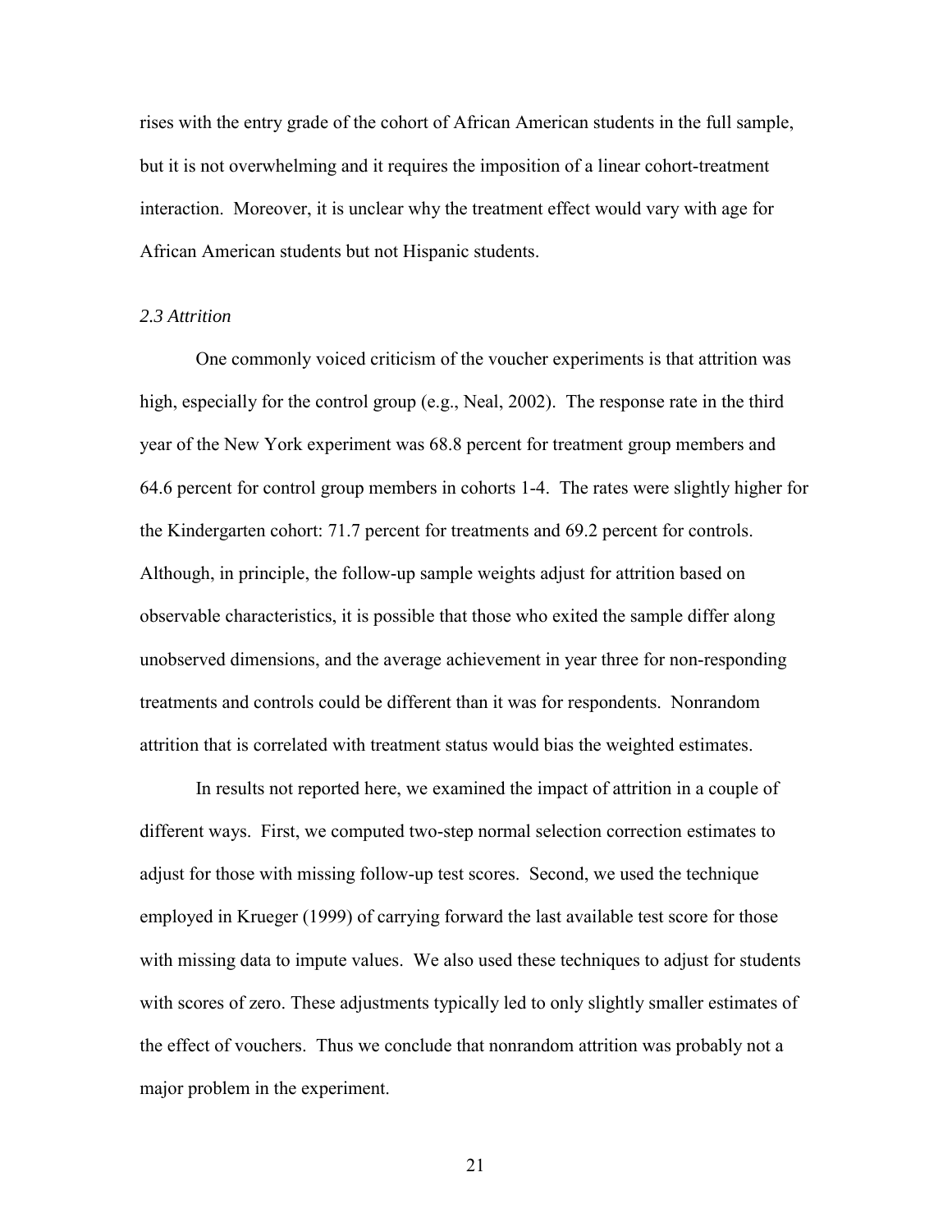rises with the entry grade of the cohort of African American students in the full sample, but it is not overwhelming and it requires the imposition of a linear cohort-treatment interaction. Moreover, it is unclear why the treatment effect would vary with age for African American students but not Hispanic students.

### *2.3 Attrition*

One commonly voiced criticism of the voucher experiments is that attrition was high, especially for the control group (e.g., Neal, 2002). The response rate in the third year of the New York experiment was 68.8 percent for treatment group members and 64.6 percent for control group members in cohorts 1-4. The rates were slightly higher for the Kindergarten cohort: 71.7 percent for treatments and 69.2 percent for controls. Although, in principle, the follow-up sample weights adjust for attrition based on observable characteristics, it is possible that those who exited the sample differ along unobserved dimensions, and the average achievement in year three for non-responding treatments and controls could be different than it was for respondents. Nonrandom attrition that is correlated with treatment status would bias the weighted estimates.

In results not reported here, we examined the impact of attrition in a couple of different ways. First, we computed two-step normal selection correction estimates to adjust for those with missing follow-up test scores. Second, we used the technique employed in Krueger (1999) of carrying forward the last available test score for those with missing data to impute values. We also used these techniques to adjust for students with scores of zero. These adjustments typically led to only slightly smaller estimates of the effect of vouchers. Thus we conclude that nonrandom attrition was probably not a major problem in the experiment.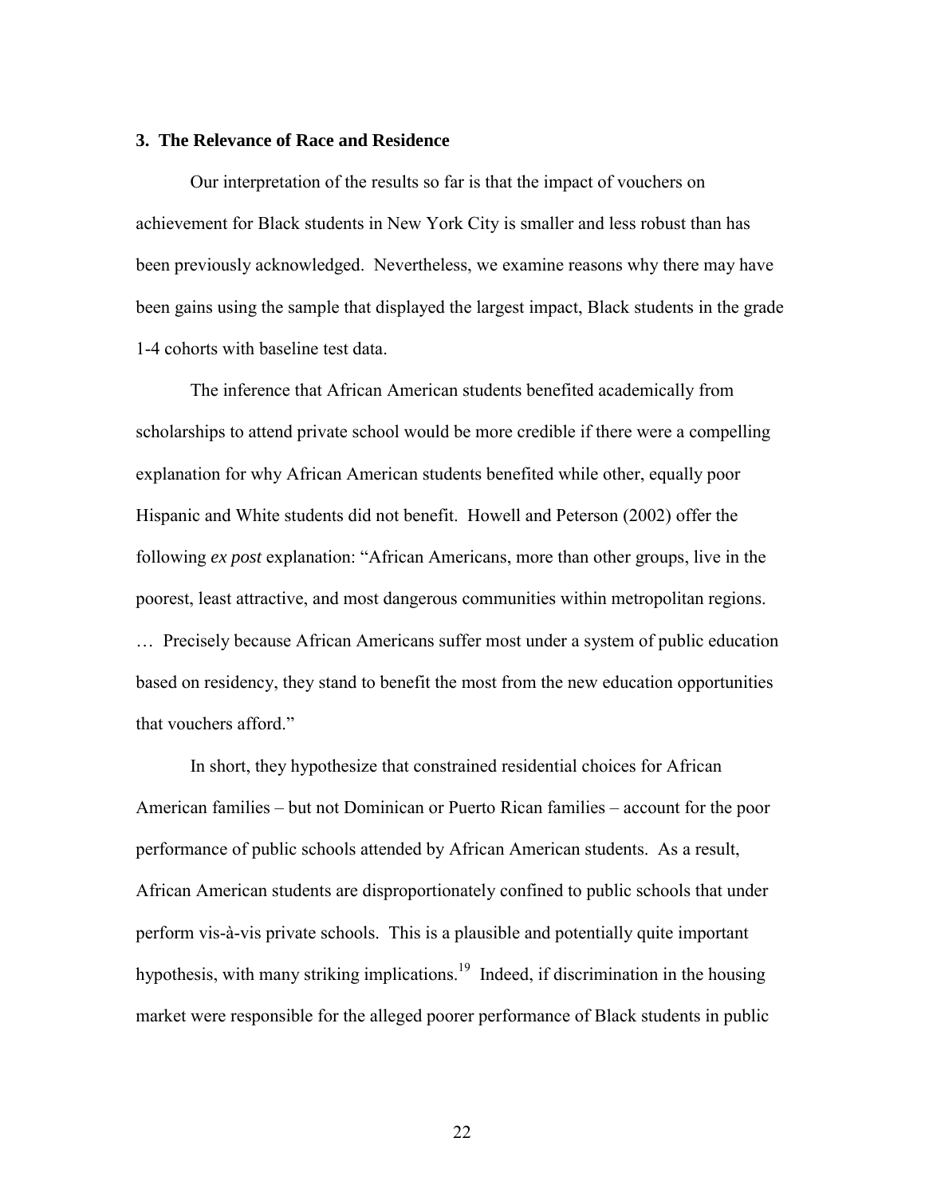### 3. The Relevance of Race and Residence

Our interpretation of the results so far is that the impact of vouchers on achievement for Black students in New York City is smaller and less robust than has been previously acknowledged. Nevertheless, we examine reasons why there may have been gains using the sample that displayed the largest impact, Black students in the grade 1-4 cohorts with baseline test data.

The inference that African American students benefited academically from scholarships to attend private school would be more credible if there were a compelling explanation for why African American students benefited while other, equally poor Hispanic and White students did not benefit. Howell and Peterson (2002) offer the following *ex post* explanation: "African Americans, more than other groups, live in the poorest, least attractive, and most dangerous communities within metropolitan regions. … Precisely because African Americans suffer most under a system of public education based on residency, they stand to benefit the most from the new education opportunities that vouchers afford."

In short, they hypothesize that constrained residential choices for African American families – but not Dominican or Puerto Rican families – account for the poor performance of public schools attended by African American students. As a result, African American students are disproportionately confined to public schools that under perform vis-à-vis private schools. This is a plausible and potentially quite important hypothesis, with many striking implications.[19] Indeed, if discrimination in the housing market were responsible for the alleged poorer performance of Black students in public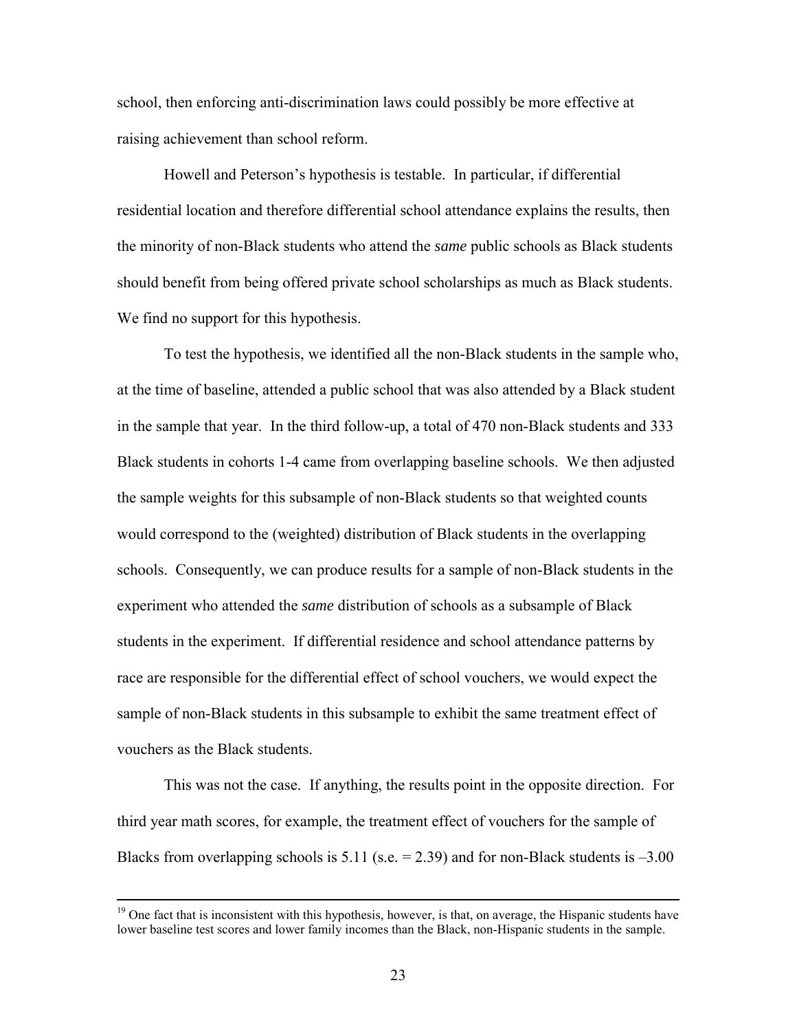school, then enforcing anti-discrimination laws could possibly be more effective at raising achievement than school reform.

Howell and Peterson's hypothesis is testable. In particular, if differential residential location and therefore differential school attendance explains the results, then the minority of non-Black students who attend the *same* public schools as Black students should benefit from being offered private school scholarships as much as Black students. We find no support for this hypothesis.

To test the hypothesis, we identified all the non-Black students in the sample who, at the time of baseline, attended a public school that was also attended by a Black student in the sample that year. In the third follow-up, a total of 470 non-Black students and 333 Black students in cohorts 1-4 came from overlapping baseline schools. We then adjusted the sample weights for this subsample of non-Black students so that weighted counts would correspond to the (weighted) distribution of Black students in the overlapping schools. Consequently, we can produce results for a sample of non-Black students in the experiment who attended the *same* distribution of schools as a subsample of Black students in the experiment. If differential residence and school attendance patterns by race are responsible for the differential effect of school vouchers, we would expect the sample of non-Black students in this subsample to exhibit the same treatment effect of vouchers as the Black students.

This was not the case. If anything, the results point in the opposite direction. For third year math scores, for example, the treatment effect of vouchers for the sample of Blacks from overlapping schools is 5.11 (s.e. = 2.39) and for non-Black students is –3.00

---

[19] One fact that is inconsistent with this hypothesis, however, is that, on average, the Hispanic students have lower baseline test scores and lower family incomes than the Black, non-Hispanic students in the sample.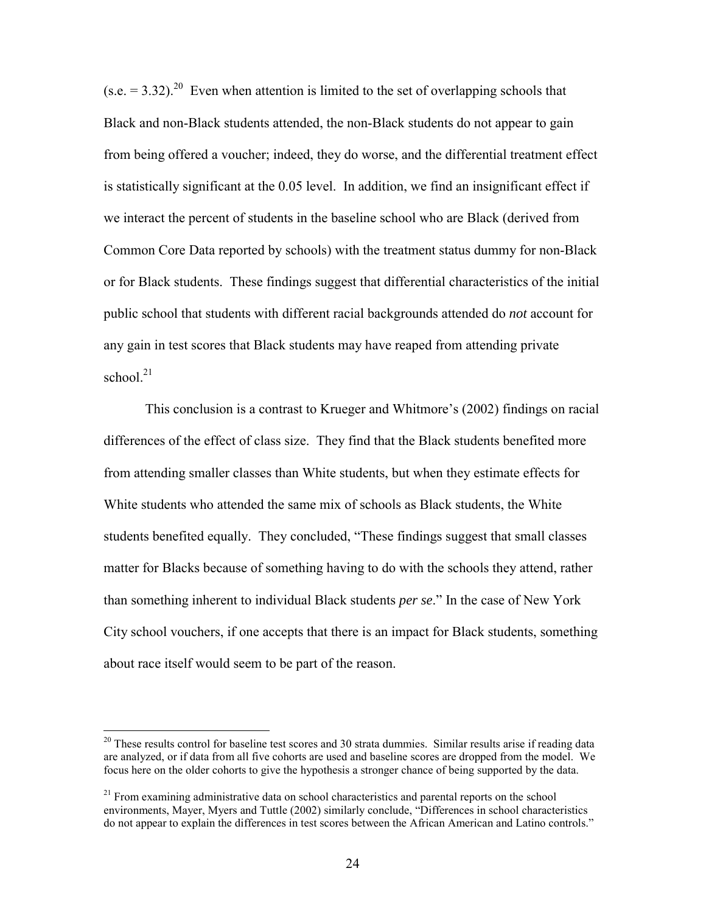(s.e. = 3.32).[20] Even when attention is limited to the set of overlapping schools that Black and non-Black students attended, the non-Black students do not appear to gain from being offered a voucher; indeed, they do worse, and the differential treatment effect is statistically significant at the 0.05 level. In addition, we find an insignificant effect if we interact the percent of students in the baseline school who are Black (derived from Common Core Data reported by schools) with the treatment status dummy for non-Black or for Black students. These findings suggest that differential characteristics of the initial public school that students with different racial backgrounds attended do *not* account for any gain in test scores that Black students may have reaped from attending private school.[21]

This conclusion is a contrast to Krueger and Whitmore's (2002) findings on racial differences of the effect of class size. They find that the Black students benefited more from attending smaller classes than White students, but when they estimate effects for White students who attended the same mix of schools as Black students, the White students benefited equally. They concluded, "These findings suggest that small classes matter for Blacks because of something having to do with the schools they attend, rather than something inherent to individual Black students *per se*." In the case of New York City school vouchers, if one accepts that there is an impact for Black students, something about race itself would seem to be part of the reason.

[20] These results control for baseline test scores and 30 strata dummies. Similar results arise if reading data are analyzed, or if data from all five cohorts are used and baseline scores are dropped from the model. We focus here on the older cohorts to give the hypothesis a stronger chance of being supported by the data.

[21] From examining administrative data on school characteristics and parental reports on the school environments, Mayer, Myers and Tuttle (2002) similarly conclude, "Differences in school characteristics do not appear to explain the differences in test scores between the African American and Latino controls."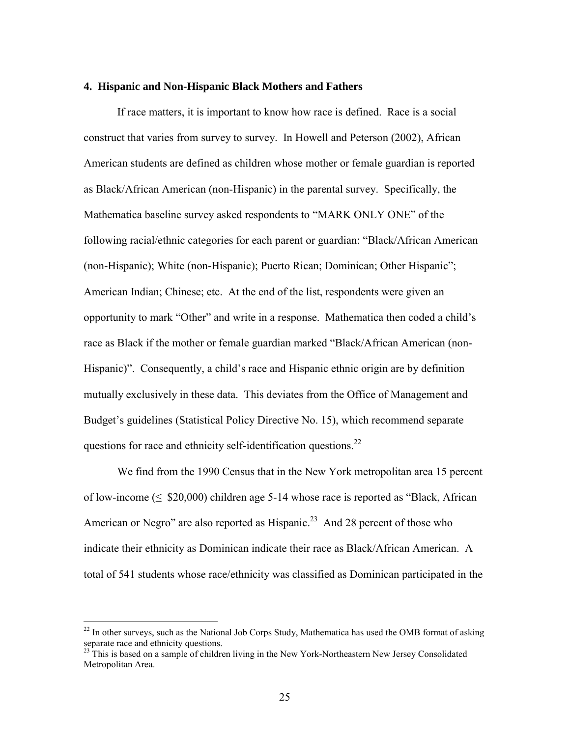## 4. Hispanic and Non-Hispanic Black Mothers and Fathers

If race matters, it is important to know how race is defined. Race is a social construct that varies from survey to survey. In Howell and Peterson (2002), African American students are defined as children whose mother or female guardian is reported as Black/African American (non-Hispanic) in the parental survey. Specifically, the Mathematica baseline survey asked respondents to "MARK ONLY ONE" of the following racial/ethnic categories for each parent or guardian: "Black/African American (non-Hispanic); White (non-Hispanic); Puerto Rican; Dominican; Other Hispanic"; American Indian; Chinese; etc. At the end of the list, respondents were given an opportunity to mark "Other" and write in a response. Mathematica then coded a child's race as Black if the mother or female guardian marked "Black/African American (non-Hispanic)". Consequently, a child's race and Hispanic ethnic origin are by definition mutually exclusively in these data. This deviates from the Office of Management and Budget's guidelines (Statistical Policy Directive No. 15), which recommend separate questions for race and ethnicity self-identification questions.[22]

We find from the 1990 Census that in the New York metropolitan area 15 percent of low-income (≤ $20,000) children age 5-14 whose race is reported as "Black, African American or Negro" are also reported as Hispanic.[23] And 28 percent of those who indicate their ethnicity as Dominican indicate their race as Black/African American. A total of 541 students whose race/ethnicity was classified as Dominican participated in the

[22] In other surveys, such as the National Job Corps Study, Mathematica has used the OMB format of asking separate race and ethnicity questions.

[23] This is based on a sample of children living in the New York-Northeastern New Jersey Consolidated Metropolitan Area.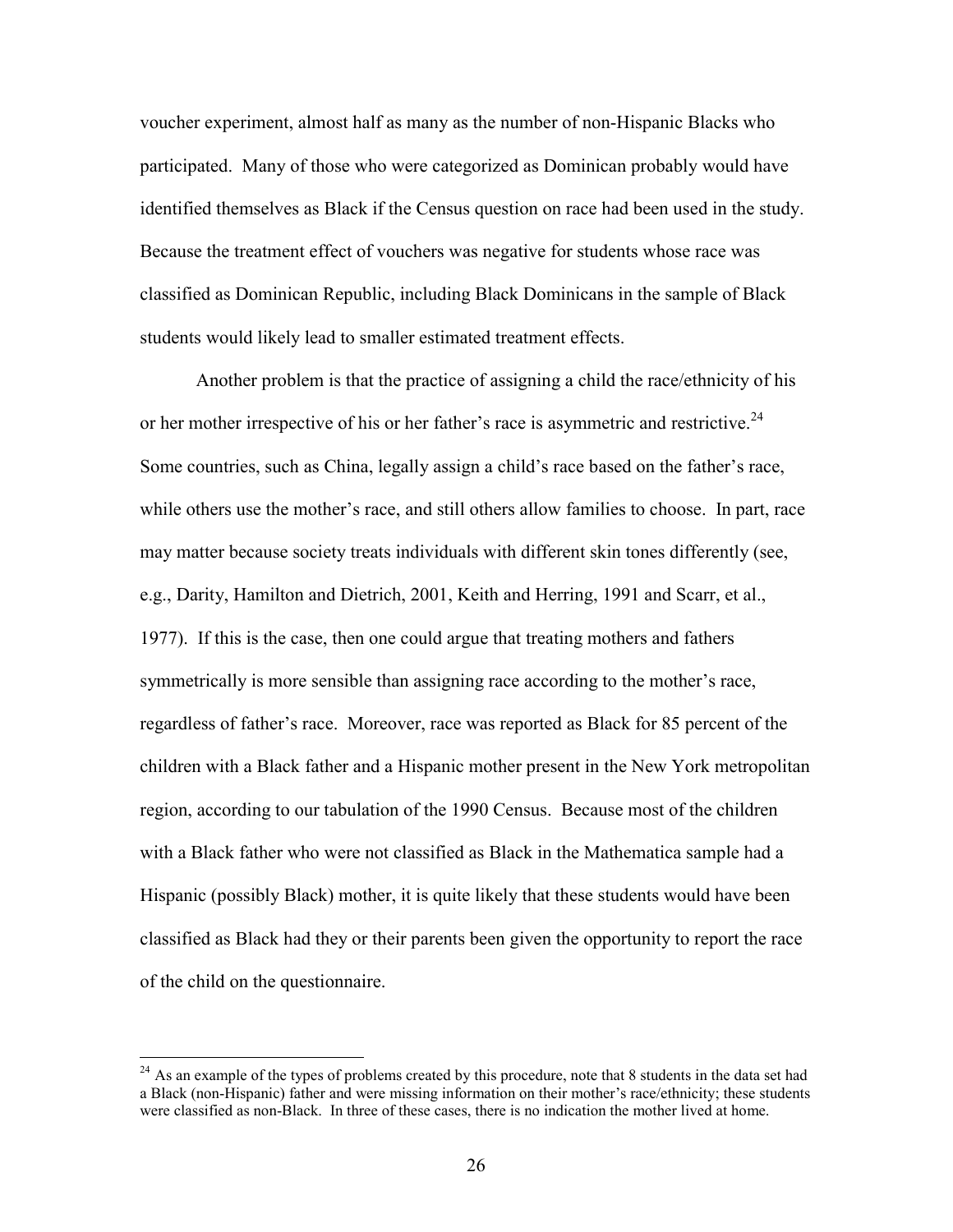voucher experiment, almost half as many as the number of non-Hispanic Blacks who participated. Many of those who were categorized as Dominican probably would have identified themselves as Black if the Census question on race had been used in the study. Because the treatment effect of vouchers was negative for students whose race was classified as Dominican Republic, including Black Dominicans in the sample of Black students would likely lead to smaller estimated treatment effects.

Another problem is that the practice of assigning a child the race/ethnicity of his or her mother irrespective of his or her father's race is asymmetric and restrictive.[24] Some countries, such as China, legally assign a child's race based on the father's race, while others use the mother's race, and still others allow families to choose. In part, race may matter because society treats individuals with different skin tones differently (see, e.g., Darity, Hamilton and Dietrich, 2001, Keith and Herring, 1991 and Scarr, et al., 1977). If this is the case, then one could argue that treating mothers and fathers symmetrically is more sensible than assigning race according to the mother's race, regardless of father's race. Moreover, race was reported as Black for 85 percent of the children with a Black father and a Hispanic mother present in the New York metropolitan region, according to our tabulation of the 1990 Census. Because most of the children with a Black father who were not classified as Black in the Mathematica sample had a Hispanic (possibly Black) mother, it is quite likely that these students would have been classified as Black had they or their parents been given the opportunity to report the race of the child on the questionnaire.

[24] As an example of the types of problems created by this procedure, note that 8 students in the data set had a Black (non-Hispanic) father and were missing information on their mother's race/ethnicity; these students were classified as non-Black. In three of these cases, there is no indication the mother lived at home.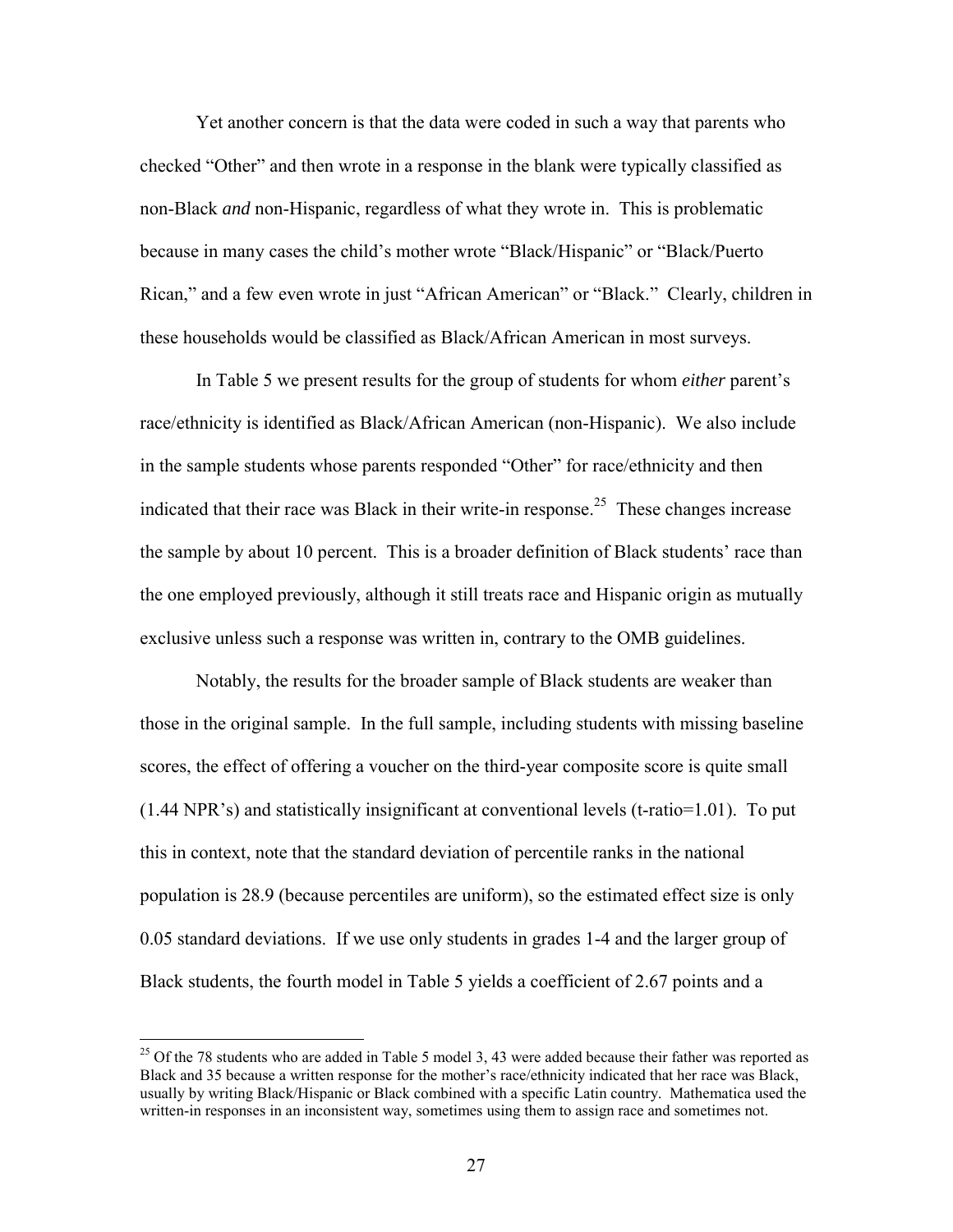Yet another concern is that the data were coded in such a way that parents who checked "Other" and then wrote in a response in the blank were typically classified as non-Black *and* non-Hispanic, regardless of what they wrote in. This is problematic because in many cases the child's mother wrote "Black/Hispanic" or "Black/Puerto Rican," and a few even wrote in just "African American" or "Black." Clearly, children in these households would be classified as Black/African American in most surveys.

In Table 5 we present results for the group of students for whom *either* parent's race/ethnicity is identified as Black/African American (non-Hispanic). We also include in the sample students whose parents responded "Other" for race/ethnicity and then indicated that their race was Black in their write-in response.[25] These changes increase the sample by about 10 percent. This is a broader definition of Black students' race than the one employed previously, although it still treats race and Hispanic origin as mutually exclusive unless such a response was written in, contrary to the OMB guidelines.

Notably, the results for the broader sample of Black students are weaker than those in the original sample. In the full sample, including students with missing baseline scores, the effect of offering a voucher on the third-year composite score is quite small (1.44 NPR's) and statistically insignificant at conventional levels (t-ratio=1.01). To put this in context, note that the standard deviation of percentile ranks in the national population is 28.9 (because percentiles are uniform), so the estimated effect size is only 0.05 standard deviations. If we use only students in grades 1-4 and the larger group of Black students, the fourth model in Table 5 yields a coefficient of 2.67 points and a

---

[25] Of the 78 students who are added in Table 5 model 3, 43 were added because their father was reported as Black and 35 because a written response for the mother's race/ethnicity indicated that her race was Black, usually by writing Black/Hispanic or Black combined with a specific Latin country. Mathematica used the written-in responses in an inconsistent way, sometimes using them to assign race and sometimes not.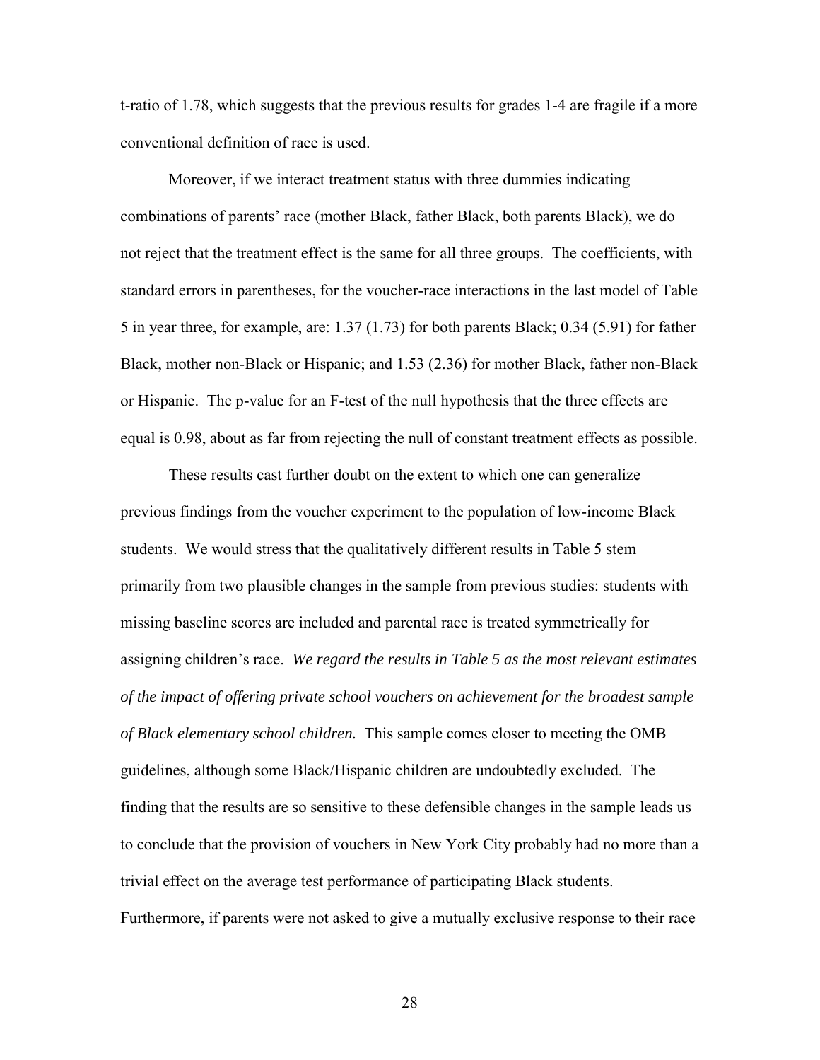t-ratio of 1.78, which suggests that the previous results for grades 1-4 are fragile if a more conventional definition of race is used.

Moreover, if we interact treatment status with three dummies indicating combinations of parents' race (mother Black, father Black, both parents Black), we do not reject that the treatment effect is the same for all three groups. The coefficients, with standard errors in parentheses, for the voucher-race interactions in the last model of Table 5 in year three, for example, are: 1.37 (1.73) for both parents Black; 0.34 (5.91) for father Black, mother non-Black or Hispanic; and 1.53 (2.36) for mother Black, father non-Black or Hispanic. The p-value for an F-test of the null hypothesis that the three effects are equal is 0.98, about as far from rejecting the null of constant treatment effects as possible.

These results cast further doubt on the extent to which one can generalize previous findings from the voucher experiment to the population of low-income Black students. We would stress that the qualitatively different results in Table 5 stem primarily from two plausible changes in the sample from previous studies: students with missing baseline scores are included and parental race is treated symmetrically for assigning children's race. *We regard the results in Table 5 as the most relevant estimates of the impact of offering private school vouchers on achievement for the broadest sample of Black elementary school children.* This sample comes closer to meeting the OMB guidelines, although some Black/Hispanic children are undoubtedly excluded. The finding that the results are so sensitive to these defensible changes in the sample leads us to conclude that the provision of vouchers in New York City probably had no more than a trivial effect on the average test performance of participating Black students. Furthermore, if parents were not asked to give a mutually exclusive response to their race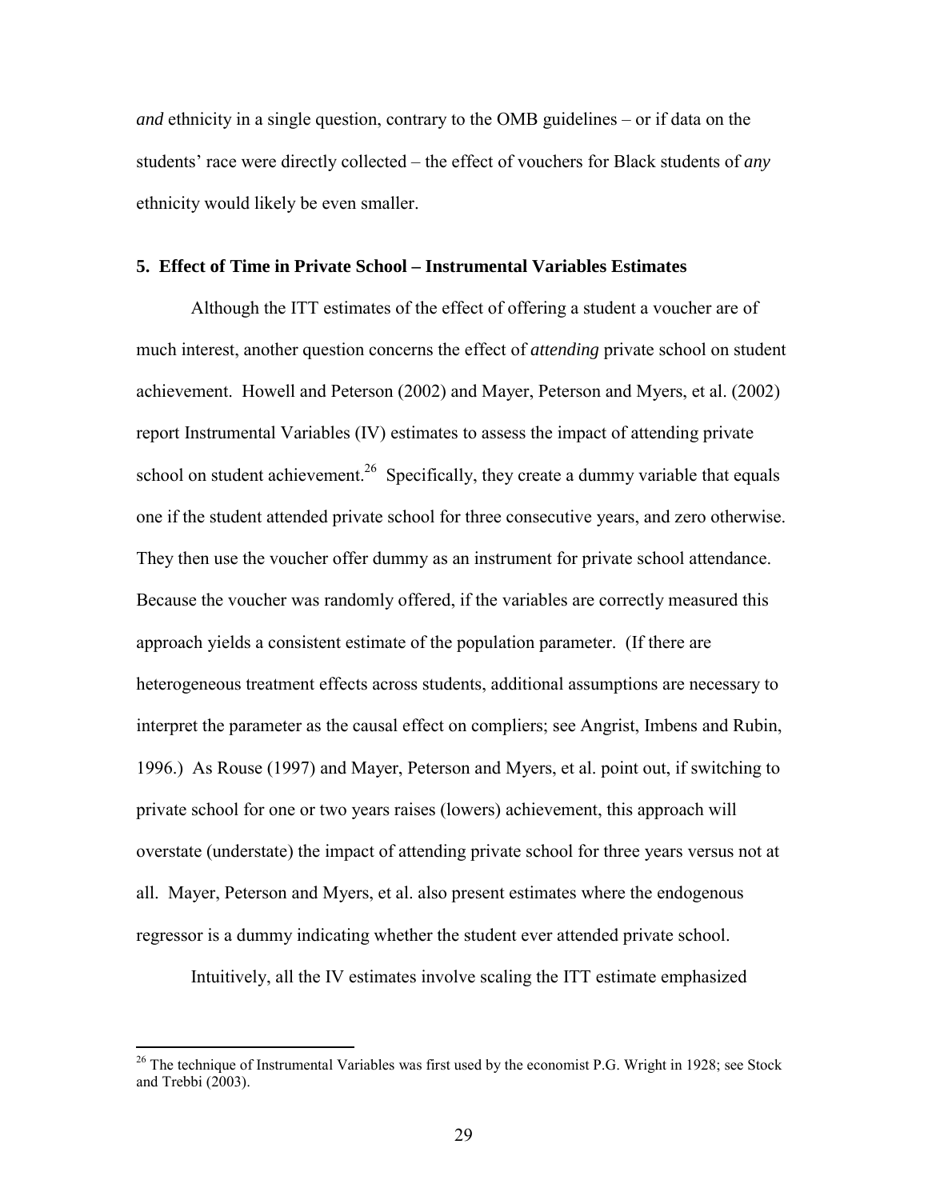*and* ethnicity in a single question, contrary to the OMB guidelines – or if data on the students' race were directly collected – the effect of vouchers for Black students of *any* ethnicity would likely be even smaller.

### 5. Effect of Time in Private School – Instrumental Variables Estimates

Although the ITT estimates of the effect of offering a student a voucher are of much interest, another question concerns the effect of *attending* private school on student achievement. Howell and Peterson (2002) and Mayer, Peterson and Myers, et al. (2002) report Instrumental Variables (IV) estimates to assess the impact of attending private school on student achievement.[26] Specifically, they create a dummy variable that equals one if the student attended private school for three consecutive years, and zero otherwise. They then use the voucher offer dummy as an instrument for private school attendance. Because the voucher was randomly offered, if the variables are correctly measured this approach yields a consistent estimate of the population parameter. (If there are heterogeneous treatment effects across students, additional assumptions are necessary to interpret the parameter as the causal effect on compliers; see Angrist, Imbens and Rubin, 1996.) As Rouse (1997) and Mayer, Peterson and Myers, et al. point out, if switching to private school for one or two years raises (lowers) achievement, this approach will overstate (understate) the impact of attending private school for three years versus not at all. Mayer, Peterson and Myers, et al. also present estimates where the endogenous regressor is a dummy indicating whether the student ever attended private school.

Intuitively, all the IV estimates involve scaling the ITT estimate emphasized

[26] The technique of Instrumental Variables was first used by the economist P.G. Wright in 1928; see Stock and Trebbi (2003).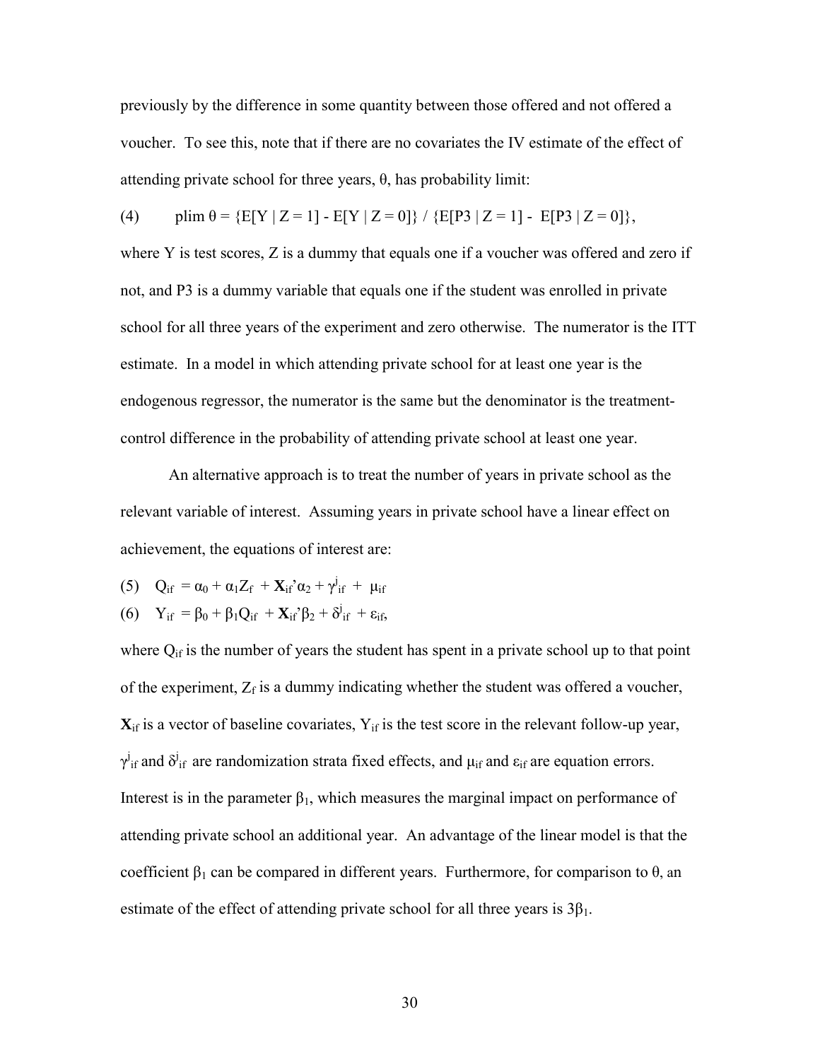previously by the difference in some quantity between those offered and not offered a voucher. To see this, note that if there are no covariates the IV estimate of the effect of attending private school for three years, $\theta$, has probability limit:

$$\text{(4)} \qquad \text{plim } \theta = \{E[Y \mid Z = 1] - E[Y \mid Z = 0]\} / \{E[P3 \mid Z = 1] - E[P3 \mid Z = 0]\},$$

where Y is test scores, Z is a dummy that equals one if a voucher was offered and zero if not, and P3 is a dummy variable that equals one if the student was enrolled in private school for all three years of the experiment and zero otherwise. The numerator is the ITT estimate. In a model in which attending private school for at least one year is the endogenous regressor, the numerator is the same but the denominator is the treatment-control difference in the probability of attending private school at least one year.

An alternative approach is to treat the number of years in private school as the relevant variable of interest. Assuming years in private school have a linear effect on achievement, the equations of interest are:

$$\text{(5)} \quad Q_{if} = \alpha_0 + \alpha_1 Z_f + \mathbf{X}_{if}'\alpha_2 + \gamma^j_{if} + \mu_{if}$$

$$\text{(6)} \quad Y_{if} = \beta_0 + \beta_1 Q_{if} + \mathbf{X}_{if}'\beta_2 + \delta^j_{if} + \varepsilon_{if},$$

where $Q_{if}$ is the number of years the student has spent in a private school up to that point of the experiment, $Z_f$ is a dummy indicating whether the student was offered a voucher, $\mathbf{X}_{if}$ is a vector of baseline covariates, $Y_{if}$ is the test score in the relevant follow-up year, $\gamma^j_{if}$ and $\delta^j_{if}$ are randomization strata fixed effects, and $\mu_{if}$ and $\varepsilon_{if}$ are equation errors. Interest is in the parameter $\beta_1$, which measures the marginal impact on performance of attending private school an additional year. An advantage of the linear model is that the coefficient $\beta_1$ can be compared in different years. Furthermore, for comparison to $\theta$, an estimate of the effect of attending private school for all three years is $3\beta_1$.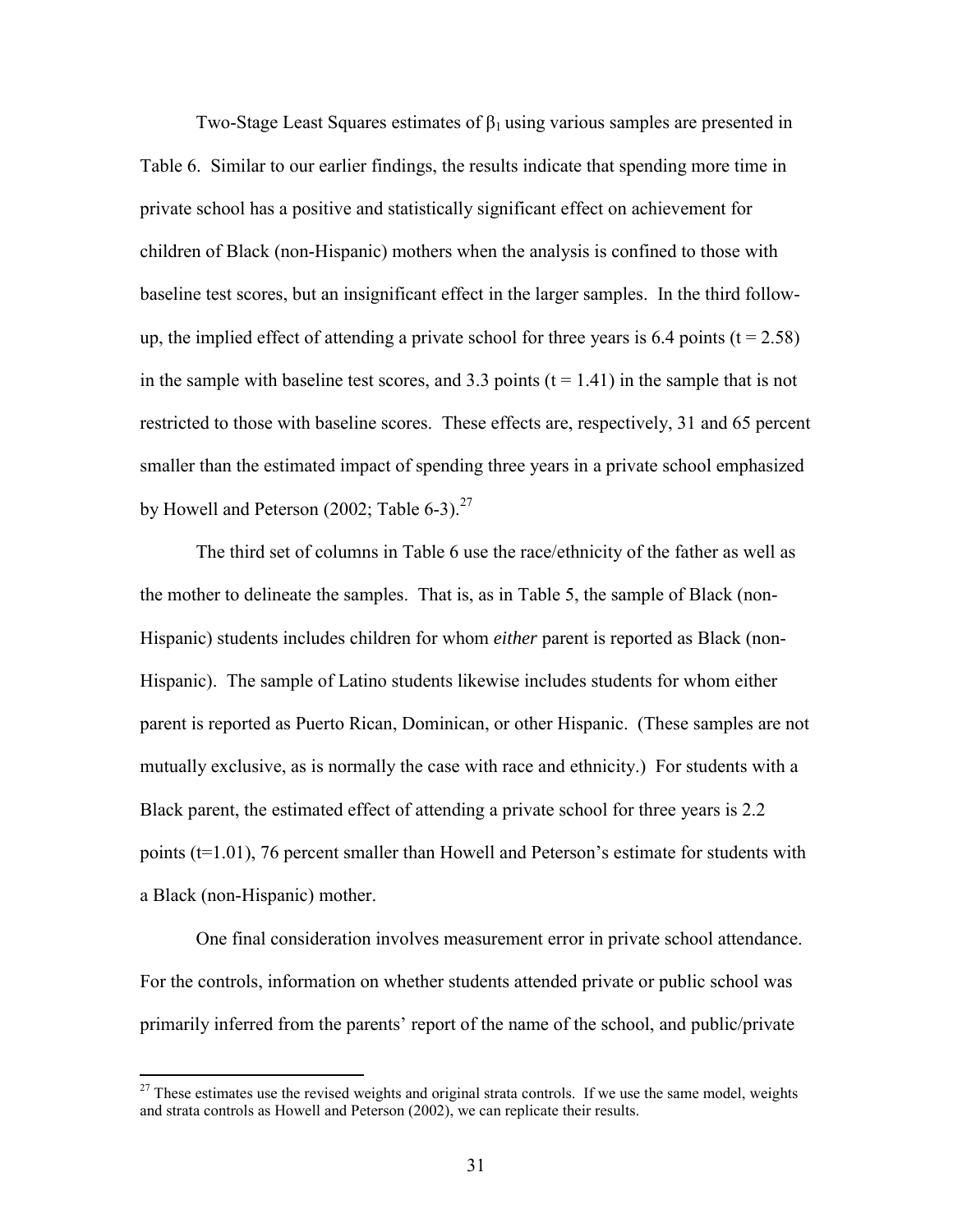Two-Stage Least Squares estimates of $\beta_1$ using various samples are presented in Table 6. Similar to our earlier findings, the results indicate that spending more time in private school has a positive and statistically significant effect on achievement for children of Black (non-Hispanic) mothers when the analysis is confined to those with baseline test scores, but an insignificant effect in the larger samples. In the third follow-up, the implied effect of attending a private school for three years is 6.4 points ($t = 2.58$) in the sample with baseline test scores, and 3.3 points ($t = 1.41$) in the sample that is not restricted to those with baseline scores. These effects are, respectively, 31 and 65 percent smaller than the estimated impact of spending three years in a private school emphasized by Howell and Peterson (2002; Table 6-3).[27]

The third set of columns in Table 6 use the race/ethnicity of the father as well as the mother to delineate the samples. That is, as in Table 5, the sample of Black (non-Hispanic) students includes children for whom *either* parent is reported as Black (non-Hispanic). The sample of Latino students likewise includes students for whom either parent is reported as Puerto Rican, Dominican, or other Hispanic. (These samples are not mutually exclusive, as is normally the case with race and ethnicity.) For students with a Black parent, the estimated effect of attending a private school for three years is 2.2 points ($t=1.01$), 76 percent smaller than Howell and Peterson's estimate for students with a Black (non-Hispanic) mother.

One final consideration involves measurement error in private school attendance. For the controls, information on whether students attended private or public school was primarily inferred from the parents' report of the name of the school, and public/private

[27] These estimates use the revised weights and original strata controls. If we use the same model, weights and strata controls as Howell and Peterson (2002), we can replicate their results.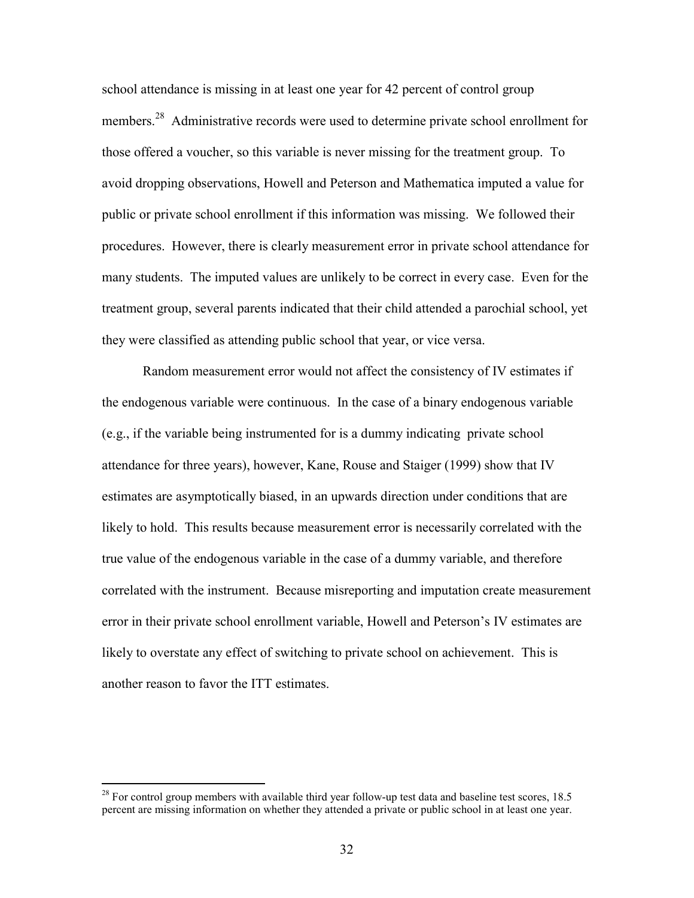school attendance is missing in at least one year for 42 percent of control group members.[28] Administrative records were used to determine private school enrollment for those offered a voucher, so this variable is never missing for the treatment group. To avoid dropping observations, Howell and Peterson and Mathematica imputed a value for public or private school enrollment if this information was missing. We followed their procedures. However, there is clearly measurement error in private school attendance for many students. The imputed values are unlikely to be correct in every case. Even for the treatment group, several parents indicated that their child attended a parochial school, yet they were classified as attending public school that year, or vice versa.

Random measurement error would not affect the consistency of IV estimates if the endogenous variable were continuous. In the case of a binary endogenous variable (e.g., if the variable being instrumented for is a dummy indicating private school attendance for three years), however, Kane, Rouse and Staiger (1999) show that IV estimates are asymptotically biased, in an upwards direction under conditions that are likely to hold. This results because measurement error is necessarily correlated with the true value of the endogenous variable in the case of a dummy variable, and therefore correlated with the instrument. Because misreporting and imputation create measurement error in their private school enrollment variable, Howell and Peterson's IV estimates are likely to overstate any effect of switching to private school on achievement. This is another reason to favor the ITT estimates.

[28] For control group members with available third year follow-up test data and baseline test scores, 18.5 percent are missing information on whether they attended a private or public school in at least one year.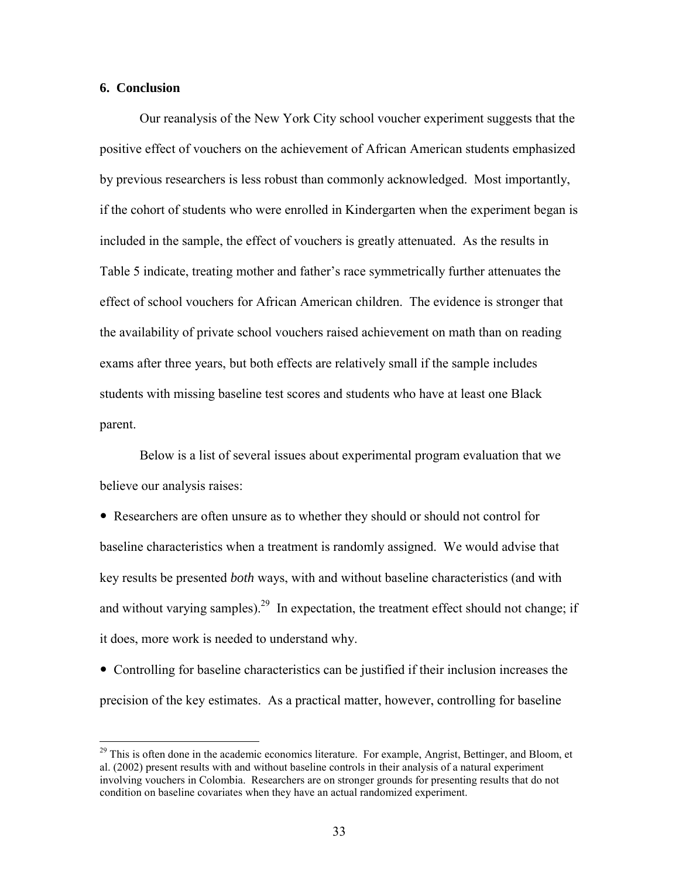## 6. Conclusion

Our reanalysis of the New York City school voucher experiment suggests that the positive effect of vouchers on the achievement of African American students emphasized by previous researchers is less robust than commonly acknowledged. Most importantly, if the cohort of students who were enrolled in Kindergarten when the experiment began is included in the sample, the effect of vouchers is greatly attenuated. As the results in Table 5 indicate, treating mother and father's race symmetrically further attenuates the effect of school vouchers for African American children. The evidence is stronger that the availability of private school vouchers raised achievement on math than on reading exams after three years, but both effects are relatively small if the sample includes students with missing baseline test scores and students who have at least one Black parent.

Below is a list of several issues about experimental program evaluation that we believe our analysis raises:

- Researchers are often unsure as to whether they should or should not control for baseline characteristics when a treatment is randomly assigned. We would advise that key results be presented *both* ways, with and without baseline characteristics (and with and without varying samples).[29] In expectation, the treatment effect should not change; if it does, more work is needed to understand why.
- Controlling for baseline characteristics can be justified if their inclusion increases the precision of the key estimates. As a practical matter, however, controlling for baseline

[29] This is often done in the academic economics literature. For example, Angrist, Bettinger, and Bloom, et al. (2002) present results with and without baseline controls in their analysis of a natural experiment involving vouchers in Colombia. Researchers are on stronger grounds for presenting results that do not condition on baseline covariates when they have an actual randomized experiment.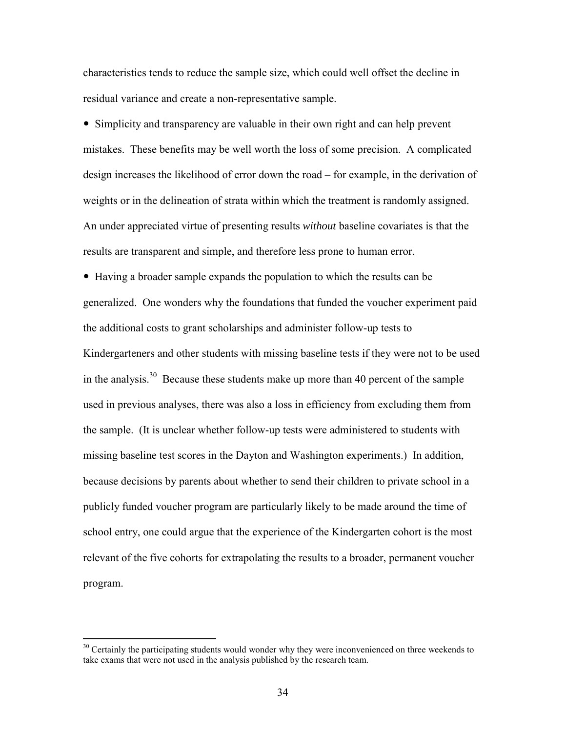characteristics tends to reduce the sample size, which could well offset the decline in residual variance and create a non-representative sample.

- Simplicity and transparency are valuable in their own right and can help prevent mistakes. These benefits may be well worth the loss of some precision. A complicated design increases the likelihood of error down the road – for example, in the derivation of weights or in the delineation of strata within which the treatment is randomly assigned. An under appreciated virtue of presenting results *without* baseline covariates is that the results are transparent and simple, and therefore less prone to human error.
- Having a broader sample expands the population to which the results can be generalized. One wonders why the foundations that funded the voucher experiment paid the additional costs to grant scholarships and administer follow-up tests to Kindergarteners and other students with missing baseline tests if they were not to be used in the analysis.[30] Because these students make up more than 40 percent of the sample used in previous analyses, there was also a loss in efficiency from excluding them from the sample. (It is unclear whether follow-up tests were administered to students with missing baseline test scores in the Dayton and Washington experiments.) In addition, because decisions by parents about whether to send their children to private school in a publicly funded voucher program are particularly likely to be made around the time of school entry, one could argue that the experience of the Kindergarten cohort is the most relevant of the five cohorts for extrapolating the results to a broader, permanent voucher program.

[30] Certainly the participating students would wonder why they were inconvenienced on three weekends to take exams that were not used in the analysis published by the research team.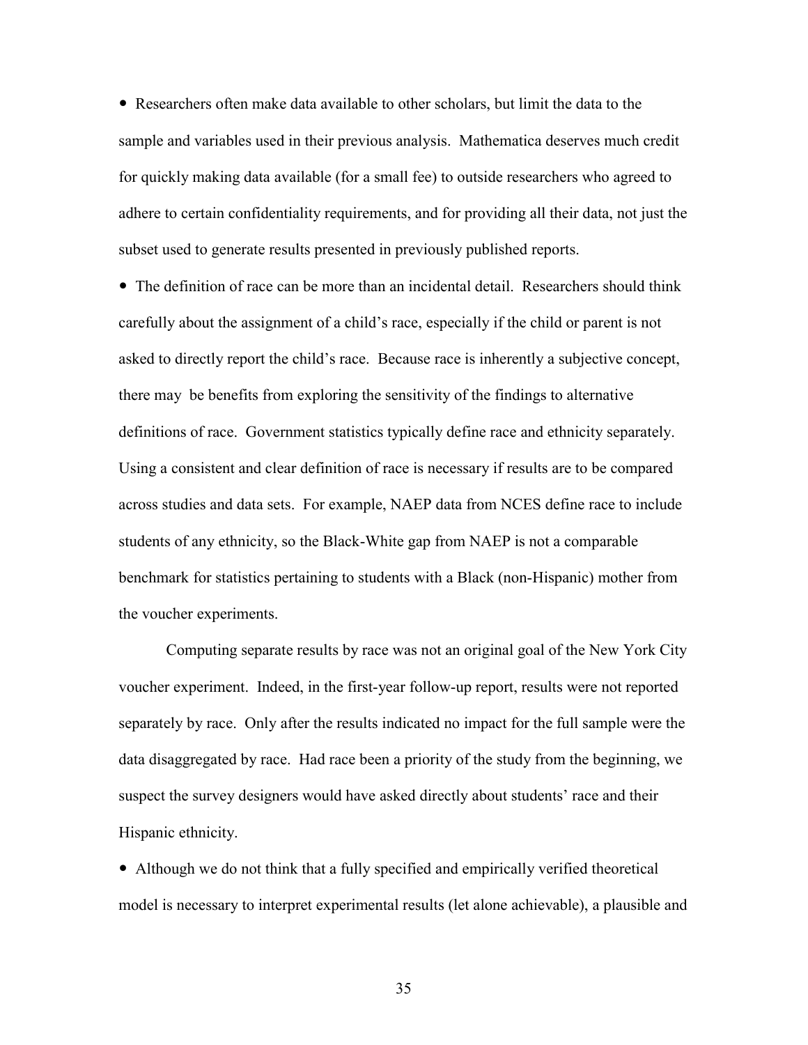- Researchers often make data available to other scholars, but limit the data to the sample and variables used in their previous analysis. Mathematica deserves much credit for quickly making data available (for a small fee) to outside researchers who agreed to adhere to certain confidentiality requirements, and for providing all their data, not just the subset used to generate results presented in previously published reports.
- The definition of race can be more than an incidental detail. Researchers should think carefully about the assignment of a child's race, especially if the child or parent is not asked to directly report the child's race. Because race is inherently a subjective concept, there may be benefits from exploring the sensitivity of the findings to alternative definitions of race. Government statistics typically define race and ethnicity separately. Using a consistent and clear definition of race is necessary if results are to be compared across studies and data sets. For example, NAEP data from NCES define race to include students of any ethnicity, so the Black-White gap from NAEP is not a comparable benchmark for statistics pertaining to students with a Black (non-Hispanic) mother from the voucher experiments.

Computing separate results by race was not an original goal of the New York City voucher experiment. Indeed, in the first-year follow-up report, results were not reported separately by race. Only after the results indicated no impact for the full sample were the data disaggregated by race. Had race been a priority of the study from the beginning, we suspect the survey designers would have asked directly about students' race and their Hispanic ethnicity.

- Although we do not think that a fully specified and empirically verified theoretical model is necessary to interpret experimental results (let alone achievable), a plausible and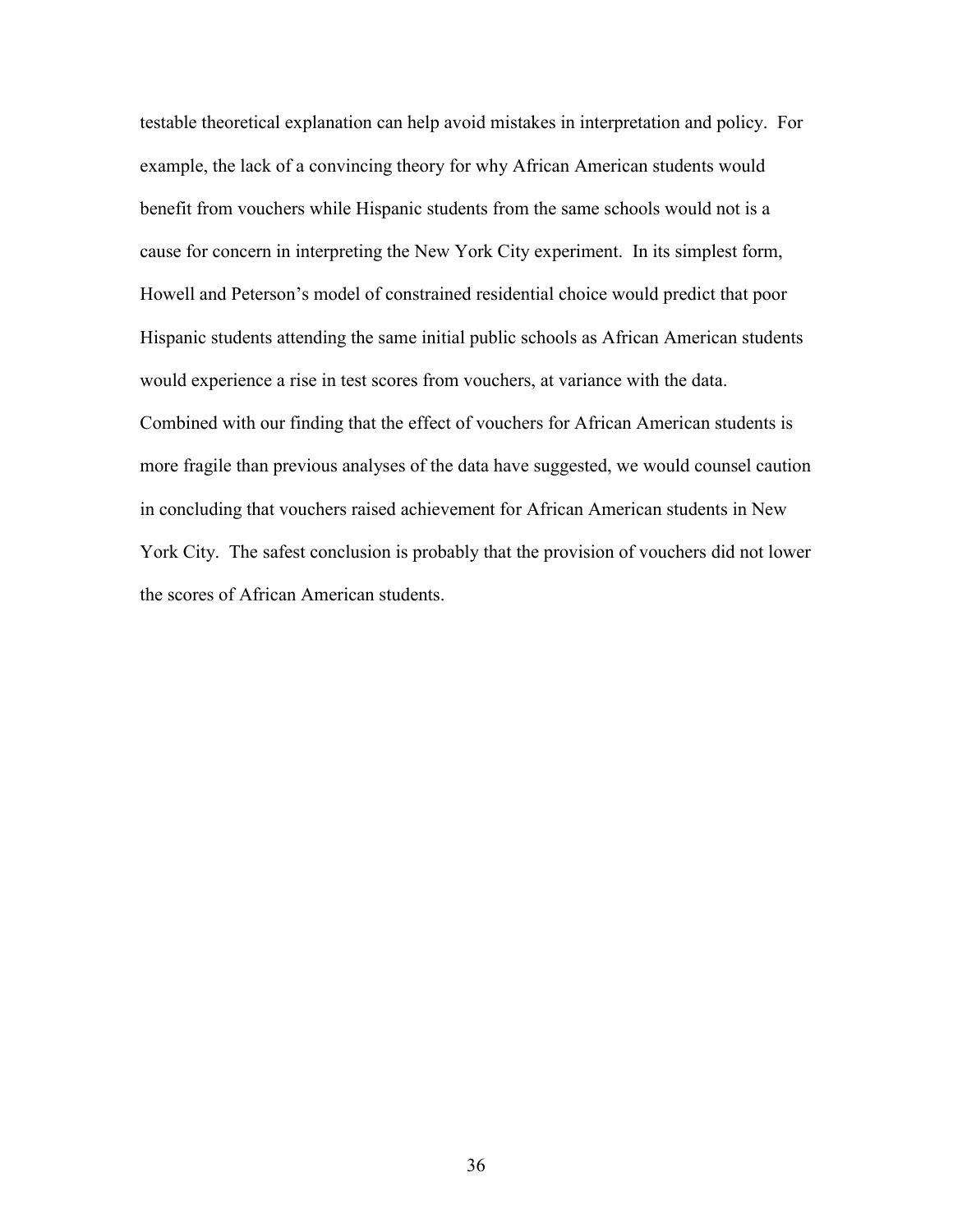testable theoretical explanation can help avoid mistakes in interpretation and policy. For example, the lack of a convincing theory for why African American students would benefit from vouchers while Hispanic students from the same schools would not is a cause for concern in interpreting the New York City experiment. In its simplest form, Howell and Peterson's model of constrained residential choice would predict that poor Hispanic students attending the same initial public schools as African American students would experience a rise in test scores from vouchers, at variance with the data. Combined with our finding that the effect of vouchers for African American students is more fragile than previous analyses of the data have suggested, we would counsel caution in concluding that vouchers raised achievement for African American students in New York City. The safest conclusion is probably that the provision of vouchers did not lower the scores of African American students.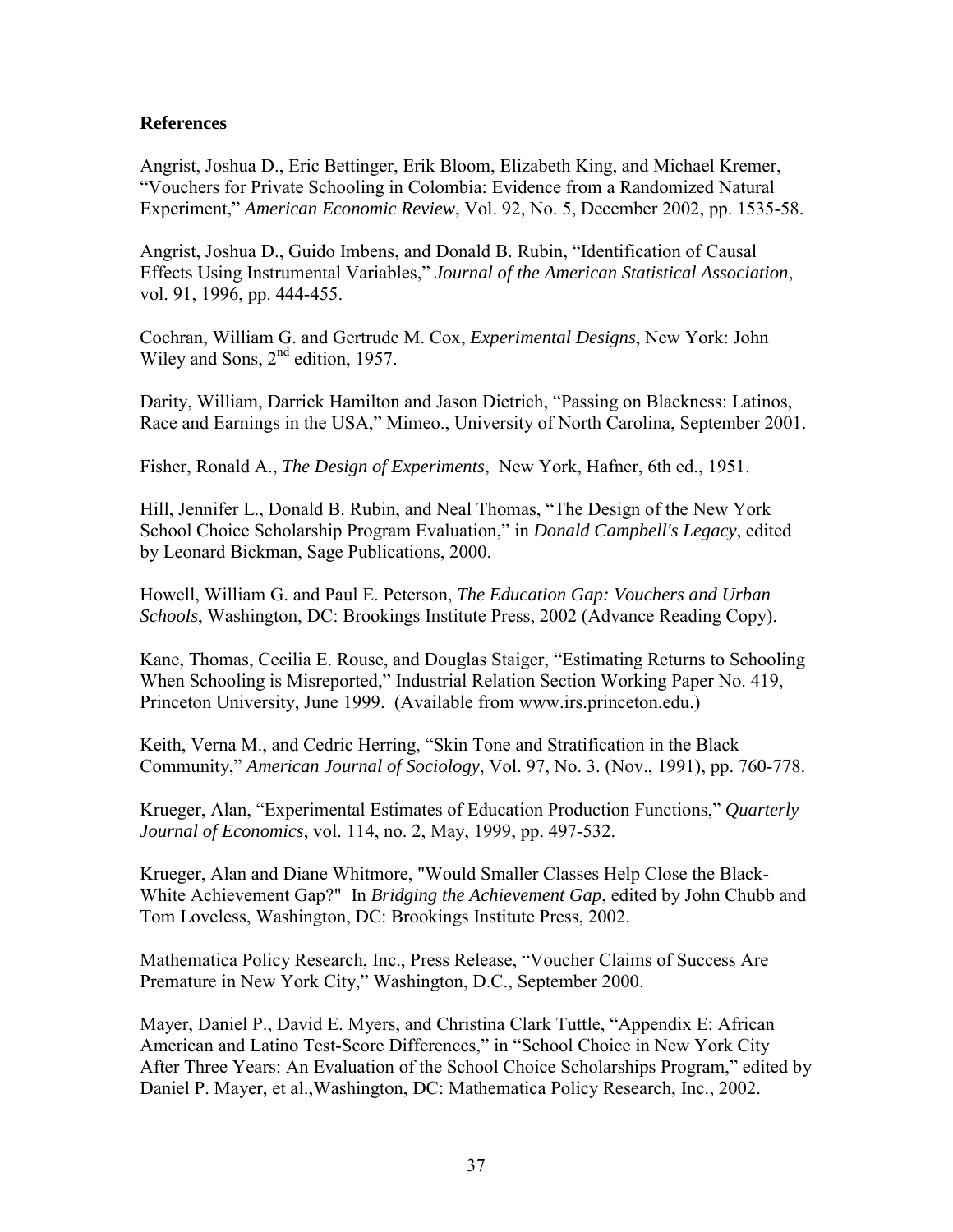## References

Angrist, Joshua D., Eric Bettinger, Erik Bloom, Elizabeth King, and Michael Kremer, "Vouchers for Private Schooling in Colombia: Evidence from a Randomized Natural Experiment," *American Economic Review*, Vol. 92, No. 5, December 2002, pp. 1535-58.

Angrist, Joshua D., Guido Imbens, and Donald B. Rubin, "Identification of Causal Effects Using Instrumental Variables," *Journal of the American Statistical Association*, vol. 91, 1996, pp. 444-455.

Cochran, William G. and Gertrude M. Cox, *Experimental Designs*, New York: John Wiley and Sons, 2nd edition, 1957.

Darity, William, Darrick Hamilton and Jason Dietrich, "Passing on Blackness: Latinos, Race and Earnings in the USA," Mimeo., University of North Carolina, September 2001.

Fisher, Ronald A., *The Design of Experiments*, New York, Hafner, 6th ed., 1951.

Hill, Jennifer L., Donald B. Rubin, and Neal Thomas, "The Design of the New York School Choice Scholarship Program Evaluation," in *Donald Campbell's Legacy*, edited by Leonard Bickman, Sage Publications, 2000.

Howell, William G. and Paul E. Peterson, *The Education Gap: Vouchers and Urban Schools*, Washington, DC: Brookings Institute Press, 2002 (Advance Reading Copy).

Kane, Thomas, Cecilia E. Rouse, and Douglas Staiger, "Estimating Returns to Schooling When Schooling is Misreported," Industrial Relation Section Working Paper No. 419, Princeton University, June 1999. (Available from www.irs.princeton.edu.)

Keith, Verna M., and Cedric Herring, "Skin Tone and Stratification in the Black Community," *American Journal of Sociology*, Vol. 97, No. 3. (Nov., 1991), pp. 760-778.

Krueger, Alan, "Experimental Estimates of Education Production Functions," *Quarterly Journal of Economics*, vol. 114, no. 2, May, 1999, pp. 497-532.

Krueger, Alan and Diane Whitmore, "Would Smaller Classes Help Close the Black-White Achievement Gap?" In *Bridging the Achievement Gap*, edited by John Chubb and Tom Loveless, Washington, DC: Brookings Institute Press, 2002.

Mathematica Policy Research, Inc., Press Release, "Voucher Claims of Success Are Premature in New York City," Washington, D.C., September 2000.

Mayer, Daniel P., David E. Myers, and Christina Clark Tuttle, "Appendix E: African American and Latino Test-Score Differences," in "School Choice in New York City After Three Years: An Evaluation of the School Choice Scholarships Program," edited by Daniel P. Mayer, et al.,Washington, DC: Mathematica Policy Research, Inc., 2002.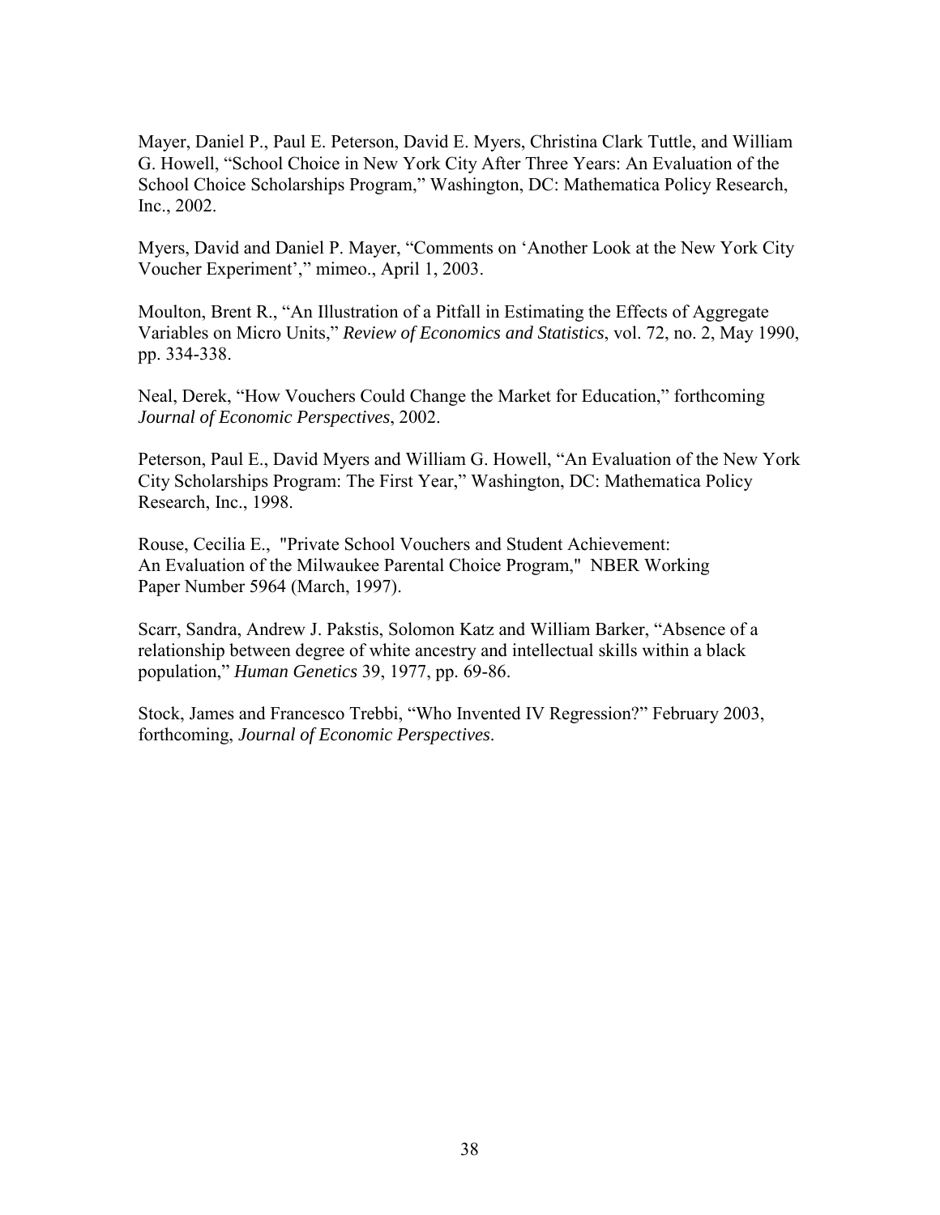Mayer, Daniel P., Paul E. Peterson, David E. Myers, Christina Clark Tuttle, and William G. Howell, "School Choice in New York City After Three Years: An Evaluation of the School Choice Scholarships Program," Washington, DC: Mathematica Policy Research, Inc., 2002.

Myers, David and Daniel P. Mayer, "Comments on 'Another Look at the New York City Voucher Experiment'," mimeo., April 1, 2003.

Moulton, Brent R., "An Illustration of a Pitfall in Estimating the Effects of Aggregate Variables on Micro Units," *Review of Economics and Statistics*, vol. 72, no. 2, May 1990, pp. 334-338.

Neal, Derek, "How Vouchers Could Change the Market for Education," forthcoming *Journal of Economic Perspectives*, 2002.

Peterson, Paul E., David Myers and William G. Howell, "An Evaluation of the New York City Scholarships Program: The First Year," Washington, DC: Mathematica Policy Research, Inc., 1998.

Rouse, Cecilia E., "Private School Vouchers and Student Achievement: An Evaluation of the Milwaukee Parental Choice Program," NBER Working Paper Number 5964 (March, 1997).

Scarr, Sandra, Andrew J. Pakstis, Solomon Katz and William Barker, "Absence of a relationship between degree of white ancestry and intellectual skills within a black population," *Human Genetics* 39, 1977, pp. 69-86.

Stock, James and Francesco Trebbi, "Who Invented IV Regression?" February 2003, forthcoming, *Journal of Economic Perspectives*.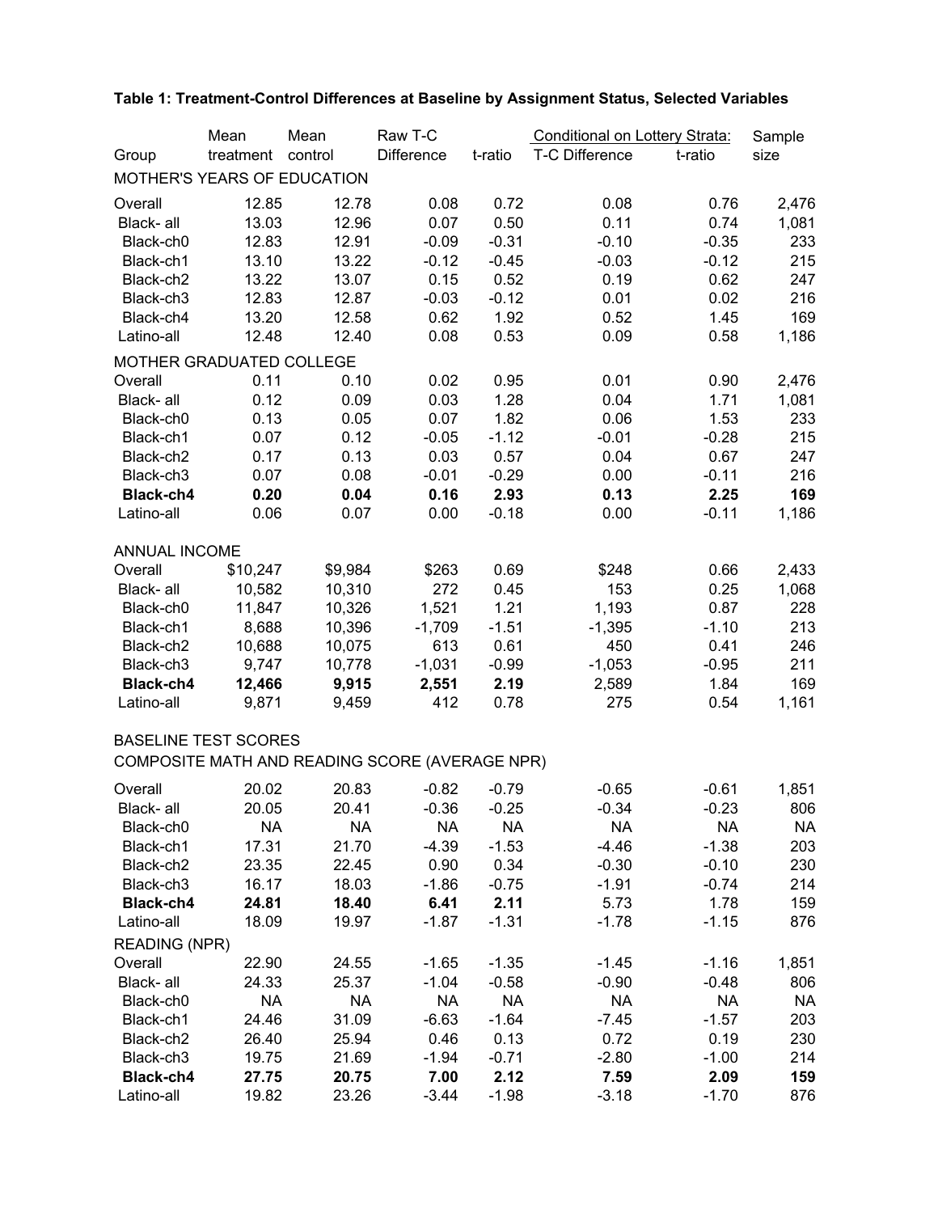**Table 1: Treatment-Control Differences at Baseline by Assignment Status, Selected Variables**

| Group | Mean treatment | Mean control | Raw T-C Difference | t-ratio | Conditional on Lottery Strata: T-C Difference | t-ratio | Sample size |
|---|---|---|---|---|---|---|---|
| MOTHER'S YEARS OF EDUCATION | | | | | | | |
| Overall | 12.85 | 12.78 | 0.08 | 0.72 | 0.08 | 0.76 | 2,476 |
| Black- all | 13.03 | 12.96 | 0.07 | 0.50 | 0.11 | 0.74 | 1,081 |
| Black-ch0 | 12.83 | 12.91 | -0.09 | -0.31 | -0.10 | -0.35 | 233 |
| Black-ch1 | 13.10 | 13.22 | -0.12 | -0.45 | -0.03 | -0.12 | 215 |
| Black-ch2 | 13.22 | 13.07 | 0.15 | 0.52 | 0.19 | 0.62 | 247 |
| Black-ch3 | 12.83 | 12.87 | -0.03 | -0.12 | 0.01 | 0.02 | 216 |
| Black-ch4 | 13.20 | 12.58 | 0.62 | 1.92 | 0.52 | 1.45 | 169 |
| Latino-all | 12.48 | 12.40 | 0.08 | 0.53 | 0.09 | 0.58 | 1,186 |
| MOTHER GRADUATED COLLEGE | | | | | | | |
| Overall | 0.11 | 0.10 | 0.02 | 0.95 | 0.01 | 0.90 | 2,476 |
| Black- all | 0.12 | 0.09 | 0.03 | 1.28 | 0.04 | 1.71 | 1,081 |
| Black-ch0 | 0.13 | 0.05 | 0.07 | 1.82 | 0.06 | 1.53 | 233 |
| Black-ch1 | 0.07 | 0.12 | -0.05 | -1.12 | -0.01 | -0.28 | 215 |
| Black-ch2 | 0.17 | 0.13 | 0.03 | 0.57 | 0.04 | 0.67 | 247 |
| Black-ch3 | 0.07 | 0.08 | -0.01 | -0.29 | 0.00 | -0.11 | 216 |
| **Black-ch4** | **0.20** | **0.04** | **0.16** | **2.93** | **0.13** | **2.25** | **169** |
| Latino-all | 0.06 | 0.07 | 0.00 | -0.18 | 0.00 | -0.11 | 1,186 |
| ANNUAL INCOME | | | | | | | |
| Overall | $10,247 | $9,984 | $263 | 0.69 | $248 | 0.66 | 2,433 |
| Black- all | 10,582 | 10,310 | 272 | 0.45 | 153 | 0.25 | 1,068 |
| Black-ch0 | 11,847 | 10,326 | 1,521 | 1.21 | 1,193 | 0.87 | 228 |
| Black-ch1 | 8,688 | 10,396 | -1,709 | -1.51 | -1,395 | -1.10 | 213 |
| Black-ch2 | 10,688 | 10,075 | 613 | 0.61 | 450 | 0.41 | 246 |
| Black-ch3 | 9,747 | 10,778 | -1,031 | -0.99 | -1,053 | -0.95 | 211 |
| **Black-ch4** | **12,466** | **9,915** | **2,551** | **2.19** | 2,589 | 1.84 | 169 |
| Latino-all | 9,871 | 9,459 | 412 | 0.78 | 275 | 0.54 | 1,161 |
| BASELINE TEST SCORES | | | | | | | |
| COMPOSITE MATH AND READING SCORE (AVERAGE NPR) | | | | | | | |
| Overall | 20.02 | 20.83 | -0.82 | -0.79 | -0.65 | -0.61 | 1,851 |
| Black- all | 20.05 | 20.41 | -0.36 | -0.25 | -0.34 | -0.23 | 806 |
| Black-ch0 | NA | NA | NA | NA | NA | NA | NA |
| Black-ch1 | 17.31 | 21.70 | -4.39 | -1.53 | -4.46 | -1.38 | 203 |
| Black-ch2 | 23.35 | 22.45 | 0.90 | 0.34 | -0.30 | -0.10 | 230 |
| Black-ch3 | 16.17 | 18.03 | -1.86 | -0.75 | -1.91 | -0.74 | 214 |
| **Black-ch4** | **24.81** | **18.40** | **6.41** | **2.11** | 5.73 | 1.78 | 159 |
| Latino-all | 18.09 | 19.97 | -1.87 | -1.31 | -1.78 | -1.15 | 876 |
| READING (NPR) | | | | | | | |
| Overall | 22.90 | 24.55 | -1.65 | -1.35 | -1.45 | -1.16 | 1,851 |
| Black- all | 24.33 | 25.37 | -1.04 | -0.58 | -0.90 | -0.48 | 806 |
| Black-ch0 | NA | NA | NA | NA | NA | NA | NA |
| Black-ch1 | 24.46 | 31.09 | -6.63 | -1.64 | -7.45 | -1.57 | 203 |
| Black-ch2 | 26.40 | 25.94 | 0.46 | 0.13 | 0.72 | 0.19 | 230 |
| Black-ch3 | 19.75 | 21.69 | -1.94 | -0.71 | -2.80 | -1.00 | 214 |
| **Black-ch4** | **27.75** | **20.75** | **7.00** | **2.12** | **7.59** | **2.09** | **159** |
| Latino-all | 19.82 | 23.26 | -3.44 | -1.98 | -3.18 | -1.70 | 876 |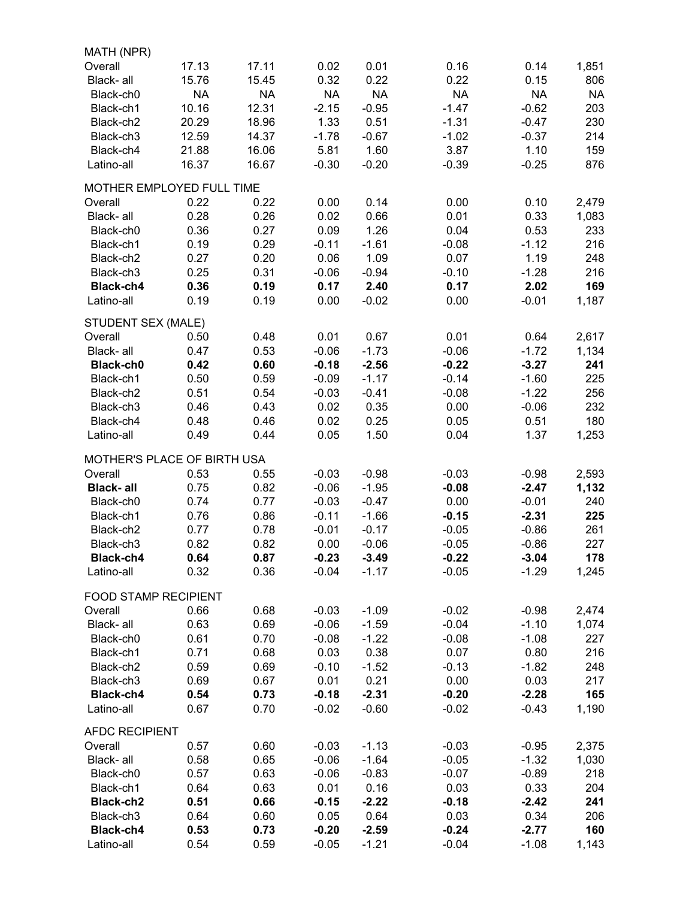| | | | | | | | |
|---|---|---|---|---|---|---|---|
| MATH (NPR) | | | | | | | |
| Overall | 17.13 | 17.11 | 0.02 | 0.01 | 0.16 | 0.14 | 1,851 |
| Black- all | 15.76 | 15.45 | 0.32 | 0.22 | 0.22 | 0.15 | 806 |
| Black-ch0 | NA | NA | NA | NA | NA | NA | NA |
| Black-ch1 | 10.16 | 12.31 | -2.15 | -0.95 | -1.47 | -0.62 | 203 |
| Black-ch2 | 20.29 | 18.96 | 1.33 | 0.51 | -1.31 | -0.47 | 230 |
| Black-ch3 | 12.59 | 14.37 | -1.78 | -0.67 | -1.02 | -0.37 | 214 |
| Black-ch4 | 21.88 | 16.06 | 5.81 | 1.60 | 3.87 | 1.10 | 159 |
| Latino-all | 16.37 | 16.67 | -0.30 | -0.20 | -0.39 | -0.25 | 876 |
| MOTHER EMPLOYED FULL TIME | | | | | | | |
| Overall | 0.22 | 0.22 | 0.00 | 0.14 | 0.00 | 0.10 | 2,479 |
| Black- all | 0.28 | 0.26 | 0.02 | 0.66 | 0.01 | 0.33 | 1,083 |
| Black-ch0 | 0.36 | 0.27 | 0.09 | 1.26 | 0.04 | 0.53 | 233 |
| Black-ch1 | 0.19 | 0.29 | -0.11 | -1.61 | -0.08 | -1.12 | 216 |
| Black-ch2 | 0.27 | 0.20 | 0.06 | 1.09 | 0.07 | 1.19 | 248 |
| Black-ch3 | 0.25 | 0.31 | -0.06 | -0.94 | -0.10 | -1.28 | 216 |
| **Black-ch4** | **0.36** | **0.19** | **0.17** | **2.40** | **0.17** | **2.02** | **169** |
| Latino-all | 0.19 | 0.19 | 0.00 | -0.02 | 0.00 | -0.01 | 1,187 |
| STUDENT SEX (MALE) | | | | | | | |
| Overall | 0.50 | 0.48 | 0.01 | 0.67 | 0.01 | 0.64 | 2,617 |
| Black- all | 0.47 | 0.53 | -0.06 | -1.73 | -0.06 | -1.72 | 1,134 |
| **Black-ch0** | **0.42** | **0.60** | **-0.18** | **-2.56** | **-0.22** | **-3.27** | **241** |
| Black-ch1 | 0.50 | 0.59 | -0.09 | -1.17 | -0.14 | -1.60 | 225 |
| Black-ch2 | 0.51 | 0.54 | -0.03 | -0.41 | -0.08 | -1.22 | 256 |
| Black-ch3 | 0.46 | 0.43 | 0.02 | 0.35 | 0.00 | -0.06 | 232 |
| Black-ch4 | 0.48 | 0.46 | 0.02 | 0.25 | 0.05 | 0.51 | 180 |
| Latino-all | 0.49 | 0.44 | 0.05 | 1.50 | 0.04 | 1.37 | 1,253 |
| MOTHER'S PLACE OF BIRTH USA | | | | | | | |
| Overall | 0.53 | 0.55 | -0.03 | -0.98 | -0.03 | -0.98 | 2,593 |
| **Black- all** | 0.75 | 0.82 | -0.06 | -1.95 | **-0.08** | **-2.47** | **1,132** |
| Black-ch0 | 0.74 | 0.77 | -0.03 | -0.47 | 0.00 | -0.01 | 240 |
| Black-ch1 | 0.76 | 0.86 | -0.11 | -1.66 | **-0.15** | **-2.31** | **225** |
| Black-ch2 | 0.77 | 0.78 | -0.01 | -0.17 | -0.05 | -0.86 | 261 |
| Black-ch3 | 0.82 | 0.82 | 0.00 | -0.06 | -0.05 | -0.86 | 227 |
| **Black-ch4** | **0.64** | **0.87** | **-0.23** | **-3.49** | **-0.22** | **-3.04** | **178** |
| Latino-all | 0.32 | 0.36 | -0.04 | -1.17 | -0.05 | -1.29 | 1,245 |
| FOOD STAMP RECIPIENT | | | | | | | |
| Overall | 0.66 | 0.68 | -0.03 | -1.09 | -0.02 | -0.98 | 2,474 |
| Black- all | 0.63 | 0.69 | -0.06 | -1.59 | -0.04 | -1.10 | 1,074 |
| Black-ch0 | 0.61 | 0.70 | -0.08 | -1.22 | -0.08 | -1.08 | 227 |
| Black-ch1 | 0.71 | 0.68 | 0.03 | 0.38 | 0.07 | 0.80 | 216 |
| Black-ch2 | 0.59 | 0.69 | -0.10 | -1.52 | -0.13 | -1.82 | 248 |
| Black-ch3 | 0.69 | 0.67 | 0.01 | 0.21 | 0.00 | 0.03 | 217 |
| **Black-ch4** | **0.54** | **0.73** | **-0.18** | **-2.31** | **-0.20** | **-2.28** | **165** |
| Latino-all | 0.67 | 0.70 | -0.02 | -0.60 | -0.02 | -0.43 | 1,190 |
| AFDC RECIPIENT | | | | | | | |
| Overall | 0.57 | 0.60 | -0.03 | -1.13 | -0.03 | -0.95 | 2,375 |
| Black- all | 0.58 | 0.65 | -0.06 | -1.64 | -0.05 | -1.32 | 1,030 |
| Black-ch0 | 0.57 | 0.63 | -0.06 | -0.83 | -0.07 | -0.89 | 218 |
| Black-ch1 | 0.64 | 0.63 | 0.01 | 0.16 | 0.03 | 0.33 | 204 |
| **Black-ch2** | **0.51** | **0.66** | **-0.15** | **-2.22** | **-0.18** | **-2.42** | **241** |
| Black-ch3 | 0.64 | 0.60 | 0.05 | 0.64 | 0.03 | 0.34 | 206 |
| **Black-ch4** | **0.53** | **0.73** | **-0.20** | **-2.59** | **-0.24** | **-2.77** | **160** |
| Latino-all | 0.54 | 0.59 | -0.05 | -1.21 | -0.04 | -1.08 | 1,143 |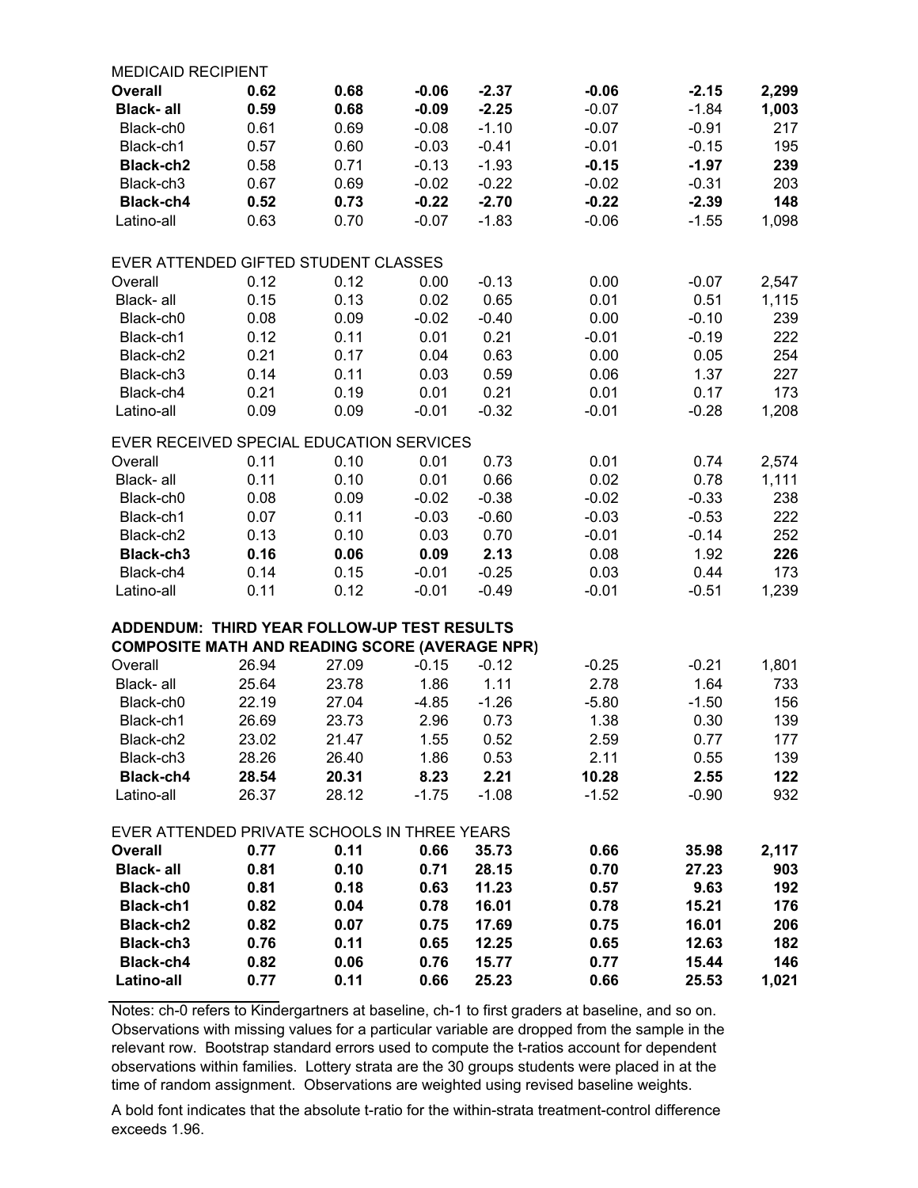| | | | | | | | |
|---|---|---|---|---|---|---|---|
| MEDICAID RECIPIENT | | | | | | | |
| **Overall** | **0.62** | **0.68** | **-0.06** | **-2.37** | **-0.06** | **-2.15** | **2,299** |
| **Black- all** | **0.59** | **0.68** | **-0.09** | **-2.25** | -0.07 | -1.84 | **1,003** |
| Black-ch0 | 0.61 | 0.69 | -0.08 | -1.10 | -0.07 | -0.91 | 217 |
| Black-ch1 | 0.57 | 0.60 | -0.03 | -0.41 | -0.01 | -0.15 | 195 |
| **Black-ch2** | 0.58 | 0.71 | -0.13 | -1.93 | **-0.15** | **-1.97** | **239** |
| Black-ch3 | 0.67 | 0.69 | -0.02 | -0.22 | -0.02 | -0.31 | 203 |
| **Black-ch4** | **0.52** | **0.73** | **-0.22** | **-2.70** | **-0.22** | **-2.39** | **148** |
| Latino-all | 0.63 | 0.70 | -0.07 | -1.83 | -0.06 | -1.55 | 1,098 |
| EVER ATTENDED GIFTED STUDENT CLASSES | | | | | | | |
| Overall | 0.12 | 0.12 | 0.00 | -0.13 | 0.00 | -0.07 | 2,547 |
| Black- all | 0.15 | 0.13 | 0.02 | 0.65 | 0.01 | 0.51 | 1,115 |
| Black-ch0 | 0.08 | 0.09 | -0.02 | -0.40 | 0.00 | -0.10 | 239 |
| Black-ch1 | 0.12 | 0.11 | 0.01 | 0.21 | -0.01 | -0.19 | 222 |
| Black-ch2 | 0.21 | 0.17 | 0.04 | 0.63 | 0.00 | 0.05 | 254 |
| Black-ch3 | 0.14 | 0.11 | 0.03 | 0.59 | 0.06 | 1.37 | 227 |
| Black-ch4 | 0.21 | 0.19 | 0.01 | 0.21 | 0.01 | 0.17 | 173 |
| Latino-all | 0.09 | 0.09 | -0.01 | -0.32 | -0.01 | -0.28 | 1,208 |
| EVER RECEIVED SPECIAL EDUCATION SERVICES | | | | | | | |
| Overall | 0.11 | 0.10 | 0.01 | 0.73 | 0.01 | 0.74 | 2,574 |
| Black- all | 0.11 | 0.10 | 0.01 | 0.66 | 0.02 | 0.78 | 1,111 |
| Black-ch0 | 0.08 | 0.09 | -0.02 | -0.38 | -0.02 | -0.33 | 238 |
| Black-ch1 | 0.07 | 0.11 | -0.03 | -0.60 | -0.03 | -0.53 | 222 |
| Black-ch2 | 0.13 | 0.10 | 0.03 | 0.70 | -0.01 | -0.14 | 252 |
| **Black-ch3** | **0.16** | **0.06** | **0.09** | **2.13** | 0.08 | 1.92 | **226** |
| Black-ch4 | 0.14 | 0.15 | -0.01 | -0.25 | 0.03 | 0.44 | 173 |
| Latino-all | 0.11 | 0.12 | -0.01 | -0.49 | -0.01 | -0.51 | 1,239 |
| **ADDENDUM: THIRD YEAR FOLLOW-UP TEST RESULTS** | | | | | | | |
| **COMPOSITE MATH AND READING SCORE (AVERAGE NPR)** | | | | | | | |
| Overall | 26.94 | 27.09 | -0.15 | -0.12 | -0.25 | -0.21 | 1,801 |
| Black- all | 25.64 | 23.78 | 1.86 | 1.11 | 2.78 | 1.64 | 733 |
| Black-ch0 | 22.19 | 27.04 | -4.85 | -1.26 | -5.80 | -1.50 | 156 |
| Black-ch1 | 26.69 | 23.73 | 2.96 | 0.73 | 1.38 | 0.30 | 139 |
| Black-ch2 | 23.02 | 21.47 | 1.55 | 0.52 | 2.59 | 0.77 | 177 |
| Black-ch3 | 28.26 | 26.40 | 1.86 | 0.53 | 2.11 | 0.55 | 139 |
| **Black-ch4** | **28.54** | **20.31** | **8.23** | **2.21** | **10.28** | **2.55** | **122** |
| Latino-all | 26.37 | 28.12 | -1.75 | -1.08 | -1.52 | -0.90 | 932 |
| EVER ATTENDED PRIVATE SCHOOLS IN THREE YEARS | | | | | | | |
| **Overall** | **0.77** | **0.11** | **0.66** | **35.73** | **0.66** | **35.98** | **2,117** |
| **Black- all** | **0.81** | **0.10** | **0.71** | **28.15** | **0.70** | **27.23** | **903** |
| **Black-ch0** | **0.81** | **0.18** | **0.63** | **11.23** | **0.57** | **9.63** | **192** |
| **Black-ch1** | **0.82** | **0.04** | **0.78** | **16.01** | **0.78** | **15.21** | **176** |
| **Black-ch2** | **0.82** | **0.07** | **0.75** | **17.69** | **0.75** | **16.01** | **206** |
| **Black-ch3** | **0.76** | **0.11** | **0.65** | **12.25** | **0.65** | **12.63** | **182** |
| **Black-ch4** | **0.82** | **0.06** | **0.76** | **15.77** | **0.77** | **15.44** | **146** |
| **Latino-all** | **0.77** | **0.11** | **0.66** | **25.23** | **0.66** | **25.53** | **1,021** |

Notes: ch-0 refers to Kindergartners at baseline, ch-1 to first graders at baseline, and so on. Observations with missing values for a particular variable are dropped from the sample in the relevant row. Bootstrap standard errors used to compute the t-ratios account for dependent observations within families. Lottery strata are the 30 groups students were placed in at the time of random assignment. Observations are weighted using revised baseline weights.

A bold font indicates that the absolute t-ratio for the within-strata treatment-control difference exceeds 1.96.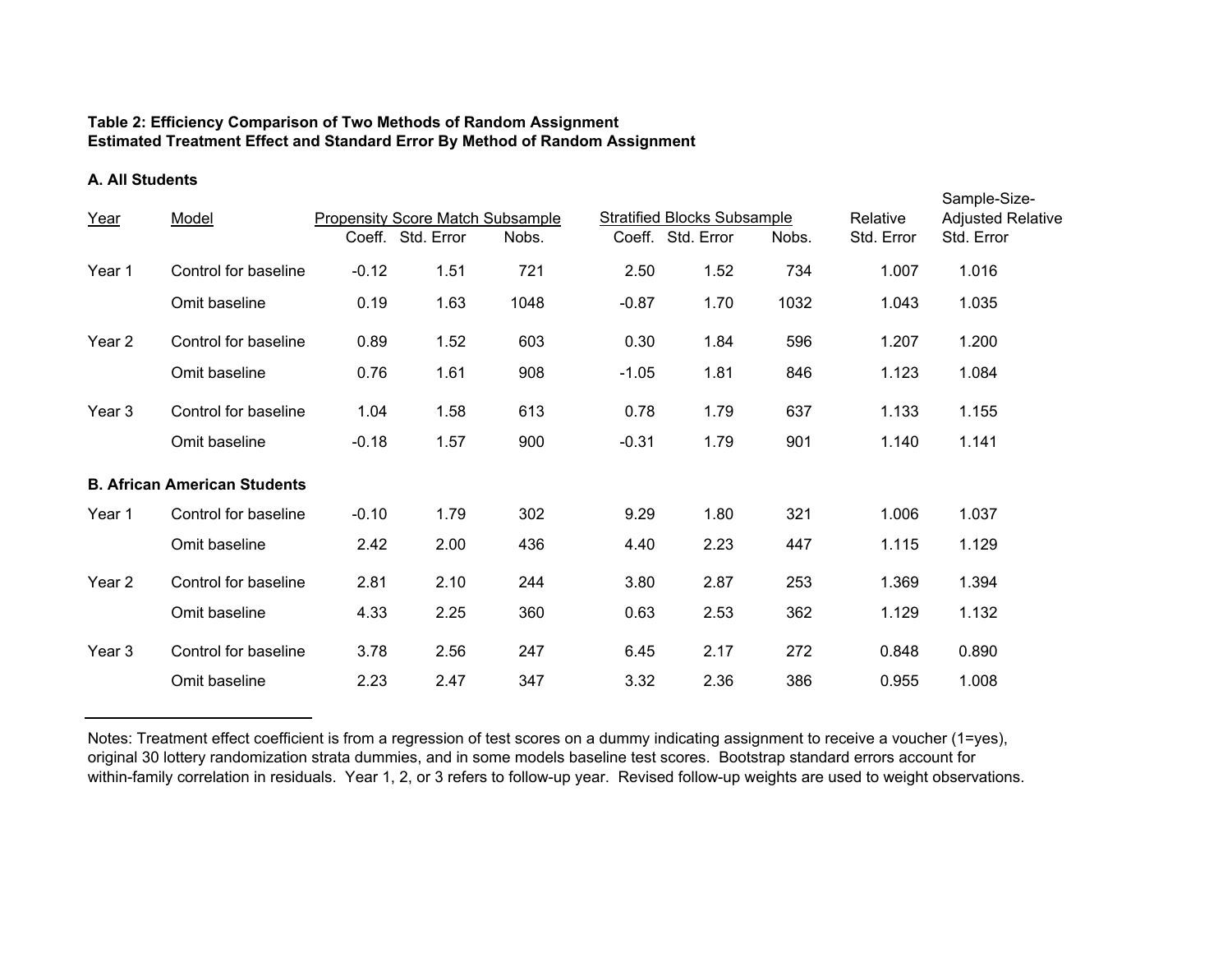**Table 2: Efficiency Comparison of Two Methods of Random Assignment**
**Estimated Treatment Effect and Standard Error By Method of Random Assignment**

**A. All Students**

| Year | Model | Propensity Score Match Subsample | | | Stratified Blocks Subsample | | | Relative | Sample-Size-Adjusted Relative |
|---|---|---|---|---|---|---|---|---|---|
| | | Coeff. | Std. Error | Nobs. | Coeff. | Std. Error | Nobs. | Std. Error | Std. Error |
| Year 1 | Control for baseline | -0.12 | 1.51 | 721 | 2.50 | 1.52 | 734 | 1.007 | 1.016 |
| | Omit baseline | 0.19 | 1.63 | 1048 | -0.87 | 1.70 | 1032 | 1.043 | 1.035 |
| Year 2 | Control for baseline | 0.89 | 1.52 | 603 | 0.30 | 1.84 | 596 | 1.207 | 1.200 |
| | Omit baseline | 0.76 | 1.61 | 908 | -1.05 | 1.81 | 846 | 1.123 | 1.084 |
| Year 3 | Control for baseline | 1.04 | 1.58 | 613 | 0.78 | 1.79 | 637 | 1.133 | 1.155 |
| | Omit baseline | -0.18 | 1.57 | 900 | -0.31 | 1.79 | 901 | 1.140 | 1.141 |

**B. African American Students**

| Year | Model | Coeff. | Std. Error | Nobs. | Coeff. | Std. Error | Nobs. | Relative Std. Error | Sample-Size-Adjusted Relative Std. Error |
|---|---|---|---|---|---|---|---|---|---|
| Year 1 | Control for baseline | -0.10 | 1.79 | 302 | 9.29 | 1.80 | 321 | 1.006 | 1.037 |
| | Omit baseline | 2.42 | 2.00 | 436 | 4.40 | 2.23 | 447 | 1.115 | 1.129 |
| Year 2 | Control for baseline | 2.81 | 2.10 | 244 | 3.80 | 2.87 | 253 | 1.369 | 1.394 |
| | Omit baseline | 4.33 | 2.25 | 360 | 0.63 | 2.53 | 362 | 1.129 | 1.132 |
| Year 3 | Control for baseline | 3.78 | 2.56 | 247 | 6.45 | 2.17 | 272 | 0.848 | 0.890 |
| | Omit baseline | 2.23 | 2.47 | 347 | 3.32 | 2.36 | 386 | 0.955 | 1.008 |

Notes: Treatment effect coefficient is from a regression of test scores on a dummy indicating assignment to receive a voucher (1=yes), original 30 lottery randomization strata dummies, and in some models baseline test scores. Bootstrap standard errors account for within-family correlation in residuals. Year 1, 2, or 3 refers to follow-up year. Revised follow-up weights are used to weight observations.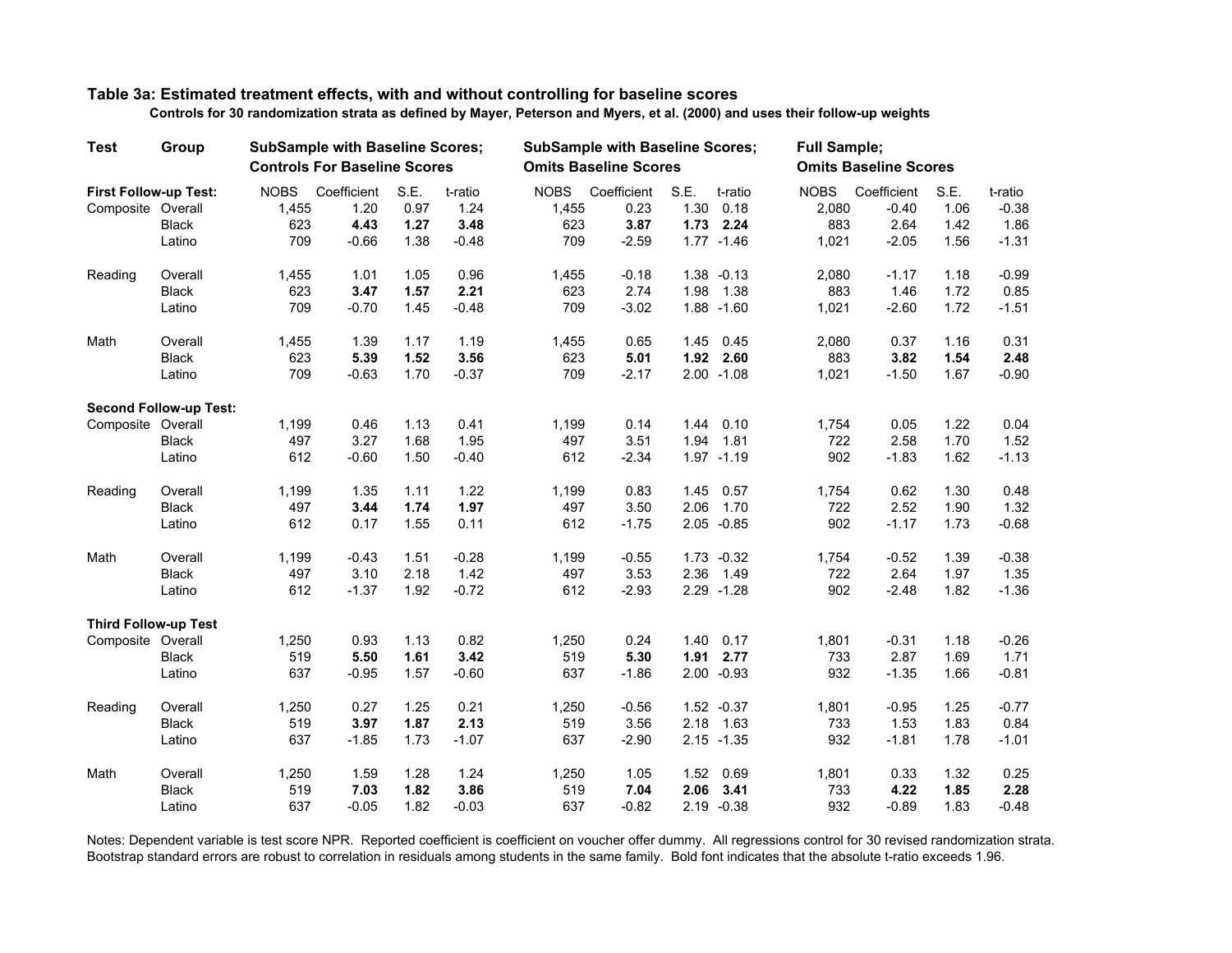**Table 3a: Estimated treatment effects, with and without controlling for baseline scores**

**Controls for 30 randomization strata as defined by Mayer, Peterson and Myers, et al. (2000) and uses their follow-up weights**

| Test | Group | SubSample with Baseline Scores; Controls For Baseline Scores | | | | SubSample with Baseline Scores; Omits Baseline Scores | | | | Full Sample; Omits Baseline Scores | | | |
|---|---|---|---|---|---|---|---|---|---|---|---|---|---|
| | | NOBS | Coefficient | S.E. | t-ratio | NOBS | Coefficient | S.E. | t-ratio | NOBS | Coefficient | S.E. | t-ratio |
| **First Follow-up Test:** | | | | | | | | | | | | | |
| Composite | Overall | 1,455 | 1.20 | 0.97 | 1.24 | 1,455 | 0.23 | 1.30 | 0.18 | 2,080 | -0.40 | 1.06 | -0.38 |
| | Black | 623 | **4.43** | **1.27** | **3.48** | 623 | **3.87** | **1.73** | **2.24** | 883 | 2.64 | 1.42 | 1.86 |
| | Latino | 709 | -0.66 | 1.38 | -0.48 | 709 | -2.59 | 1.77 | -1.46 | 1,021 | -2.05 | 1.56 | -1.31 |
| Reading | Overall | 1,455 | 1.01 | 1.05 | 0.96 | 1,455 | -0.18 | 1.38 | -0.13 | 2,080 | -1.17 | 1.18 | -0.99 |
| | Black | 623 | **3.47** | **1.57** | **2.21** | 623 | 2.74 | 1.98 | 1.38 | 883 | 1.46 | 1.72 | 0.85 |
| | Latino | 709 | -0.70 | 1.45 | -0.48 | 709 | -3.02 | 1.88 | -1.60 | 1,021 | -2.60 | 1.72 | -1.51 |
| Math | Overall | 1,455 | 1.39 | 1.17 | 1.19 | 1,455 | 0.65 | 1.45 | 0.45 | 2,080 | 0.37 | 1.16 | 0.31 |
| | Black | 623 | **5.39** | **1.52** | **3.56** | 623 | **5.01** | **1.92** | **2.60** | 883 | **3.82** | **1.54** | **2.48** |
| | Latino | 709 | -0.63 | 1.70 | -0.37 | 709 | -2.17 | 2.00 | -1.08 | 1,021 | -1.50 | 1.67 | -0.90 |
| **Second Follow-up Test:** | | | | | | | | | | | | | |
| Composite | Overall | 1,199 | 0.46 | 1.13 | 0.41 | 1,199 | 0.14 | 1.44 | 0.10 | 1,754 | 0.05 | 1.22 | 0.04 |
| | Black | 497 | 3.27 | 1.68 | 1.95 | 497 | 3.51 | 1.94 | 1.81 | 722 | 2.58 | 1.70 | 1.52 |
| | Latino | 612 | -0.60 | 1.50 | -0.40 | 612 | -2.34 | 1.97 | -1.19 | 902 | -1.83 | 1.62 | -1.13 |
| Reading | Overall | 1,199 | 1.35 | 1.11 | 1.22 | 1,199 | 0.83 | 1.45 | 0.57 | 1,754 | 0.62 | 1.30 | 0.48 |
| | Black | 497 | **3.44** | **1.74** | **1.97** | 497 | 3.50 | 2.06 | 1.70 | 722 | 2.52 | 1.90 | 1.32 |
| | Latino | 612 | 0.17 | 1.55 | 0.11 | 612 | -1.75 | 2.05 | -0.85 | 902 | -1.17 | 1.73 | -0.68 |
| Math | Overall | 1,199 | -0.43 | 1.51 | -0.28 | 1,199 | -0.55 | 1.73 | -0.32 | 1,754 | -0.52 | 1.39 | -0.38 |
| | Black | 497 | 3.10 | 2.18 | 1.42 | 497 | 3.53 | 2.36 | 1.49 | 722 | 2.64 | 1.97 | 1.35 |
| | Latino | 612 | -1.37 | 1.92 | -0.72 | 612 | -2.93 | 2.29 | -1.28 | 902 | -2.48 | 1.82 | -1.36 |
| **Third Follow-up Test** | | | | | | | | | | | | | |
| Composite | Overall | 1,250 | 0.93 | 1.13 | 0.82 | 1,250 | 0.24 | 1.40 | 0.17 | 1,801 | -0.31 | 1.18 | -0.26 |
| | Black | 519 | **5.50** | **1.61** | **3.42** | 519 | **5.30** | **1.91** | **2.77** | 733 | 2.87 | 1.69 | 1.71 |
| | Latino | 637 | -0.95 | 1.57 | -0.60 | 637 | -1.86 | 2.00 | -0.93 | 932 | -1.35 | 1.66 | -0.81 |
| Reading | Overall | 1,250 | 0.27 | 1.25 | 0.21 | 1,250 | -0.56 | 1.52 | -0.37 | 1,801 | -0.95 | 1.25 | -0.77 |
| | Black | 519 | **3.97** | **1.87** | **2.13** | 519 | 3.56 | 2.18 | 1.63 | 733 | 1.53 | 1.83 | 0.84 |
| | Latino | 637 | -1.85 | 1.73 | -1.07 | 637 | -2.90 | 2.15 | -1.35 | 932 | -1.81 | 1.78 | -1.01 |
| Math | Overall | 1,250 | 1.59 | 1.28 | 1.24 | 1,250 | 1.05 | 1.52 | 0.69 | 1,801 | 0.33 | 1.32 | 0.25 |
| | Black | 519 | **7.03** | **1.82** | **3.86** | 519 | **7.04** | **2.06** | **3.41** | 733 | **4.22** | **1.85** | **2.28** |
| | Latino | 637 | -0.05 | 1.82 | -0.03 | 637 | -0.82 | 2.19 | -0.38 | 932 | -0.89 | 1.83 | -0.48 |

Notes: Dependent variable is test score NPR. Reported coefficient is coefficient on voucher offer dummy. All regressions control for 30 revised randomization strata. Bootstrap standard errors are robust to correlation in residuals among students in the same family. Bold font indicates that the absolute t-ratio exceeds 1.96.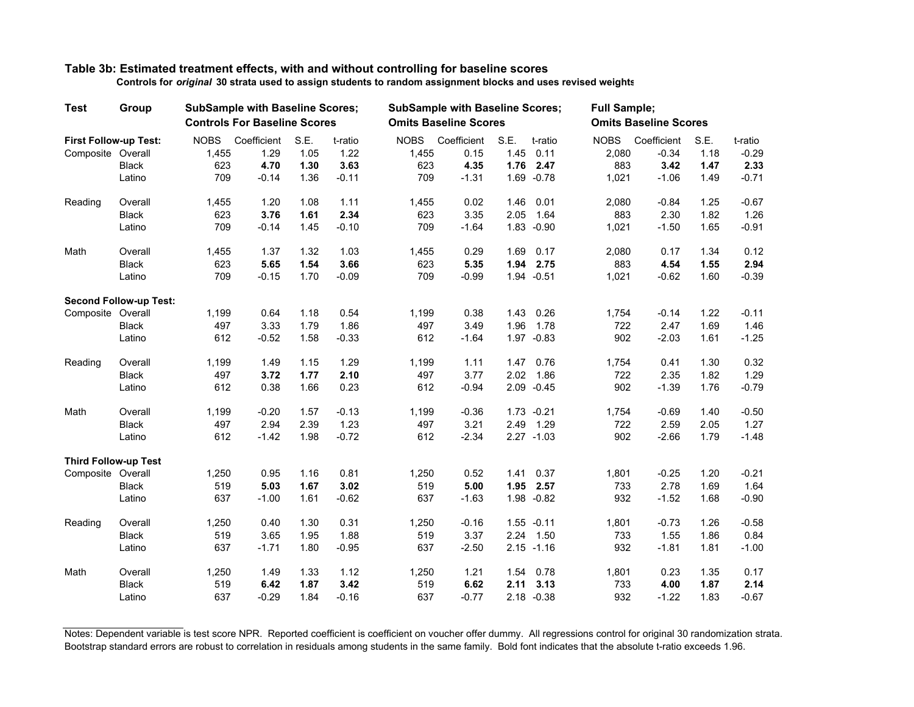### Table 3b: Estimated treatment effects, with and without controlling for baseline scores

**Controls for *original* 30 strata used to assign students to random assignment blocks and uses revised weights**

| Test | Group | SubSample with Baseline Scores; Controls For Baseline Scores | | | | SubSample with Baseline Scores; Omits Baseline Scores | | | | Full Sample; Omits Baseline Scores | | | |
|---|---|---|---|---|---|---|---|---|---|---|---|---|---|
| | | NOBS | Coefficient | S.E. | t-ratio | NOBS | Coefficient | S.E. | t-ratio | NOBS | Coefficient | S.E. | t-ratio |
| **First Follow-up Test:** | | | | | | | | | | | | | |
| Composite | Overall | 1,455 | 1.29 | 1.05 | 1.22 | 1,455 | 0.15 | 1.45 | 0.11 | 2,080 | -0.34 | 1.18 | -0.29 |
| | Black | 623 | **4.70** | **1.30** | **3.63** | 623 | **4.35** | **1.76** | **2.47** | 883 | **3.42** | **1.47** | **2.33** |
| | Latino | 709 | -0.14 | 1.36 | -0.11 | 709 | -1.31 | 1.69 | -0.78 | 1,021 | -1.06 | 1.49 | -0.71 |
| Reading | Overall | 1,455 | 1.20 | 1.08 | 1.11 | 1,455 | 0.02 | 1.46 | 0.01 | 2,080 | -0.84 | 1.25 | -0.67 |
| | Black | 623 | **3.76** | **1.61** | **2.34** | 623 | 3.35 | 2.05 | 1.64 | 883 | 2.30 | 1.82 | 1.26 |
| | Latino | 709 | -0.14 | 1.45 | -0.10 | 709 | -1.64 | 1.83 | -0.90 | 1,021 | -1.50 | 1.65 | -0.91 |
| Math | Overall | 1,455 | 1.37 | 1.32 | 1.03 | 1,455 | 0.29 | 1.69 | 0.17 | 2,080 | 0.17 | 1.34 | 0.12 |
| | Black | 623 | **5.65** | **1.54** | **3.66** | 623 | **5.35** | **1.94** | **2.75** | 883 | **4.54** | **1.55** | **2.94** |
| | Latino | 709 | -0.15 | 1.70 | -0.09 | 709 | -0.99 | 1.94 | -0.51 | 1,021 | -0.62 | 1.60 | -0.39 |
| **Second Follow-up Test:** | | | | | | | | | | | | | |
| Composite | Overall | 1,199 | 0.64 | 1.18 | 0.54 | 1,199 | 0.38 | 1.43 | 0.26 | 1,754 | -0.14 | 1.22 | -0.11 |
| | Black | 497 | 3.33 | 1.79 | 1.86 | 497 | 3.49 | 1.96 | 1.78 | 722 | 2.47 | 1.69 | 1.46 |
| | Latino | 612 | -0.52 | 1.58 | -0.33 | 612 | -1.64 | 1.97 | -0.83 | 902 | -2.03 | 1.61 | -1.25 |
| Reading | Overall | 1,199 | 1.49 | 1.15 | 1.29 | 1,199 | 1.11 | 1.47 | 0.76 | 1,754 | 0.41 | 1.30 | 0.32 |
| | Black | 497 | **3.72** | **1.77** | **2.10** | 497 | 3.77 | 2.02 | 1.86 | 722 | 2.35 | 1.82 | 1.29 |
| | Latino | 612 | 0.38 | 1.66 | 0.23 | 612 | -0.94 | 2.09 | -0.45 | 902 | -1.39 | 1.76 | -0.79 |
| Math | Overall | 1,199 | -0.20 | 1.57 | -0.13 | 1,199 | -0.36 | 1.73 | -0.21 | 1,754 | -0.69 | 1.40 | -0.50 |
| | Black | 497 | 2.94 | 2.39 | 1.23 | 497 | 3.21 | 2.49 | 1.29 | 722 | 2.59 | 2.05 | 1.27 |
| | Latino | 612 | -1.42 | 1.98 | -0.72 | 612 | -2.34 | 2.27 | -1.03 | 902 | -2.66 | 1.79 | -1.48 |
| **Third Follow-up Test** | | | | | | | | | | | | | |
| Composite | Overall | 1,250 | 0.95 | 1.16 | 0.81 | 1,250 | 0.52 | 1.41 | 0.37 | 1,801 | -0.25 | 1.20 | -0.21 |
| | Black | 519 | **5.03** | **1.67** | **3.02** | 519 | **5.00** | **1.95** | **2.57** | 733 | 2.78 | 1.69 | 1.64 |
| | Latino | 637 | -1.00 | 1.61 | -0.62 | 637 | -1.63 | 1.98 | -0.82 | 932 | -1.52 | 1.68 | -0.90 |
| Reading | Overall | 1,250 | 0.40 | 1.30 | 0.31 | 1,250 | -0.16 | 1.55 | -0.11 | 1,801 | -0.73 | 1.26 | -0.58 |
| | Black | 519 | 3.65 | 1.95 | 1.88 | 519 | 3.37 | 2.24 | 1.50 | 733 | 1.55 | 1.86 | 0.84 |
| | Latino | 637 | -1.71 | 1.80 | -0.95 | 637 | -2.50 | 2.15 | -1.16 | 932 | -1.81 | 1.81 | -1.00 |
| Math | Overall | 1,250 | 1.49 | 1.33 | 1.12 | 1,250 | 1.21 | 1.54 | 0.78 | 1,801 | 0.23 | 1.35 | 0.17 |
| | Black | 519 | **6.42** | **1.87** | **3.42** | 519 | **6.62** | **2.11** | **3.13** | 733 | **4.00** | **1.87** | **2.14** |
| | Latino | 637 | -0.29 | 1.84 | -0.16 | 637 | -0.77 | 2.18 | -0.38 | 932 | -1.22 | 1.83 | -0.67 |

Notes: Dependent variable is test score NPR. Reported coefficient is coefficient on voucher offer dummy. All regressions control for original 30 randomization strata. Bootstrap standard errors are robust to correlation in residuals among students in the same family. Bold font indicates that the absolute t-ratio exceeds 1.96.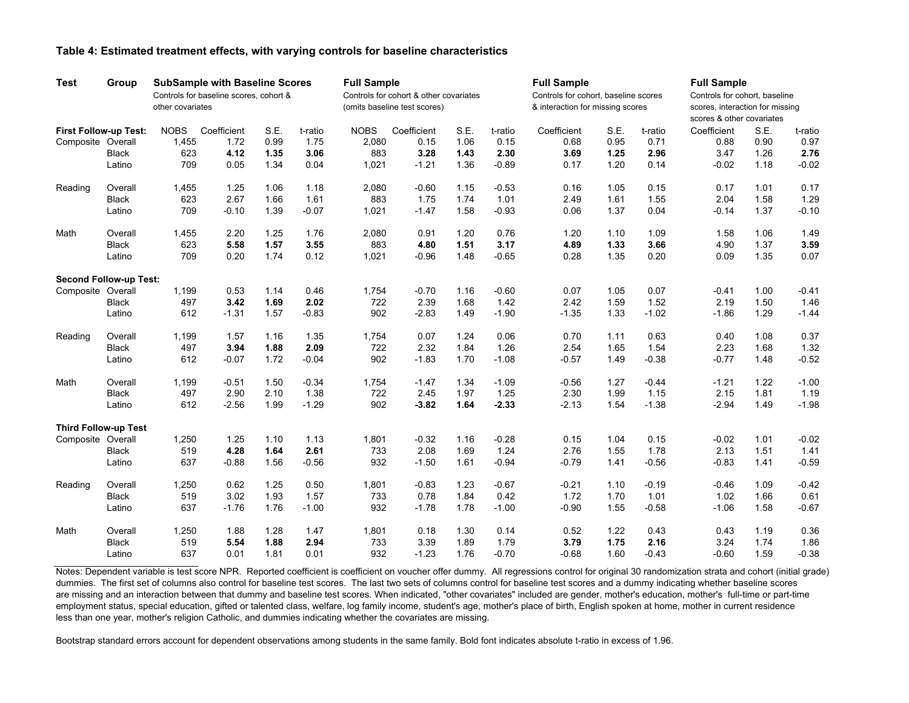**Table 4: Estimated treatment effects, with varying controls for baseline characteristics**

| Test | Group | SubSample with Baseline Scores<br>Controls for baseline scores, cohort & other covariates | | | | Full Sample<br>Controls for cohort & other covariates (omits baseline test scores) | | | | Full Sample<br>Controls for cohort, baseline scores & interaction for missing scores | | | Full Sample<br>Controls for cohort, baseline scores, interaction for missing scores & other covariates | | |
|---|---|---|---|---|---|---|---|---|---|---|---|---|---|---|---|
| | | NOBS | Coefficient | S.E. | t-ratio | NOBS | Coefficient | S.E. | t-ratio | Coefficient | S.E. | t-ratio | Coefficient | S.E. | t-ratio |
| **First Follow-up Test:** | | | | | | | | | | | | | | | |
| Composite | Overall | 1,455 | 1.72 | 0.99 | 1.75 | 2,080 | 0.15 | 1.06 | 0.15 | 0.68 | 0.95 | 0.71 | 0.88 | 0.90 | 0.97 |
| | Black | 623 | **4.12** | **1.35** | **3.06** | 883 | **3.28** | **1.43** | **2.30** | **3.69** | **1.25** | **2.96** | 3.47 | 1.26 | **2.76** |
| | Latino | 709 | 0.05 | 1.34 | 0.04 | 1,021 | -1.21 | 1.36 | -0.89 | 0.17 | 1.20 | 0.14 | -0.02 | 1.18 | -0.02 |
| Reading | Overall | 1,455 | 1.25 | 1.06 | 1.18 | 2,080 | -0.60 | 1.15 | -0.53 | 0.16 | 1.05 | 0.15 | 0.17 | 1.01 | 0.17 |
| | Black | 623 | 2.67 | 1.66 | 1.61 | 883 | 1.75 | 1.74 | 1.01 | 2.49 | 1.61 | 1.55 | 2.04 | 1.58 | 1.29 |
| | Latino | 709 | -0.10 | 1.39 | -0.07 | 1,021 | -1.47 | 1.58 | -0.93 | 0.06 | 1.37 | 0.04 | -0.14 | 1.37 | -0.10 |
| Math | Overall | 1,455 | 2.20 | 1.25 | 1.76 | 2,080 | 0.91 | 1.20 | 0.76 | 1.20 | 1.10 | 1.09 | 1.58 | 1.06 | 1.49 |
| | Black | 623 | **5.58** | **1.57** | **3.55** | 883 | **4.80** | **1.51** | **3.17** | **4.89** | **1.33** | **3.66** | 4.90 | 1.37 | **3.59** |
| | Latino | 709 | 0.20 | 1.74 | 0.12 | 1,021 | -0.96 | 1.48 | -0.65 | 0.28 | 1.35 | 0.20 | 0.09 | 1.35 | 0.07 |
| **Second Follow-up Test:** | | | | | | | | | | | | | | | |
| Composite | Overall | 1,199 | 0.53 | 1.14 | 0.46 | 1,754 | -0.70 | 1.16 | -0.60 | 0.07 | 1.05 | 0.07 | -0.41 | 1.00 | -0.41 |
| | Black | 497 | **3.42** | **1.69** | **2.02** | 722 | 2.39 | 1.68 | 1.42 | 2.42 | 1.59 | 1.52 | 2.19 | 1.50 | 1.46 |
| | Latino | 612 | -1.31 | 1.57 | -0.83 | 902 | -2.83 | 1.49 | -1.90 | -1.35 | 1.33 | -1.02 | -1.86 | 1.29 | -1.44 |
| Reading | Overall | 1,199 | 1.57 | 1.16 | 1.35 | 1,754 | 0.07 | 1.24 | 0.06 | 0.70 | 1.11 | 0.63 | 0.40 | 1.08 | 0.37 |
| | Black | 497 | **3.94** | **1.88** | **2.09** | 722 | 2.32 | 1.84 | 1.26 | 2.54 | 1.65 | 1.54 | 2.23 | 1.68 | 1.32 |
| | Latino | 612 | -0.07 | 1.72 | -0.04 | 902 | -1.83 | 1.70 | -1.08 | -0.57 | 1.49 | -0.38 | -0.77 | 1.48 | -0.52 |
| Math | Overall | 1,199 | -0.51 | 1.50 | -0.34 | 1,754 | -1.47 | 1.34 | -1.09 | -0.56 | 1.27 | -0.44 | -1.21 | 1.22 | -1.00 |
| | Black | 497 | 2.90 | 2.10 | 1.38 | 722 | 2.45 | 1.97 | 1.25 | 2.30 | 1.99 | 1.15 | 2.15 | 1.81 | 1.19 |
| | Latino | 612 | -2.56 | 1.99 | -1.29 | 902 | **-3.82** | **1.64** | **-2.33** | -2.13 | 1.54 | -1.38 | -2.94 | 1.49 | -1.98 |
| **Third Follow-up Test** | | | | | | | | | | | | | | | |
| Composite | Overall | 1,250 | 1.25 | 1.10 | 1.13 | 1,801 | -0.32 | 1.16 | -0.28 | 0.15 | 1.04 | 0.15 | -0.02 | 1.01 | -0.02 |
| | Black | 519 | **4.28** | **1.64** | **2.61** | 733 | 2.08 | 1.69 | 1.24 | 2.76 | 1.55 | 1.78 | 2.13 | 1.51 | 1.41 |
| | Latino | 637 | -0.88 | 1.56 | -0.56 | 932 | -1.50 | 1.61 | -0.94 | -0.79 | 1.41 | -0.56 | -0.83 | 1.41 | -0.59 |
| Reading | Overall | 1,250 | 0.62 | 1.25 | 0.50 | 1,801 | -0.83 | 1.23 | -0.67 | -0.21 | 1.10 | -0.19 | -0.46 | 1.09 | -0.42 |
| | Black | 519 | 3.02 | 1.93 | 1.57 | 733 | 0.78 | 1.84 | 0.42 | 1.72 | 1.70 | 1.01 | 1.02 | 1.66 | 0.61 |
| | Latino | 637 | -1.76 | 1.76 | -1.00 | 932 | -1.78 | 1.78 | -1.00 | -0.90 | 1.55 | -0.58 | -1.06 | 1.58 | -0.67 |
| Math | Overall | 1,250 | 1.88 | 1.28 | 1.47 | 1,801 | 0.18 | 1.30 | 0.14 | 0.52 | 1.22 | 0.43 | 0.43 | 1.19 | 0.36 |
| | Black | 519 | **5.54** | **1.88** | **2.94** | 733 | 3.39 | 1.89 | 1.79 | **3.79** | **1.75** | **2.16** | 3.24 | 1.74 | 1.86 |
| | Latino | 637 | 0.01 | 1.81 | 0.01 | 932 | -1.23 | 1.76 | -0.70 | -0.68 | 1.60 | -0.43 | -0.60 | 1.59 | -0.38 |

Notes: Dependent variable is test score NPR. Reported coefficient is coefficient on voucher offer dummy. All regressions control for original 30 randomization strata and cohort (initial grade) dummies. The first set of columns also control for baseline test scores. The last two sets of columns control for baseline test scores and a dummy indicating whether baseline scores are missing and an interaction between that dummy and baseline test scores. When indicated, "other covariates" included are gender, mother's education, mother's full-time or part-time employment status, special education, gifted or talented class, welfare, log family income, student's age, mother's place of birth, English spoken at home, mother in current residence less than one year, mother's religion Catholic, and dummies indicating whether the covariates are missing.

Bootstrap standard errors account for dependent observations among students in the same family. Bold font indicates absolute t-ratio in excess of 1.96.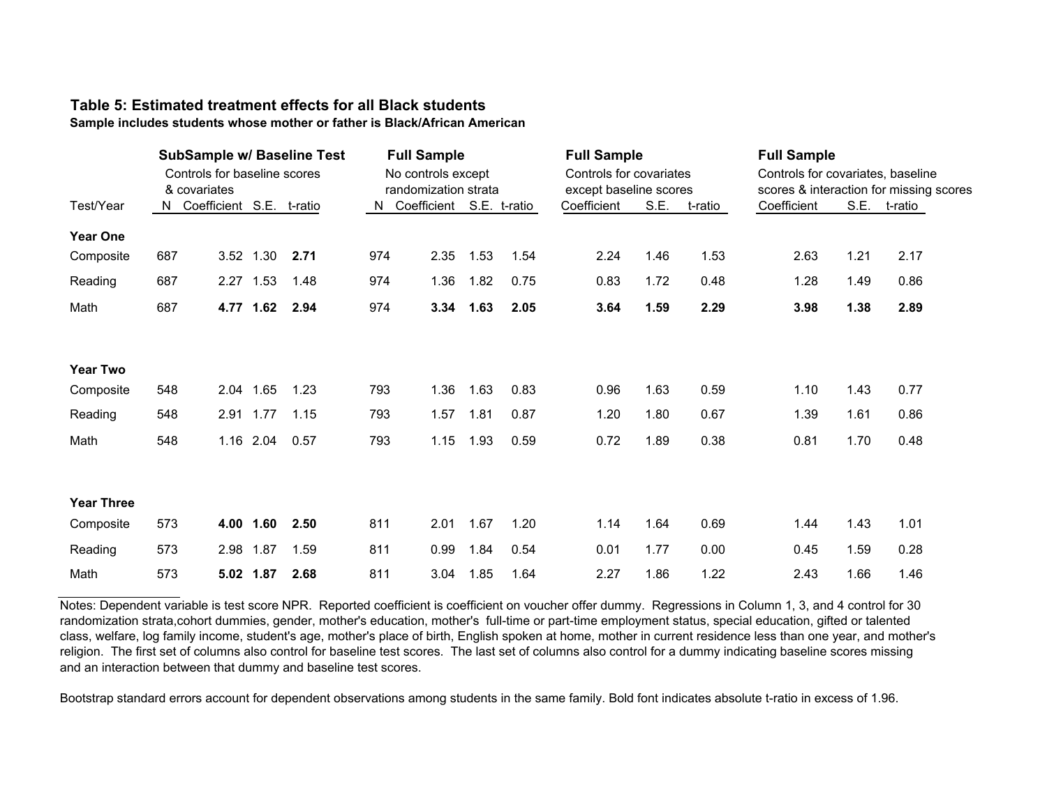### Table 5: Estimated treatment effects for all Black students

**Sample includes students whose mother or father is Black/African American**

| Test/Year | SubSample w/ Baseline Test<br>Controls for baseline scores & covariates<br>N | | | | Full Sample<br>No controls except randomization strata<br>N | | | | Full Sample<br>Controls for covariates except baseline scores<br>Coefficient | | | Full Sample<br>Controls for covariates, baseline scores & interaction for missing scores<br>Coefficient | | |
|---|---|---|---|---|---|---|---|---|---|---|---|---|---|---|
| | N | Coefficient | S.E. | t-ratio | N | Coefficient | S.E. | t-ratio | Coefficient | S.E. | t-ratio | Coefficient | S.E. | t-ratio |
| **Year One** | | | | | | | | | | | | | | |
| Composite | 687 | 3.52 | 1.30 | **2.71** | 974 | 2.35 | 1.53 | 1.54 | 2.24 | 1.46 | 1.53 | 2.63 | 1.21 | 2.17 |
| Reading | 687 | 2.27 | 1.53 | 1.48 | 974 | 1.36 | 1.82 | 0.75 | 0.83 | 1.72 | 0.48 | 1.28 | 1.49 | 0.86 |
| Math | 687 | **4.77** | **1.62** | **2.94** | 974 | **3.34** | **1.63** | **2.05** | **3.64** | **1.59** | **2.29** | **3.98** | **1.38** | **2.89** |
| **Year Two** | | | | | | | | | | | | | | |
| Composite | 548 | 2.04 | 1.65 | 1.23 | 793 | 1.36 | 1.63 | 0.83 | 0.96 | 1.63 | 0.59 | 1.10 | 1.43 | 0.77 |
| Reading | 548 | 2.91 | 1.77 | 1.15 | 793 | 1.57 | 1.81 | 0.87 | 1.20 | 1.80 | 0.67 | 1.39 | 1.61 | 0.86 |
| Math | 548 | 1.16 | 2.04 | 0.57 | 793 | 1.15 | 1.93 | 0.59 | 0.72 | 1.89 | 0.38 | 0.81 | 1.70 | 0.48 |
| **Year Three** | | | | | | | | | | | | | | |
| Composite | 573 | **4.00** | **1.60** | **2.50** | 811 | 2.01 | 1.67 | 1.20 | 1.14 | 1.64 | 0.69 | 1.44 | 1.43 | 1.01 |
| Reading | 573 | 2.98 | 1.87 | 1.59 | 811 | 0.99 | 1.84 | 0.54 | 0.01 | 1.77 | 0.00 | 0.45 | 1.59 | 0.28 |
| Math | 573 | **5.02** | **1.87** | **2.68** | 811 | 3.04 | 1.85 | 1.64 | 2.27 | 1.86 | 1.22 | 2.43 | 1.66 | 1.46 |

Notes: Dependent variable is test score NPR. Reported coefficient is coefficient on voucher offer dummy. Regressions in Column 1, 3, and 4 control for 30 randomization strata,cohort dummies, gender, mother's education, mother's full-time or part-time employment status, special education, gifted or talented class, welfare, log family income, student's age, mother's place of birth, English spoken at home, mother in current residence less than one year, and mother's religion. The first set of columns also control for baseline test scores. The last set of columns also control for a dummy indicating baseline scores missing and an interaction between that dummy and baseline test scores.

Bootstrap standard errors account for dependent observations among students in the same family. Bold font indicates absolute t-ratio in excess of 1.96.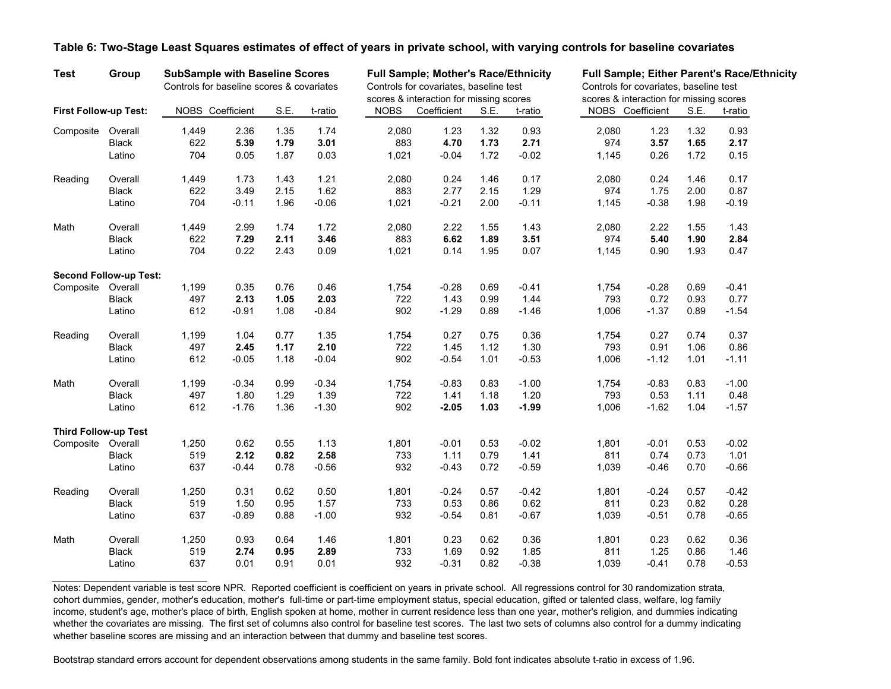**Table 6: Two-Stage Least Squares estimates of effect of years in private school, with varying controls for baseline covariates**

| Test | Group | SubSample with Baseline Scores Controls for baseline scores & covariates | | | | Full Sample; Mother's Race/Ethnicity Controls for covariates, baseline test scores & interaction for missing scores | | | | Full Sample; Either Parent's Race/Ethnicity Controls for covariates, baseline test scores & interaction for missing scores | | | |
|---|---|---|---|---|---|---|---|---|---|---|---|---|---|
| **First Follow-up Test:** | | NOBS | Coefficient | S.E. | t-ratio | NOBS | Coefficient | S.E. | t-ratio | NOBS | Coefficient | S.E. | t-ratio |
| Composite | Overall | 1,449 | 2.36 | 1.35 | 1.74 | 2,080 | 1.23 | 1.32 | 0.93 | 2,080 | 1.23 | 1.32 | 0.93 |
| | Black | 622 | **5.39** | **1.79** | **3.01** | 883 | **4.70** | **1.73** | **2.71** | 974 | **3.57** | **1.65** | **2.17** |
| | Latino | 704 | 0.05 | 1.87 | 0.03 | 1,021 | -0.04 | 1.72 | -0.02 | 1,145 | 0.26 | 1.72 | 0.15 |
| Reading | Overall | 1,449 | 1.73 | 1.43 | 1.21 | 2,080 | 0.24 | 1.46 | 0.17 | 2,080 | 0.24 | 1.46 | 0.17 |
| | Black | 622 | 3.49 | 2.15 | 1.62 | 883 | 2.77 | 2.15 | 1.29 | 974 | 1.75 | 2.00 | 0.87 |
| | Latino | 704 | -0.11 | 1.96 | -0.06 | 1,021 | -0.21 | 2.00 | -0.11 | 1,145 | -0.38 | 1.98 | -0.19 |
| Math | Overall | 1,449 | 2.99 | 1.74 | 1.72 | 2,080 | 2.22 | 1.55 | 1.43 | 2,080 | 2.22 | 1.55 | 1.43 |
| | Black | 622 | **7.29** | **2.11** | **3.46** | 883 | **6.62** | **1.89** | **3.51** | 974 | **5.40** | **1.90** | **2.84** |
| | Latino | 704 | 0.22 | 2.43 | 0.09 | 1,021 | 0.14 | 1.95 | 0.07 | 1,145 | 0.90 | 1.93 | 0.47 |
| **Second Follow-up Test:** | | | | | | | | | | | | | |
| Composite | Overall | 1,199 | 0.35 | 0.76 | 0.46 | 1,754 | -0.28 | 0.69 | -0.41 | 1,754 | -0.28 | 0.69 | -0.41 |
| | Black | 497 | **2.13** | **1.05** | **2.03** | 722 | 1.43 | 0.99 | 1.44 | 793 | 0.72 | 0.93 | 0.77 |
| | Latino | 612 | -0.91 | 1.08 | -0.84 | 902 | -1.29 | 0.89 | -1.46 | 1,006 | -1.37 | 0.89 | -1.54 |
| Reading | Overall | 1,199 | 1.04 | 0.77 | 1.35 | 1,754 | 0.27 | 0.75 | 0.36 | 1,754 | 0.27 | 0.74 | 0.37 |
| | Black | 497 | **2.45** | **1.17** | **2.10** | 722 | 1.45 | 1.12 | 1.30 | 793 | 0.91 | 1.06 | 0.86 |
| | Latino | 612 | -0.05 | 1.18 | -0.04 | 902 | -0.54 | 1.01 | -0.53 | 1,006 | -1.12 | 1.01 | -1.11 |
| Math | Overall | 1,199 | -0.34 | 0.99 | -0.34 | 1,754 | -0.83 | 0.83 | -1.00 | 1,754 | -0.83 | 0.83 | -1.00 |
| | Black | 497 | 1.80 | 1.29 | 1.39 | 722 | 1.41 | 1.18 | 1.20 | 793 | 0.53 | 1.11 | 0.48 |
| | Latino | 612 | -1.76 | 1.36 | -1.30 | 902 | **-2.05** | **1.03** | **-1.99** | 1,006 | -1.62 | 1.04 | -1.57 |
| **Third Follow-up Test** | | | | | | | | | | | | | |
| Composite | Overall | 1,250 | 0.62 | 0.55 | 1.13 | 1,801 | -0.01 | 0.53 | -0.02 | 1,801 | -0.01 | 0.53 | -0.02 |
| | Black | 519 | **2.12** | **0.82** | **2.58** | 733 | 1.11 | 0.79 | 1.41 | 811 | 0.74 | 0.73 | 1.01 |
| | Latino | 637 | -0.44 | 0.78 | -0.56 | 932 | -0.43 | 0.72 | -0.59 | 1,039 | -0.46 | 0.70 | -0.66 |
| Reading | Overall | 1,250 | 0.31 | 0.62 | 0.50 | 1,801 | -0.24 | 0.57 | -0.42 | 1,801 | -0.24 | 0.57 | -0.42 |
| | Black | 519 | 1.50 | 0.95 | 1.57 | 733 | 0.53 | 0.86 | 0.62 | 811 | 0.23 | 0.82 | 0.28 |
| | Latino | 637 | -0.89 | 0.88 | -1.00 | 932 | -0.54 | 0.81 | -0.67 | 1,039 | -0.51 | 0.78 | -0.65 |
| Math | Overall | 1,250 | 0.93 | 0.64 | 1.46 | 1,801 | 0.23 | 0.62 | 0.36 | 1,801 | 0.23 | 0.62 | 0.36 |
| | Black | 519 | **2.74** | **0.95** | **2.89** | 733 | 1.69 | 0.92 | 1.85 | 811 | 1.25 | 0.86 | 1.46 |
| | Latino | 637 | 0.01 | 0.91 | 0.01 | 932 | -0.31 | 0.82 | -0.38 | 1,039 | -0.41 | 0.78 | -0.53 |

Notes: Dependent variable is test score NPR. Reported coefficient is coefficient on years in private school. All regressions control for 30 randomization strata, cohort dummies, gender, mother's education, mother's full-time or part-time employment status, special education, gifted or talented class, welfare, log family income, student's age, mother's place of birth, English spoken at home, mother in current residence less than one year, mother's religion, and dummies indicating whether the covariates are missing. The first set of columns also control for baseline test scores. The last two sets of columns also control for a dummy indicating whether baseline scores are missing and an interaction between that dummy and baseline test scores.

Bootstrap standard errors account for dependent observations among students in the same family. Bold font indicates absolute t-ratio in excess of 1.96.